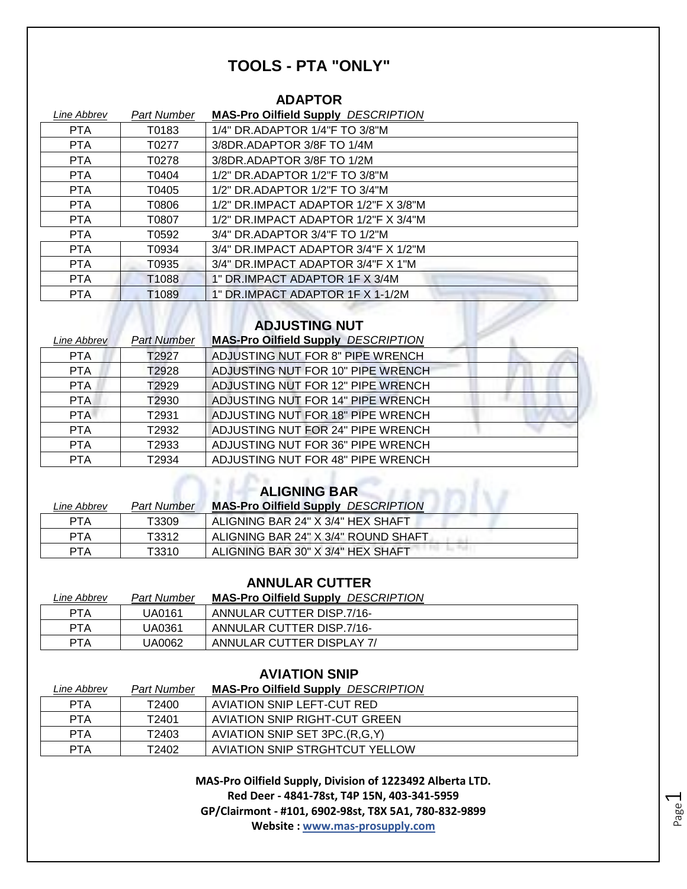# TOOLS - PTA "ONLY"

## ADAPTOR

| Line Abbrev | Part Number | MAS-Pro Oilfield Supply DESCRIPTION |
|---|---|---|
| PTA | T0183 | 1/4" DR.ADAPTOR 1/4"F TO 3/8"M |
| PTA | T0277 | 3/8DR.ADAPTOR 3/8F TO 1/4M |
| PTA | T0278 | 3/8DR.ADAPTOR 3/8F TO 1/2M |
| PTA | T0404 | 1/2" DR.ADAPTOR 1/2"F TO 3/8"M |
| PTA | T0405 | 1/2" DR.ADAPTOR 1/2"F TO 3/4"M |
| PTA | T0806 | 1/2" DR.IMPACT ADAPTOR 1/2"F X 3/8"M |
| PTA | T0807 | 1/2" DR.IMPACT ADAPTOR 1/2"F X 3/4"M |
| PTA | T0592 | 3/4" DR.ADAPTOR 3/4"F TO 1/2"M |
| PTA | T0934 | 3/4" DR.IMPACT ADAPTOR 3/4"F X 1/2"M |
| PTA | T0935 | 3/4" DR.IMPACT ADAPTOR 3/4"F X 1"M |
| PTA | T1088 | 1" DR.IMPACT ADAPTOR 1F X 3/4M |
| PTA | T1089 | 1" DR.IMPACT ADAPTOR 1F X 1-1/2M |

## ADJUSTING NUT

| Line Abbrev | Part Number | MAS-Pro Oilfield Supply DESCRIPTION |
|---|---|---|
| PTA | T2927 | ADJUSTING NUT FOR 8" PIPE WRENCH |
| PTA | T2928 | ADJUSTING NUT FOR 10" PIPE WRENCH |
| PTA | T2929 | ADJUSTING NUT FOR 12" PIPE WRENCH |
| PTA | T2930 | ADJUSTING NUT FOR 14" PIPE WRENCH |
| PTA | T2931 | ADJUSTING NUT FOR 18" PIPE WRENCH |
| PTA | T2932 | ADJUSTING NUT FOR 24" PIPE WRENCH |
| PTA | T2933 | ADJUSTING NUT FOR 36" PIPE WRENCH |
| PTA | T2934 | ADJUSTING NUT FOR 48" PIPE WRENCH |

## ALIGNING BAR

| Line Abbrev | Part Number | MAS-Pro Oilfield Supply DESCRIPTION |
|---|---|---|
| PTA | T3309 | ALIGNING BAR 24" X 3/4" HEX SHAFT |
| PTA | T3312 | ALIGNING BAR 24" X 3/4" ROUND SHAFT |
| PTA | T3310 | ALIGNING BAR 30" X 3/4" HEX SHAFT |

## ANNULAR CUTTER

| Line Abbrev | Part Number | MAS-Pro Oilfield Supply DESCRIPTION |
|---|---|---|
| PTA | UA0161 | ANNULAR CUTTER DISP.7/16- |
| PTA | UA0361 | ANNULAR CUTTER DISP.7/16- |
| PTA | UA0062 | ANNULAR CUTTER DISPLAY 7/ |

## AVIATION SNIP

| Line Abbrev | Part Number | MAS-Pro Oilfield Supply DESCRIPTION |
|---|---|---|
| PTA | T2400 | AVIATION SNIP LEFT-CUT RED |
| PTA | T2401 | AVIATION SNIP RIGHT-CUT GREEN |
| PTA | T2403 | AVIATION SNIP SET 3PC.(R,G,Y) |
| PTA | T2402 | AVIATION SNIP STRGHTCUT YELLOW |

**MAS-Pro Oilfield Supply, Division of 1223492 Alberta LTD.**
**Red Deer - 4841-78st, T4P 15N, 403-341-5959**
**GP/Clairmont - #101, 6902-98st, T8X 5A1, 780-832-9899**
**Website : www.mas-prosupply.com**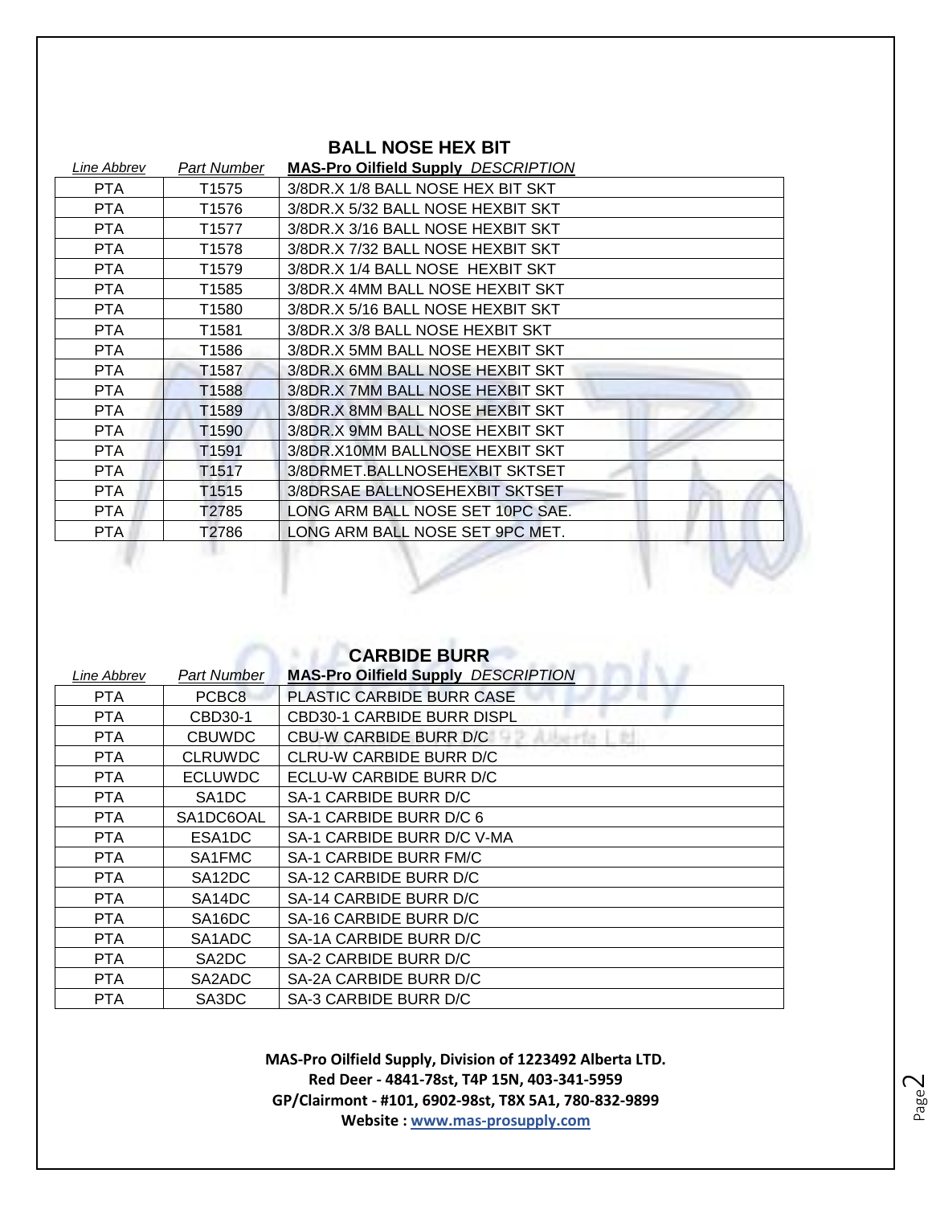## BALL NOSE HEX BIT

| *Line Abbrev* | *Part Number* | **MAS-Pro Oilfield Supply** *DESCRIPTION* |
|---|---|---|
| PTA | T1575 | 3/8DR.X 1/8 BALL NOSE HEX BIT SKT |
| PTA | T1576 | 3/8DR.X 5/32 BALL NOSE HEXBIT SKT |
| PTA | T1577 | 3/8DR.X 3/16 BALL NOSE HEXBIT SKT |
| PTA | T1578 | 3/8DR.X 7/32 BALL NOSE HEXBIT SKT |
| PTA | T1579 | 3/8DR.X 1/4 BALL NOSE HEXBIT SKT |
| PTA | T1585 | 3/8DR.X 4MM BALL NOSE HEXBIT SKT |
| PTA | T1580 | 3/8DR.X 5/16 BALL NOSE HEXBIT SKT |
| PTA | T1581 | 3/8DR.X 3/8 BALL NOSE HEXBIT SKT |
| PTA | T1586 | 3/8DR.X 5MM BALL NOSE HEXBIT SKT |
| PTA | T1587 | 3/8DR.X 6MM BALL NOSE HEXBIT SKT |
| PTA | T1588 | 3/8DR.X 7MM BALL NOSE HEXBIT SKT |
| PTA | T1589 | 3/8DR.X 8MM BALL NOSE HEXBIT SKT |
| PTA | T1590 | 3/8DR.X 9MM BALL NOSE HEXBIT SKT |
| PTA | T1591 | 3/8DR.X10MM BALLNOSE HEXBIT SKT |
| PTA | T1517 | 3/8DRMET.BALLNOSEHEXBIT SKTSET |
| PTA | T1515 | 3/8DRSAE BALLNOSEHEXBIT SKTSET |
| PTA | T2785 | LONG ARM BALL NOSE SET 10PC SAE. |
| PTA | T2786 | LONG ARM BALL NOSE SET 9PC MET. |

## CARBIDE BURR

| *Line Abbrev* | *Part Number* | **MAS-Pro Oilfield Supply** *DESCRIPTION* |
|---|---|---|
| PTA | PCBC8 | PLASTIC CARBIDE BURR CASE |
| PTA | CBD30-1 | CBD30-1 CARBIDE BURR DISPL |
| PTA | CBUWDC | CBU-W CARBIDE BURR D/C |
| PTA | CLRUWDC | CLRU-W CARBIDE BURR D/C |
| PTA | ECLUWDC | ECLU-W CARBIDE BURR D/C |
| PTA | SA1DC | SA-1 CARBIDE BURR D/C |
| PTA | SA1DC6OAL | SA-1 CARBIDE BURR D/C 6 |
| PTA | ESA1DC | SA-1 CARBIDE BURR D/C V-MA |
| PTA | SA1FMC | SA-1 CARBIDE BURR FM/C |
| PTA | SA12DC | SA-12 CARBIDE BURR D/C |
| PTA | SA14DC | SA-14 CARBIDE BURR D/C |
| PTA | SA16DC | SA-16 CARBIDE BURR D/C |
| PTA | SA1ADC | SA-1A CARBIDE BURR D/C |
| PTA | SA2DC | SA-2 CARBIDE BURR D/C |
| PTA | SA2ADC | SA-2A CARBIDE BURR D/C |
| PTA | SA3DC | SA-3 CARBIDE BURR D/C |

**MAS-Pro Oilfield Supply, Division of 1223492 Alberta LTD.**
**Red Deer - 4841-78st, T4P 15N, 403-341-5959**
**GP/Clairmont - #101, 6902-98st, T8X 5A1, 780-832-9899**
**Website : www.mas-prosupply.com**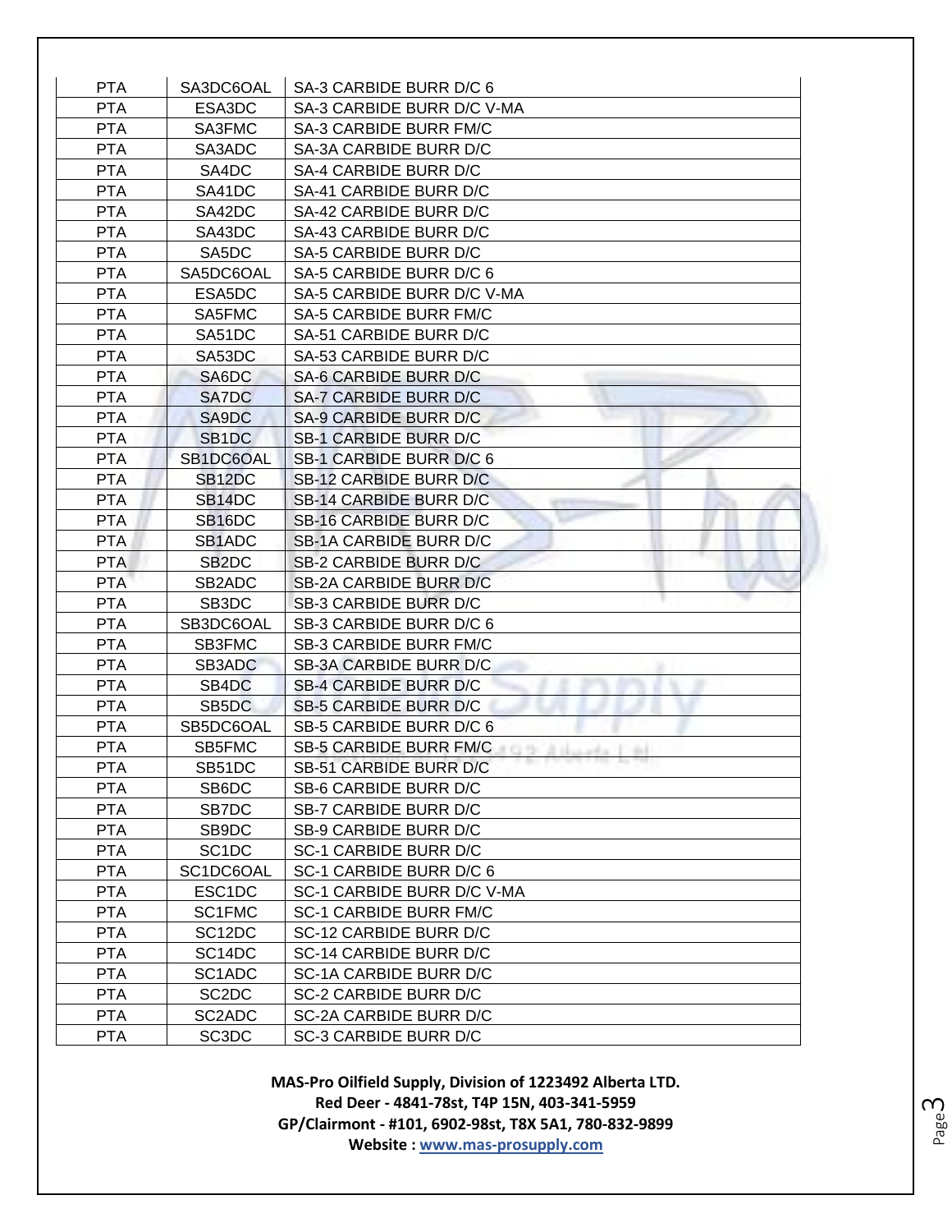| PTA | SA3DC6OAL | SA-3 CARBIDE BURR D/C 6 |
|---|---|---|
| PTA | ESA3DC | SA-3 CARBIDE BURR D/C V-MA |
| PTA | SA3FMC | SA-3 CARBIDE BURR FM/C |
| PTA | SA3ADC | SA-3A CARBIDE BURR D/C |
| PTA | SA4DC | SA-4 CARBIDE BURR D/C |
| PTA | SA41DC | SA-41 CARBIDE BURR D/C |
| PTA | SA42DC | SA-42 CARBIDE BURR D/C |
| PTA | SA43DC | SA-43 CARBIDE BURR D/C |
| PTA | SA5DC | SA-5 CARBIDE BURR D/C |
| PTA | SA5DC6OAL | SA-5 CARBIDE BURR D/C 6 |
| PTA | ESA5DC | SA-5 CARBIDE BURR D/C V-MA |
| PTA | SA5FMC | SA-5 CARBIDE BURR FM/C |
| PTA | SA51DC | SA-51 CARBIDE BURR D/C |
| PTA | SA53DC | SA-53 CARBIDE BURR D/C |
| PTA | SA6DC | SA-6 CARBIDE BURR D/C |
| PTA | SA7DC | SA-7 CARBIDE BURR D/C |
| PTA | SA9DC | SA-9 CARBIDE BURR D/C |
| PTA | SB1DC | SB-1 CARBIDE BURR D/C |
| PTA | SB1DC6OAL | SB-1 CARBIDE BURR D/C 6 |
| PTA | SB12DC | SB-12 CARBIDE BURR D/C |
| PTA | SB14DC | SB-14 CARBIDE BURR D/C |
| PTA | SB16DC | SB-16 CARBIDE BURR D/C |
| PTA | SB1ADC | SB-1A CARBIDE BURR D/C |
| PTA | SB2DC | SB-2 CARBIDE BURR D/C |
| PTA | SB2ADC | SB-2A CARBIDE BURR D/C |
| PTA | SB3DC | SB-3 CARBIDE BURR D/C |
| PTA | SB3DC6OAL | SB-3 CARBIDE BURR D/C 6 |
| PTA | SB3FMC | SB-3 CARBIDE BURR FM/C |
| PTA | SB3ADC | SB-3A CARBIDE BURR D/C |
| PTA | SB4DC | SB-4 CARBIDE BURR D/C |
| PTA | SB5DC | SB-5 CARBIDE BURR D/C |
| PTA | SB5DC6OAL | SB-5 CARBIDE BURR D/C 6 |
| PTA | SB5FMC | SB-5 CARBIDE BURR FM/C |
| PTA | SB51DC | SB-51 CARBIDE BURR D/C |
| PTA | SB6DC | SB-6 CARBIDE BURR D/C |
| PTA | SB7DC | SB-7 CARBIDE BURR D/C |
| PTA | SB9DC | SB-9 CARBIDE BURR D/C |
| PTA | SC1DC | SC-1 CARBIDE BURR D/C |
| PTA | SC1DC6OAL | SC-1 CARBIDE BURR D/C 6 |
| PTA | ESC1DC | SC-1 CARBIDE BURR D/C V-MA |
| PTA | SC1FMC | SC-1 CARBIDE BURR FM/C |
| PTA | SC12DC | SC-12 CARBIDE BURR D/C |
| PTA | SC14DC | SC-14 CARBIDE BURR D/C |
| PTA | SC1ADC | SC-1A CARBIDE BURR D/C |
| PTA | SC2DC | SC-2 CARBIDE BURR D/C |
| PTA | SC2ADC | SC-2A CARBIDE BURR D/C |
| PTA | SC3DC | SC-3 CARBIDE BURR D/C |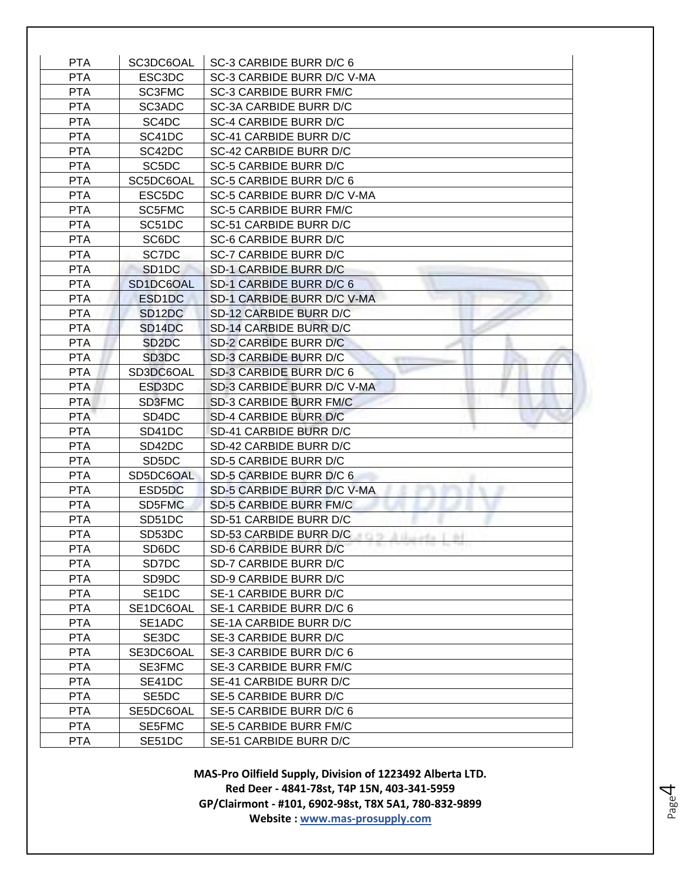| PTA | SC3DC6OAL | SC-3 CARBIDE BURR D/C 6 |
|---|---|---|
| PTA | ESC3DC | SC-3 CARBIDE BURR D/C V-MA |
| PTA | SC3FMC | SC-3 CARBIDE BURR FM/C |
| PTA | SC3ADC | SC-3A CARBIDE BURR D/C |
| PTA | SC4DC | SC-4 CARBIDE BURR D/C |
| PTA | SC41DC | SC-41 CARBIDE BURR D/C |
| PTA | SC42DC | SC-42 CARBIDE BURR D/C |
| PTA | SC5DC | SC-5 CARBIDE BURR D/C |
| PTA | SC5DC6OAL | SC-5 CARBIDE BURR D/C 6 |
| PTA | ESC5DC | SC-5 CARBIDE BURR D/C V-MA |
| PTA | SC5FMC | SC-5 CARBIDE BURR FM/C |
| PTA | SC51DC | SC-51 CARBIDE BURR D/C |
| PTA | SC6DC | SC-6 CARBIDE BURR D/C |
| PTA | SC7DC | SC-7 CARBIDE BURR D/C |
| PTA | SD1DC | SD-1 CARBIDE BURR D/C |
| PTA | SD1DC6OAL | SD-1 CARBIDE BURR D/C 6 |
| PTA | ESD1DC | SD-1 CARBIDE BURR D/C V-MA |
| PTA | SD12DC | SD-12 CARBIDE BURR D/C |
| PTA | SD14DC | SD-14 CARBIDE BURR D/C |
| PTA | SD2DC | SD-2 CARBIDE BURR D/C |
| PTA | SD3DC | SD-3 CARBIDE BURR D/C |
| PTA | SD3DC6OAL | SD-3 CARBIDE BURR D/C 6 |
| PTA | ESD3DC | SD-3 CARBIDE BURR D/C V-MA |
| PTA | SD3FMC | SD-3 CARBIDE BURR FM/C |
| PTA | SD4DC | SD-4 CARBIDE BURR D/C |
| PTA | SD41DC | SD-41 CARBIDE BURR D/C |
| PTA | SD42DC | SD-42 CARBIDE BURR D/C |
| PTA | SD5DC | SD-5 CARBIDE BURR D/C |
| PTA | SD5DC6OAL | SD-5 CARBIDE BURR D/C 6 |
| PTA | ESD5DC | SD-5 CARBIDE BURR D/C V-MA |
| PTA | SD5FMC | SD-5 CARBIDE BURR FM/C |
| PTA | SD51DC | SD-51 CARBIDE BURR D/C |
| PTA | SD53DC | SD-53 CARBIDE BURR D/C |
| PTA | SD6DC | SD-6 CARBIDE BURR D/C |
| PTA | SD7DC | SD-7 CARBIDE BURR D/C |
| PTA | SD9DC | SD-9 CARBIDE BURR D/C |
| PTA | SE1DC | SE-1 CARBIDE BURR D/C |
| PTA | SE1DC6OAL | SE-1 CARBIDE BURR D/C 6 |
| PTA | SE1ADC | SE-1A CARBIDE BURR D/C |
| PTA | SE3DC | SE-3 CARBIDE BURR D/C |
| PTA | SE3DC6OAL | SE-3 CARBIDE BURR D/C 6 |
| PTA | SE3FMC | SE-3 CARBIDE BURR FM/C |
| PTA | SE41DC | SE-41 CARBIDE BURR D/C |
| PTA | SE5DC | SE-5 CARBIDE BURR D/C |
| PTA | SE5DC6OAL | SE-5 CARBIDE BURR D/C 6 |
| PTA | SE5FMC | SE-5 CARBIDE BURR FM/C |
| PTA | SE51DC | SE-51 CARBIDE BURR D/C |

**MAS-Pro Oilfield Supply, Division of 1223492 Alberta LTD.**
**Red Deer - 4841-78st, T4P 15N, 403-341-5959**
**GP/Clairmont - #101, 6902-98st, T8X 5A1, 780-832-9899**
**Website : www.mas-prosupply.com**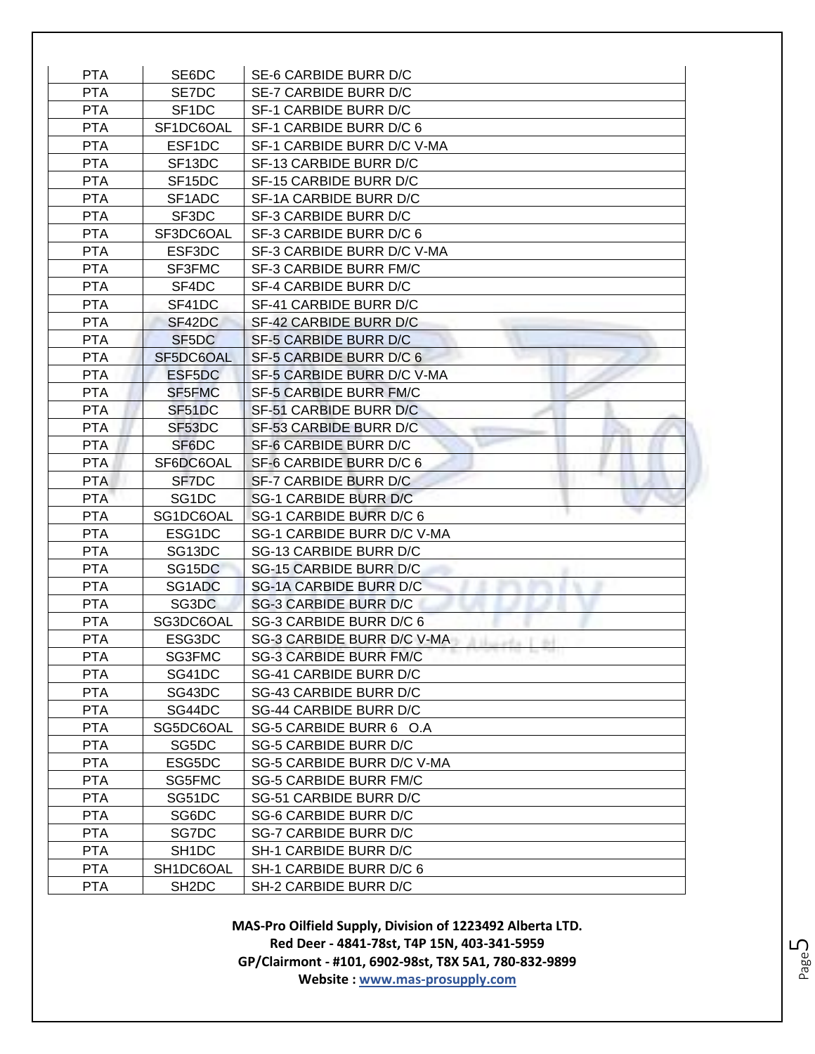| PTA | SE6DC | SE-6 CARBIDE BURR D/C |
|---|---|---|
| PTA | SE7DC | SE-7 CARBIDE BURR D/C |
| PTA | SF1DC | SF-1 CARBIDE BURR D/C |
| PTA | SF1DC6OAL | SF-1 CARBIDE BURR D/C 6 |
| PTA | ESF1DC | SF-1 CARBIDE BURR D/C V-MA |
| PTA | SF13DC | SF-13 CARBIDE BURR D/C |
| PTA | SF15DC | SF-15 CARBIDE BURR D/C |
| PTA | SF1ADC | SF-1A CARBIDE BURR D/C |
| PTA | SF3DC | SF-3 CARBIDE BURR D/C |
| PTA | SF3DC6OAL | SF-3 CARBIDE BURR D/C 6 |
| PTA | ESF3DC | SF-3 CARBIDE BURR D/C V-MA |
| PTA | SF3FMC | SF-3 CARBIDE BURR FM/C |
| PTA | SF4DC | SF-4 CARBIDE BURR D/C |
| PTA | SF41DC | SF-41 CARBIDE BURR D/C |
| PTA | SF42DC | SF-42 CARBIDE BURR D/C |
| PTA | SF5DC | SF-5 CARBIDE BURR D/C |
| PTA | SF5DC6OAL | SF-5 CARBIDE BURR D/C 6 |
| PTA | ESF5DC | SF-5 CARBIDE BURR D/C V-MA |
| PTA | SF5FMC | SF-5 CARBIDE BURR FM/C |
| PTA | SF51DC | SF-51 CARBIDE BURR D/C |
| PTA | SF53DC | SF-53 CARBIDE BURR D/C |
| PTA | SF6DC | SF-6 CARBIDE BURR D/C |
| PTA | SF6DC6OAL | SF-6 CARBIDE BURR D/C 6 |
| PTA | SF7DC | SF-7 CARBIDE BURR D/C |
| PTA | SG1DC | SG-1 CARBIDE BURR D/C |
| PTA | SG1DC6OAL | SG-1 CARBIDE BURR D/C 6 |
| PTA | ESG1DC | SG-1 CARBIDE BURR D/C V-MA |
| PTA | SG13DC | SG-13 CARBIDE BURR D/C |
| PTA | SG15DC | SG-15 CARBIDE BURR D/C |
| PTA | SG1ADC | SG-1A CARBIDE BURR D/C |
| PTA | SG3DC | SG-3 CARBIDE BURR D/C |
| PTA | SG3DC6OAL | SG-3 CARBIDE BURR D/C 6 |
| PTA | ESG3DC | SG-3 CARBIDE BURR D/C V-MA |
| PTA | SG3FMC | SG-3 CARBIDE BURR FM/C |
| PTA | SG41DC | SG-41 CARBIDE BURR D/C |
| PTA | SG43DC | SG-43 CARBIDE BURR D/C |
| PTA | SG44DC | SG-44 CARBIDE BURR D/C |
| PTA | SG5DC6OAL | SG-5 CARBIDE BURR 6 O.A |
| PTA | SG5DC | SG-5 CARBIDE BURR D/C |
| PTA | ESG5DC | SG-5 CARBIDE BURR D/C V-MA |
| PTA | SG5FMC | SG-5 CARBIDE BURR FM/C |
| PTA | SG51DC | SG-51 CARBIDE BURR D/C |
| PTA | SG6DC | SG-6 CARBIDE BURR D/C |
| PTA | SG7DC | SG-7 CARBIDE BURR D/C |
| PTA | SH1DC | SH-1 CARBIDE BURR D/C |
| PTA | SH1DC6OAL | SH-1 CARBIDE BURR D/C 6 |
| PTA | SH2DC | SH-2 CARBIDE BURR D/C |

**MAS-Pro Oilfield Supply, Division of 1223492 Alberta LTD.**
**Red Deer - 4841-78st, T4P 15N, 403-341-5959**
**GP/Clairmont - #101, 6902-98st, T8X 5A1, 780-832-9899**
**Website : www.mas-prosupply.com**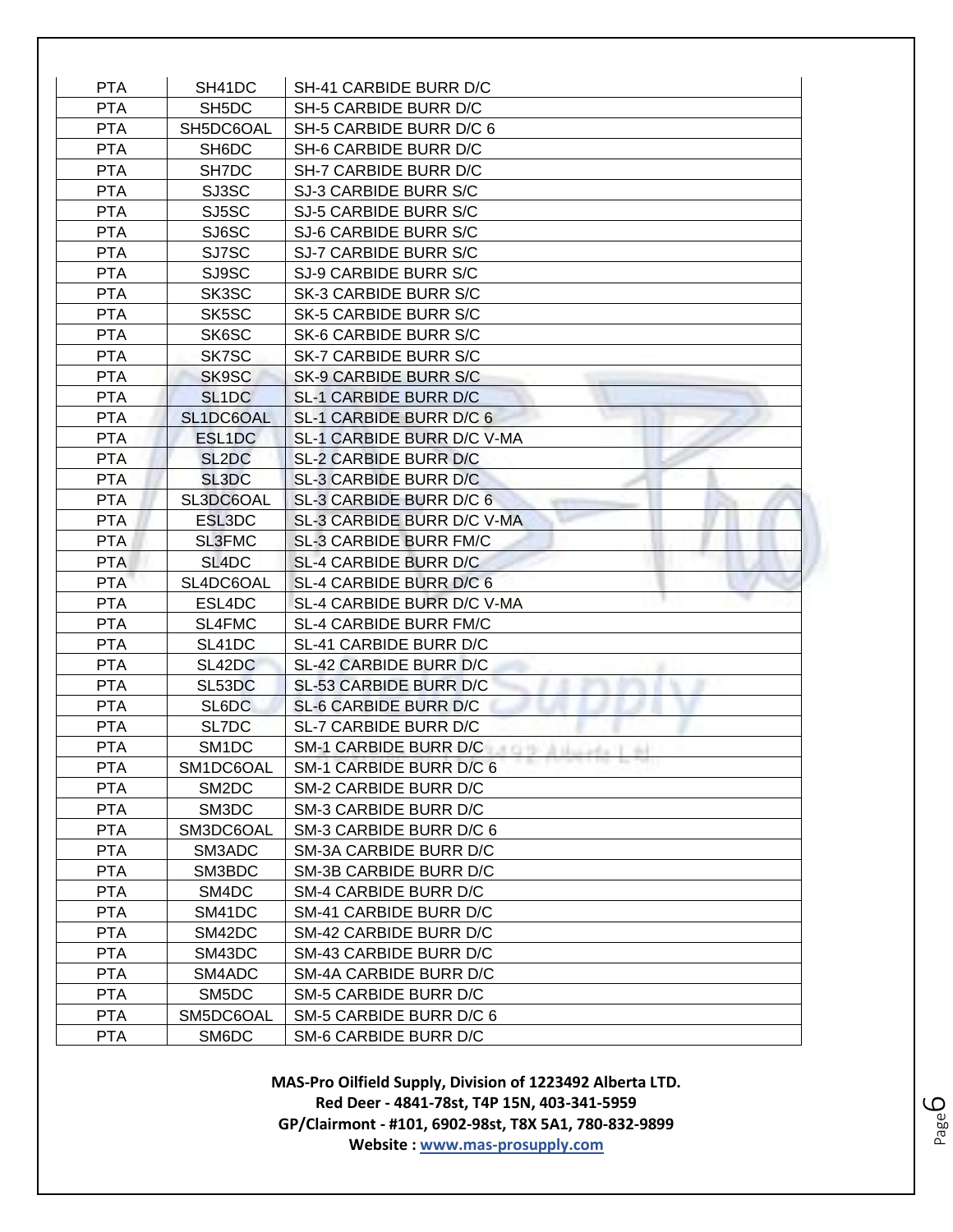| PTA | SH41DC | SH-41 CARBIDE BURR D/C |
|---|---|---|
| PTA | SH5DC | SH-5 CARBIDE BURR D/C |
| PTA | SH5DC6OAL | SH-5 CARBIDE BURR D/C 6 |
| PTA | SH6DC | SH-6 CARBIDE BURR D/C |
| PTA | SH7DC | SH-7 CARBIDE BURR D/C |
| PTA | SJ3SC | SJ-3 CARBIDE BURR S/C |
| PTA | SJ5SC | SJ-5 CARBIDE BURR S/C |
| PTA | SJ6SC | SJ-6 CARBIDE BURR S/C |
| PTA | SJ7SC | SJ-7 CARBIDE BURR S/C |
| PTA | SJ9SC | SJ-9 CARBIDE BURR S/C |
| PTA | SK3SC | SK-3 CARBIDE BURR S/C |
| PTA | SK5SC | SK-5 CARBIDE BURR S/C |
| PTA | SK6SC | SK-6 CARBIDE BURR S/C |
| PTA | SK7SC | SK-7 CARBIDE BURR S/C |
| PTA | SK9SC | SK-9 CARBIDE BURR S/C |
| PTA | SL1DC | SL-1 CARBIDE BURR D/C |
| PTA | SL1DC6OAL | SL-1 CARBIDE BURR D/C 6 |
| PTA | ESL1DC | SL-1 CARBIDE BURR D/C V-MA |
| PTA | SL2DC | SL-2 CARBIDE BURR D/C |
| PTA | SL3DC | SL-3 CARBIDE BURR D/C |
| PTA | SL3DC6OAL | SL-3 CARBIDE BURR D/C 6 |
| PTA | ESL3DC | SL-3 CARBIDE BURR D/C V-MA |
| PTA | SL3FMC | SL-3 CARBIDE BURR FM/C |
| PTA | SL4DC | SL-4 CARBIDE BURR D/C |
| PTA | SL4DC6OAL | SL-4 CARBIDE BURR D/C 6 |
| PTA | ESL4DC | SL-4 CARBIDE BURR D/C V-MA |
| PTA | SL4FMC | SL-4 CARBIDE BURR FM/C |
| PTA | SL41DC | SL-41 CARBIDE BURR D/C |
| PTA | SL42DC | SL-42 CARBIDE BURR D/C |
| PTA | SL53DC | SL-53 CARBIDE BURR D/C |
| PTA | SL6DC | SL-6 CARBIDE BURR D/C |
| PTA | SL7DC | SL-7 CARBIDE BURR D/C |
| PTA | SM1DC | SM-1 CARBIDE BURR D/C |
| PTA | SM1DC6OAL | SM-1 CARBIDE BURR D/C 6 |
| PTA | SM2DC | SM-2 CARBIDE BURR D/C |
| PTA | SM3DC | SM-3 CARBIDE BURR D/C |
| PTA | SM3DC6OAL | SM-3 CARBIDE BURR D/C 6 |
| PTA | SM3ADC | SM-3A CARBIDE BURR D/C |
| PTA | SM3BDC | SM-3B CARBIDE BURR D/C |
| PTA | SM4DC | SM-4 CARBIDE BURR D/C |
| PTA | SM41DC | SM-41 CARBIDE BURR D/C |
| PTA | SM42DC | SM-42 CARBIDE BURR D/C |
| PTA | SM43DC | SM-43 CARBIDE BURR D/C |
| PTA | SM4ADC | SM-4A CARBIDE BURR D/C |
| PTA | SM5DC | SM-5 CARBIDE BURR D/C |
| PTA | SM5DC6OAL | SM-5 CARBIDE BURR D/C 6 |
| PTA | SM6DC | SM-6 CARBIDE BURR D/C |

**MAS-Pro Oilfield Supply, Division of 1223492 Alberta LTD.**
**Red Deer - 4841-78st, T4P 15N, 403-341-5959**
**GP/Clairmont - #101, 6902-98st, T8X 5A1, 780-832-9899**
**Website : www.mas-prosupply.com**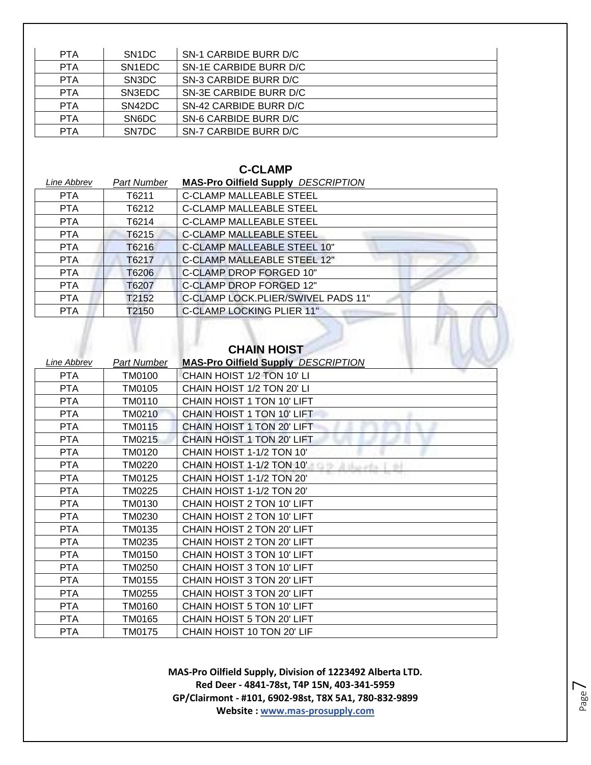| PTA | SN1DC | SN-1 CARBIDE BURR D/C |
|---|---|---|
| PTA | SN1EDC | SN-1E CARBIDE BURR D/C |
| PTA | SN3DC | SN-3 CARBIDE BURR D/C |
| PTA | SN3EDC | SN-3E CARBIDE BURR D/C |
| PTA | SN42DC | SN-42 CARBIDE BURR D/C |
| PTA | SN6DC | SN-6 CARBIDE BURR D/C |
| PTA | SN7DC | SN-7 CARBIDE BURR D/C |

## C-CLAMP

| *Line Abbrev* | *Part Number* | **MAS-Pro Oilfield Supply** *DESCRIPTION* |
|---|---|---|
| PTA | T6211 | C-CLAMP MALLEABLE STEEL |
| PTA | T6212 | C-CLAMP MALLEABLE STEEL |
| PTA | T6214 | C-CLAMP MALLEABLE STEEL |
| PTA | T6215 | C-CLAMP MALLEABLE STEEL |
| PTA | T6216 | C-CLAMP MALLEABLE STEEL 10" |
| PTA | T6217 | C-CLAMP MALLEABLE STEEL 12" |
| PTA | T6206 | C-CLAMP DROP FORGED 10" |
| PTA | T6207 | C-CLAMP DROP FORGED 12" |
| PTA | T2152 | C-CLAMP LOCK.PLIER/SWIVEL PADS 11" |
| PTA | T2150 | C-CLAMP LOCKING PLIER 11" |

## CHAIN HOIST

| *Line Abbrev* | *Part Number* | **MAS-Pro Oilfield Supply** *DESCRIPTION* |
|---|---|---|
| PTA | TM0100 | CHAIN HOIST 1/2 TON 10' LI |
| PTA | TM0105 | CHAIN HOIST 1/2 TON 20' LI |
| PTA | TM0110 | CHAIN HOIST 1 TON 10' LIFT |
| PTA | TM0210 | CHAIN HOIST 1 TON 10' LIFT |
| PTA | TM0115 | CHAIN HOIST 1 TON 20' LIFT |
| PTA | TM0215 | CHAIN HOIST 1 TON 20' LIFT |
| PTA | TM0120 | CHAIN HOIST 1-1/2 TON 10' |
| PTA | TM0220 | CHAIN HOIST 1-1/2 TON 10' |
| PTA | TM0125 | CHAIN HOIST 1-1/2 TON 20' |
| PTA | TM0225 | CHAIN HOIST 1-1/2 TON 20' |
| PTA | TM0130 | CHAIN HOIST 2 TON 10' LIFT |
| PTA | TM0230 | CHAIN HOIST 2 TON 10' LIFT |
| PTA | TM0135 | CHAIN HOIST 2 TON 20' LIFT |
| PTA | TM0235 | CHAIN HOIST 2 TON 20' LIFT |
| PTA | TM0150 | CHAIN HOIST 3 TON 10' LIFT |
| PTA | TM0250 | CHAIN HOIST 3 TON 10' LIFT |
| PTA | TM0155 | CHAIN HOIST 3 TON 20' LIFT |
| PTA | TM0255 | CHAIN HOIST 3 TON 20' LIFT |
| PTA | TM0160 | CHAIN HOIST 5 TON 10' LIFT |
| PTA | TM0165 | CHAIN HOIST 5 TON 20' LIFT |
| PTA | TM0175 | CHAIN HOIST 10 TON 20' LIF |

**MAS-Pro Oilfield Supply, Division of 1223492 Alberta LTD.**
**Red Deer - 4841-78st, T4P 15N, 403-341-5959**
**GP/Clairmont - #101, 6902-98st, T8X 5A1, 780-832-9899**
**Website : www.mas-prosupply.com**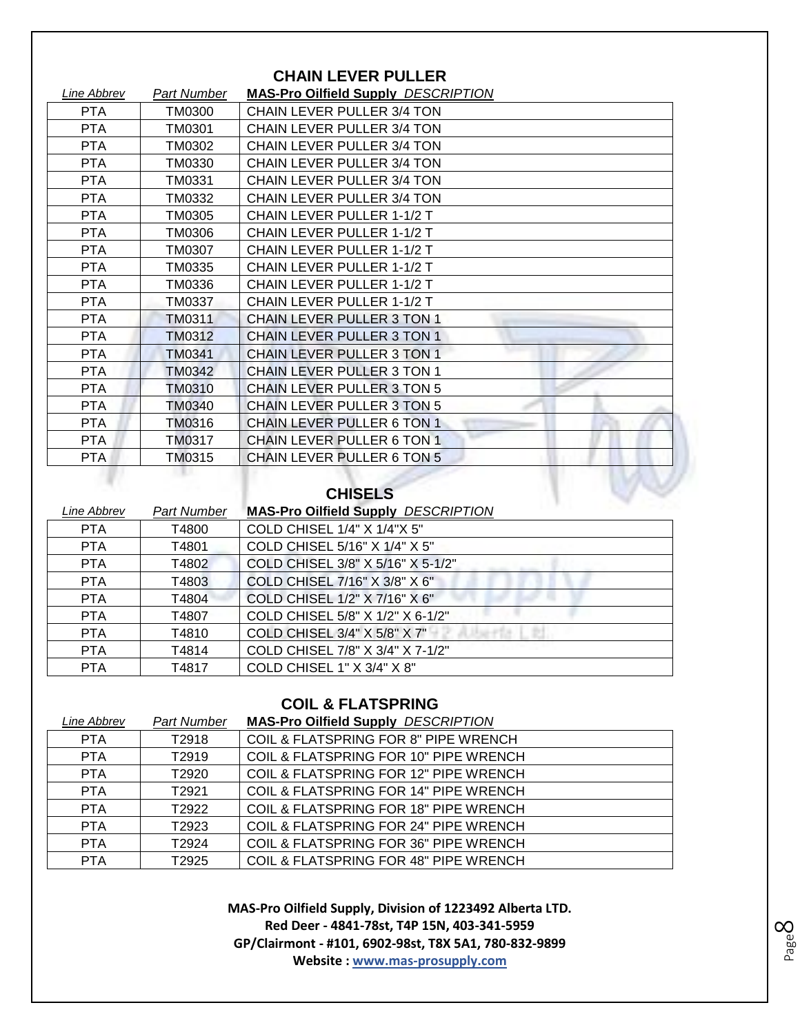## CHAIN LEVER PULLER

| *Line Abbrev* | *Part Number* | **MAS-Pro Oilfield Supply** *DESCRIPTION* |
|---|---|---|
| PTA | TM0300 | CHAIN LEVER PULLER 3/4 TON |
| PTA | TM0301 | CHAIN LEVER PULLER 3/4 TON |
| PTA | TM0302 | CHAIN LEVER PULLER 3/4 TON |
| PTA | TM0330 | CHAIN LEVER PULLER 3/4 TON |
| PTA | TM0331 | CHAIN LEVER PULLER 3/4 TON |
| PTA | TM0332 | CHAIN LEVER PULLER 3/4 TON |
| PTA | TM0305 | CHAIN LEVER PULLER 1-1/2 T |
| PTA | TM0306 | CHAIN LEVER PULLER 1-1/2 T |
| PTA | TM0307 | CHAIN LEVER PULLER 1-1/2 T |
| PTA | TM0335 | CHAIN LEVER PULLER 1-1/2 T |
| PTA | TM0336 | CHAIN LEVER PULLER 1-1/2 T |
| PTA | TM0337 | CHAIN LEVER PULLER 1-1/2 T |
| PTA | TM0311 | CHAIN LEVER PULLER 3 TON 1 |
| PTA | TM0312 | CHAIN LEVER PULLER 3 TON 1 |
| PTA | TM0341 | CHAIN LEVER PULLER 3 TON 1 |
| PTA | TM0342 | CHAIN LEVER PULLER 3 TON 1 |
| PTA | TM0310 | CHAIN LEVER PULLER 3 TON 5 |
| PTA | TM0340 | CHAIN LEVER PULLER 3 TON 5 |
| PTA | TM0316 | CHAIN LEVER PULLER 6 TON 1 |
| PTA | TM0317 | CHAIN LEVER PULLER 6 TON 1 |
| PTA | TM0315 | CHAIN LEVER PULLER 6 TON 5 |

## CHISELS

| *Line Abbrev* | *Part Number* | **MAS-Pro Oilfield Supply** *DESCRIPTION* |
|---|---|---|
| PTA | T4800 | COLD CHISEL 1/4" X 1/4"X 5" |
| PTA | T4801 | COLD CHISEL 5/16" X 1/4" X 5" |
| PTA | T4802 | COLD CHISEL 3/8" X 5/16" X 5-1/2" |
| PTA | T4803 | COLD CHISEL 7/16" X 3/8" X 6" |
| PTA | T4804 | COLD CHISEL 1/2" X 7/16" X 6" |
| PTA | T4807 | COLD CHISEL 5/8" X 1/2" X 6-1/2" |
| PTA | T4810 | COLD CHISEL 3/4" X 5/8" X 7" |
| PTA | T4814 | COLD CHISEL 7/8" X 3/4" X 7-1/2" |
| PTA | T4817 | COLD CHISEL 1" X 3/4" X 8" |

## COIL & FLATSPRING

| *Line Abbrev* | *Part Number* | **MAS-Pro Oilfield Supply** *DESCRIPTION* |
|---|---|---|
| PTA | T2918 | COIL & FLATSPRING FOR 8" PIPE WRENCH |
| PTA | T2919 | COIL & FLATSPRING FOR 10" PIPE WRENCH |
| PTA | T2920 | COIL & FLATSPRING FOR 12" PIPE WRENCH |
| PTA | T2921 | COIL & FLATSPRING FOR 14" PIPE WRENCH |
| PTA | T2922 | COIL & FLATSPRING FOR 18" PIPE WRENCH |
| PTA | T2923 | COIL & FLATSPRING FOR 24" PIPE WRENCH |
| PTA | T2924 | COIL & FLATSPRING FOR 36" PIPE WRENCH |
| PTA | T2925 | COIL & FLATSPRING FOR 48" PIPE WRENCH |

**MAS-Pro Oilfield Supply, Division of 1223492 Alberta LTD.**
**Red Deer - 4841-78st, T4P 15N, 403-341-5959**
**GP/Clairmont - #101, 6902-98st, T8X 5A1, 780-832-9899**
**Website : www.mas-prosupply.com**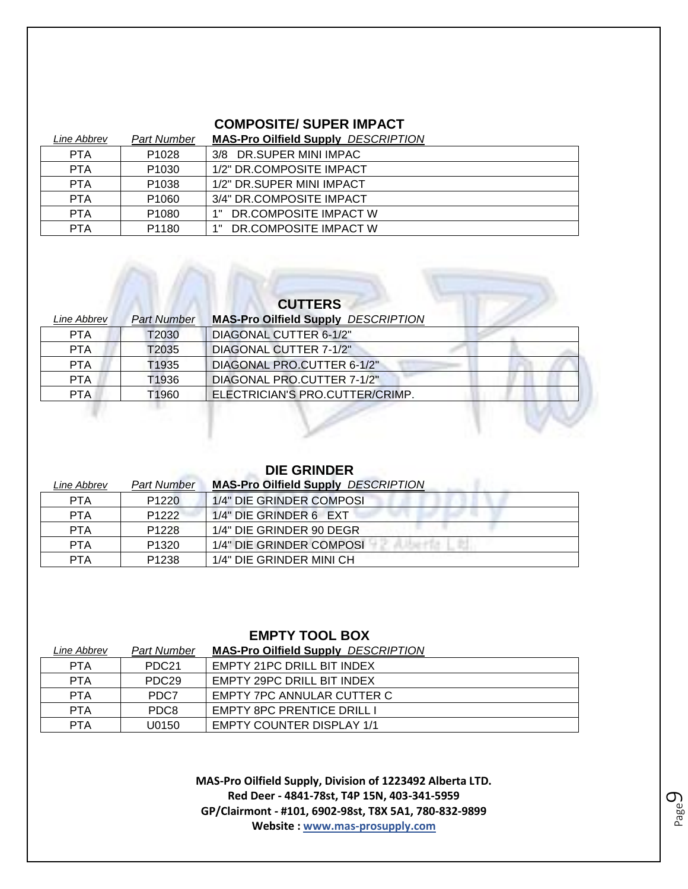## COMPOSITE/ SUPER IMPACT

| *Line Abbrev* | *Part Number* | **MAS-Pro Oilfield Supply** *DESCRIPTION* |
|---|---|---|
| PTA | P1028 | 3/8 DR.SUPER MINI IMPAC |
| PTA | P1030 | 1/2" DR.COMPOSITE IMPACT |
| PTA | P1038 | 1/2" DR.SUPER MINI IMPACT |
| PTA | P1060 | 3/4" DR.COMPOSITE IMPACT |
| PTA | P1080 | 1" DR.COMPOSITE IMPACT W |
| PTA | P1180 | 1" DR.COMPOSITE IMPACT W |

## CUTTERS

| *Line Abbrev* | *Part Number* | **MAS-Pro Oilfield Supply** *DESCRIPTION* |
|---|---|---|
| PTA | T2030 | DIAGONAL CUTTER 6-1/2" |
| PTA | T2035 | DIAGONAL CUTTER 7-1/2" |
| PTA | T1935 | DIAGONAL PRO.CUTTER 6-1/2" |
| PTA | T1936 | DIAGONAL PRO.CUTTER 7-1/2" |
| PTA | T1960 | ELECTRICIAN'S PRO.CUTTER/CRIMP. |

## DIE GRINDER

| *Line Abbrev* | *Part Number* | **MAS-Pro Oilfield Supply** *DESCRIPTION* |
|---|---|---|
| PTA | P1220 | 1/4" DIE GRINDER COMPOSI |
| PTA | P1222 | 1/4" DIE GRINDER 6 EXT |
| PTA | P1228 | 1/4" DIE GRINDER 90 DEGR |
| PTA | P1320 | 1/4" DIE GRINDER COMPOSI |
| PTA | P1238 | 1/4" DIE GRINDER MINI CH |

## EMPTY TOOL BOX

| *Line Abbrev* | *Part Number* | **MAS-Pro Oilfield Supply** *DESCRIPTION* |
|---|---|---|
| PTA | PDC21 | EMPTY 21PC DRILL BIT INDEX |
| PTA | PDC29 | EMPTY 29PC DRILL BIT INDEX |
| PTA | PDC7 | EMPTY 7PC ANNULAR CUTTER C |
| PTA | PDC8 | EMPTY 8PC PRENTICE DRILL I |
| PTA | U0150 | EMPTY COUNTER DISPLAY 1/1 |

**MAS-Pro Oilfield Supply, Division of 1223492 Alberta LTD.**
**Red Deer - 4841-78st, T4P 15N, 403-341-5959**
**GP/Clairmont - #101, 6902-98st, T8X 5A1, 780-832-9899**
**Website : www.mas-prosupply.com**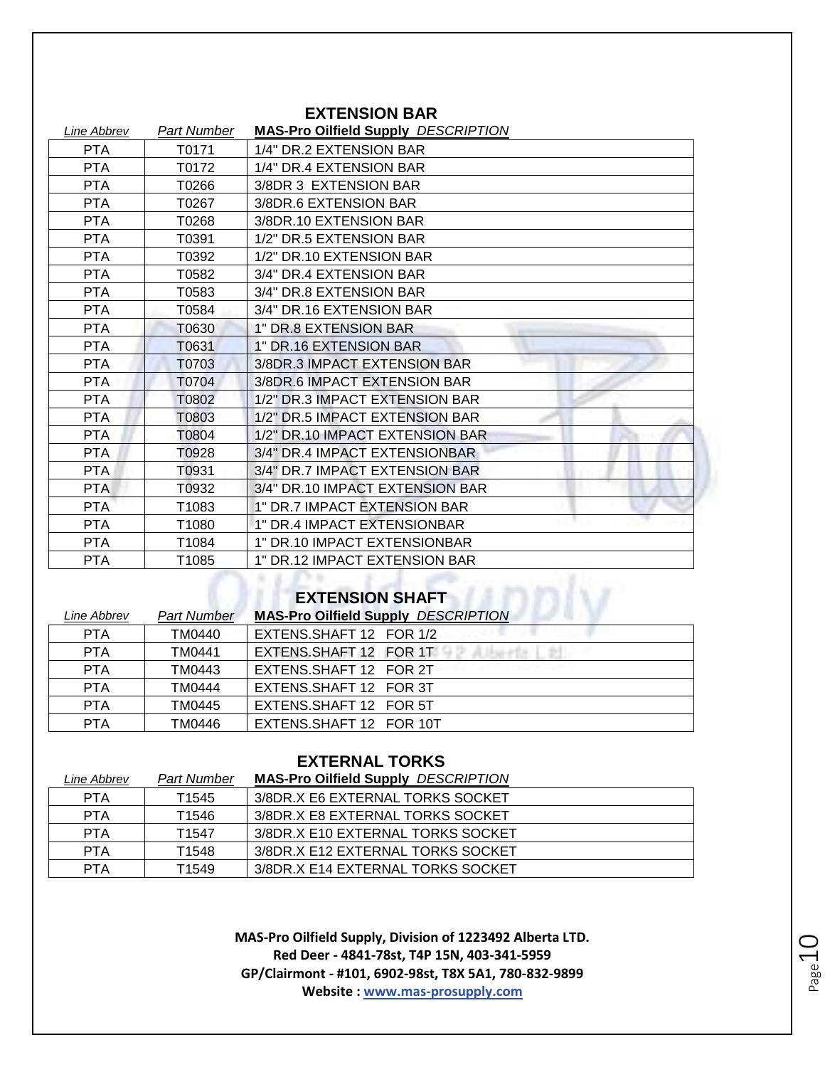## EXTENSION BAR

| *Line Abbrev* | *Part Number* | **MAS-Pro Oilfield Supply** *DESCRIPTION* |
|---|---|---|
| PTA | T0171 | 1/4" DR.2 EXTENSION BAR |
| PTA | T0172 | 1/4" DR.4 EXTENSION BAR |
| PTA | T0266 | 3/8DR 3 EXTENSION BAR |
| PTA | T0267 | 3/8DR.6 EXTENSION BAR |
| PTA | T0268 | 3/8DR.10 EXTENSION BAR |
| PTA | T0391 | 1/2" DR.5 EXTENSION BAR |
| PTA | T0392 | 1/2" DR.10 EXTENSION BAR |
| PTA | T0582 | 3/4" DR.4 EXTENSION BAR |
| PTA | T0583 | 3/4" DR.8 EXTENSION BAR |
| PTA | T0584 | 3/4" DR.16 EXTENSION BAR |
| PTA | T0630 | 1" DR.8 EXTENSION BAR |
| PTA | T0631 | 1" DR.16 EXTENSION BAR |
| PTA | T0703 | 3/8DR.3 IMPACT EXTENSION BAR |
| PTA | T0704 | 3/8DR.6 IMPACT EXTENSION BAR |
| PTA | T0802 | 1/2" DR.3 IMPACT EXTENSION BAR |
| PTA | T0803 | 1/2" DR.5 IMPACT EXTENSION BAR |
| PTA | T0804 | 1/2" DR.10 IMPACT EXTENSION BAR |
| PTA | T0928 | 3/4" DR.4 IMPACT EXTENSIONBAR |
| PTA | T0931 | 3/4" DR.7 IMPACT EXTENSION BAR |
| PTA | T0932 | 3/4" DR.10 IMPACT EXTENSION BAR |
| PTA | T1083 | 1" DR.7 IMPACT EXTENSION BAR |
| PTA | T1080 | 1" DR.4 IMPACT EXTENSIONBAR |
| PTA | T1084 | 1" DR.10 IMPACT EXTENSIONBAR |
| PTA | T1085 | 1" DR.12 IMPACT EXTENSION BAR |

## EXTENSION SHAFT

| *Line Abbrev* | *Part Number* | **MAS-Pro Oilfield Supply** *DESCRIPTION* |
|---|---|---|
| PTA | TM0440 | EXTENS.SHAFT 12 FOR 1/2 |
| PTA | TM0441 | EXTENS.SHAFT 12 FOR 1T |
| PTA | TM0443 | EXTENS.SHAFT 12 FOR 2T |
| PTA | TM0444 | EXTENS.SHAFT 12 FOR 3T |
| PTA | TM0445 | EXTENS.SHAFT 12 FOR 5T |
| PTA | TM0446 | EXTENS.SHAFT 12 FOR 10T |

## EXTERNAL TORKS

| *Line Abbrev* | *Part Number* | **MAS-Pro Oilfield Supply** *DESCRIPTION* |
|---|---|---|
| PTA | T1545 | 3/8DR.X E6 EXTERNAL TORKS SOCKET |
| PTA | T1546 | 3/8DR.X E8 EXTERNAL TORKS SOCKET |
| PTA | T1547 | 3/8DR.X E10 EXTERNAL TORKS SOCKET |
| PTA | T1548 | 3/8DR.X E12 EXTERNAL TORKS SOCKET |
| PTA | T1549 | 3/8DR.X E14 EXTERNAL TORKS SOCKET |

**MAS-Pro Oilfield Supply, Division of 1223492 Alberta LTD.**
**Red Deer - 4841-78st, T4P 15N, 403-341-5959**
**GP/Clairmont - #101, 6902-98st, T8X 5A1, 780-832-9899**
**Website : www.mas-prosupply.com**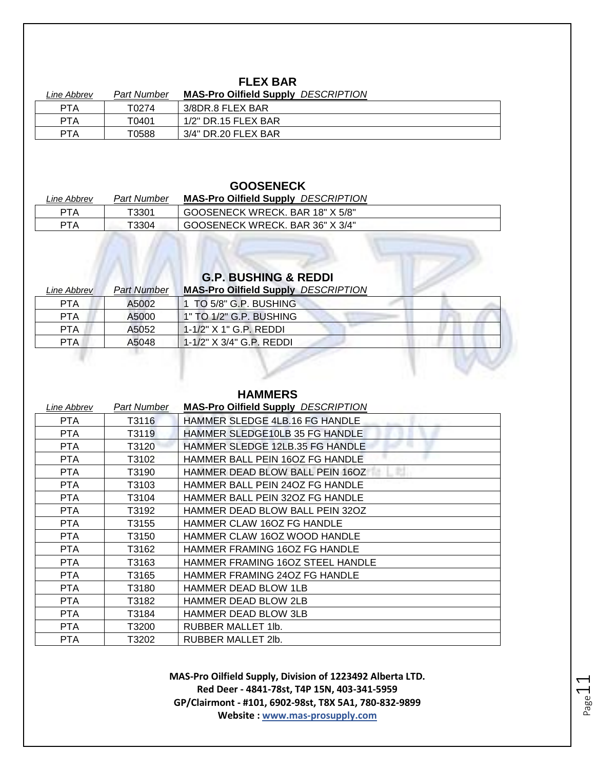## FLEX BAR

| *Line Abbrev* | *Part Number* | **MAS-Pro Oilfield Supply** *DESCRIPTION* |
|---|---|---|
| PTA | T0274 | 3/8DR.8 FLEX BAR |
| PTA | T0401 | 1/2" DR.15 FLEX BAR |
| PTA | T0588 | 3/4" DR.20 FLEX BAR |

## GOOSENECK

| *Line Abbrev* | *Part Number* | **MAS-Pro Oilfield Supply** *DESCRIPTION* |
|---|---|---|
| PTA | T3301 | GOOSENECK WRECK. BAR 18" X 5/8" |
| PTA | T3304 | GOOSENECK WRECK. BAR 36" X 3/4" |

## G.P. BUSHING & REDDI

| *Line Abbrev* | *Part Number* | **MAS-Pro Oilfield Supply** *DESCRIPTION* |
|---|---|---|
| PTA | A5002 | 1 TO 5/8" G.P. BUSHING |
| PTA | A5000 | 1" TO 1/2" G.P. BUSHING |
| PTA | A5052 | 1-1/2" X 1" G.P. REDDI |
| PTA | A5048 | 1-1/2" X 3/4" G.P. REDDI |

## HAMMERS

| *Line Abbrev* | *Part Number* | **MAS-Pro Oilfield Supply** *DESCRIPTION* |
|---|---|---|
| PTA | T3116 | HAMMER SLEDGE 4LB.16 FG HANDLE |
| PTA | T3119 | HAMMER SLEDGE10LB 35 FG HANDLE |
| PTA | T3120 | HAMMER SLEDGE 12LB.35 FG HANDLE |
| PTA | T3102 | HAMMER BALL PEIN 16OZ FG HANDLE |
| PTA | T3190 | HAMMER DEAD BLOW BALL PEIN 16OZ |
| PTA | T3103 | HAMMER BALL PEIN 24OZ FG HANDLE |
| PTA | T3104 | HAMMER BALL PEIN 32OZ FG HANDLE |
| PTA | T3192 | HAMMER DEAD BLOW BALL PEIN 32OZ |
| PTA | T3155 | HAMMER CLAW 16OZ FG HANDLE |
| PTA | T3150 | HAMMER CLAW 16OZ WOOD HANDLE |
| PTA | T3162 | HAMMER FRAMING 16OZ FG HANDLE |
| PTA | T3163 | HAMMER FRAMING 16OZ STEEL HANDLE |
| PTA | T3165 | HAMMER FRAMING 24OZ FG HANDLE |
| PTA | T3180 | HAMMER DEAD BLOW 1LB |
| PTA | T3182 | HAMMER DEAD BLOW 2LB |
| PTA | T3184 | HAMMER DEAD BLOW 3LB |
| PTA | T3200 | RUBBER MALLET 1lb. |
| PTA | T3202 | RUBBER MALLET 2lb. |

**MAS-Pro Oilfield Supply, Division of 1223492 Alberta LTD.**
**Red Deer - 4841-78st, T4P 15N, 403-341-5959**
**GP/Clairmont - #101, 6902-98st, T8X 5A1, 780-832-9899**
**Website : www.mas-prosupply.com**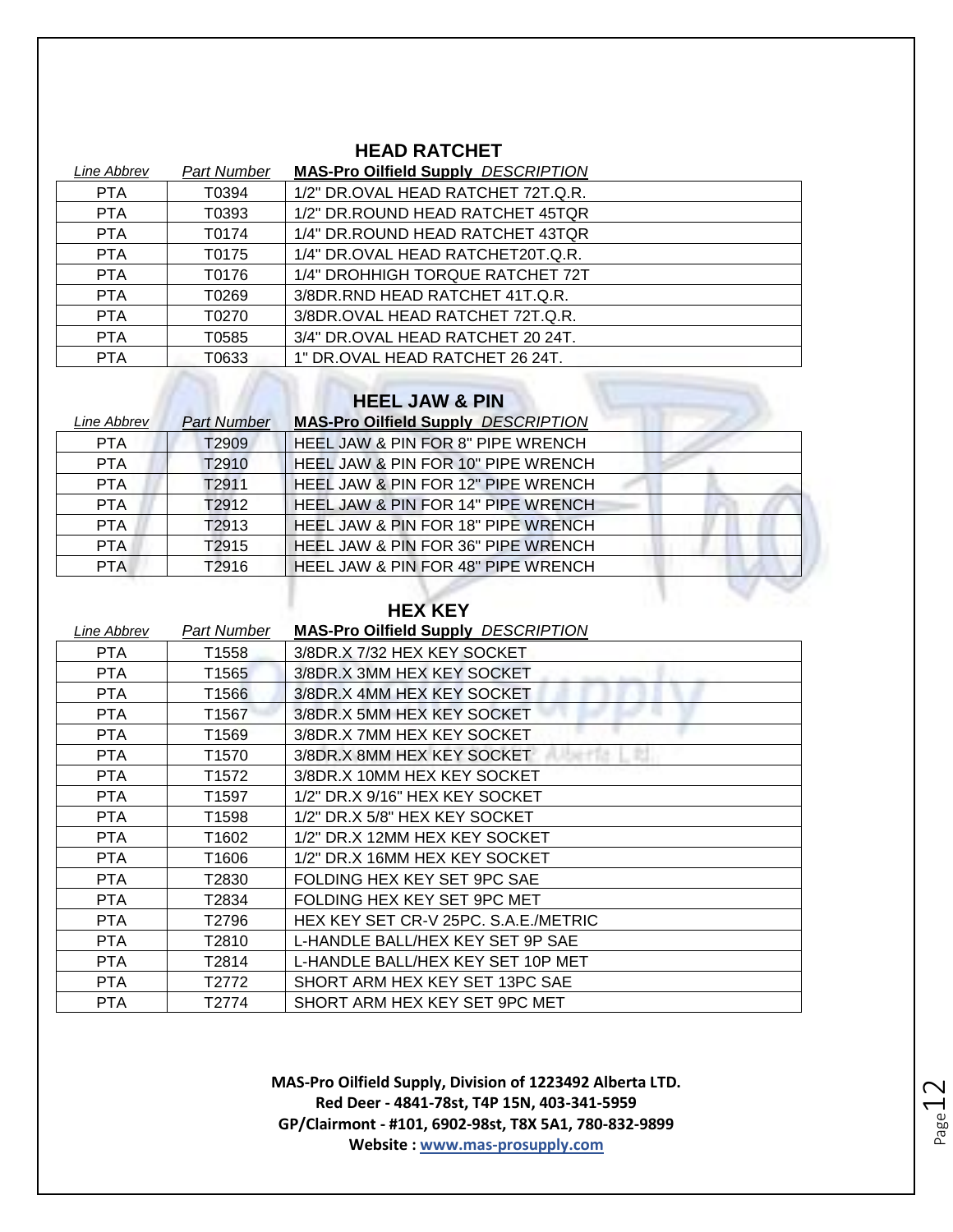## HEAD RATCHET

| Line Abbrev | Part Number | MAS-Pro Oilfield Supply DESCRIPTION |
|---|---|---|
| PTA | T0394 | 1/2" DR.OVAL HEAD RATCHET 72T.Q.R. |
| PTA | T0393 | 1/2" DR.ROUND HEAD RATCHET 45TQR |
| PTA | T0174 | 1/4" DR.ROUND HEAD RATCHET 43TQR |
| PTA | T0175 | 1/4" DR.OVAL HEAD RATCHET20T.Q.R. |
| PTA | T0176 | 1/4" DROHHIGH TORQUE RATCHET 72T |
| PTA | T0269 | 3/8DR.RND HEAD RATCHET 41T.Q.R. |
| PTA | T0270 | 3/8DR.OVAL HEAD RATCHET 72T.Q.R. |
| PTA | T0585 | 3/4" DR.OVAL HEAD RATCHET 20 24T. |
| PTA | T0633 | 1" DR.OVAL HEAD RATCHET 26 24T. |

## HEEL JAW & PIN

| Line Abbrev | Part Number | MAS-Pro Oilfield Supply DESCRIPTION |
|---|---|---|
| PTA | T2909 | HEEL JAW & PIN FOR 8" PIPE WRENCH |
| PTA | T2910 | HEEL JAW & PIN FOR 10" PIPE WRENCH |
| PTA | T2911 | HEEL JAW & PIN FOR 12" PIPE WRENCH |
| PTA | T2912 | HEEL JAW & PIN FOR 14" PIPE WRENCH |
| PTA | T2913 | HEEL JAW & PIN FOR 18" PIPE WRENCH |
| PTA | T2915 | HEEL JAW & PIN FOR 36" PIPE WRENCH |
| PTA | T2916 | HEEL JAW & PIN FOR 48" PIPE WRENCH |

## HEX KEY

| Line Abbrev | Part Number | MAS-Pro Oilfield Supply DESCRIPTION |
|---|---|---|
| PTA | T1558 | 3/8DR.X 7/32 HEX KEY SOCKET |
| PTA | T1565 | 3/8DR.X 3MM HEX KEY SOCKET |
| PTA | T1566 | 3/8DR.X 4MM HEX KEY SOCKET |
| PTA | T1567 | 3/8DR.X 5MM HEX KEY SOCKET |
| PTA | T1569 | 3/8DR.X 7MM HEX KEY SOCKET |
| PTA | T1570 | 3/8DR.X 8MM HEX KEY SOCKET |
| PTA | T1572 | 3/8DR.X 10MM HEX KEY SOCKET |
| PTA | T1597 | 1/2" DR.X 9/16" HEX KEY SOCKET |
| PTA | T1598 | 1/2" DR.X 5/8" HEX KEY SOCKET |
| PTA | T1602 | 1/2" DR.X 12MM HEX KEY SOCKET |
| PTA | T1606 | 1/2" DR.X 16MM HEX KEY SOCKET |
| PTA | T2830 | FOLDING HEX KEY SET 9PC SAE |
| PTA | T2834 | FOLDING HEX KEY SET 9PC MET |
| PTA | T2796 | HEX KEY SET CR-V 25PC. S.A.E./METRIC |
| PTA | T2810 | L-HANDLE BALL/HEX KEY SET 9P SAE |
| PTA | T2814 | L-HANDLE BALL/HEX KEY SET 10P MET |
| PTA | T2772 | SHORT ARM HEX KEY SET 13PC SAE |
| PTA | T2774 | SHORT ARM HEX KEY SET 9PC MET |

**MAS-Pro Oilfield Supply, Division of 1223492 Alberta LTD.**
**Red Deer - 4841-78st, T4P 15N, 403-341-5959**
**GP/Clairmont - #101, 6902-98st, T8X 5A1, 780-832-9899**
**Website : www.mas-prosupply.com**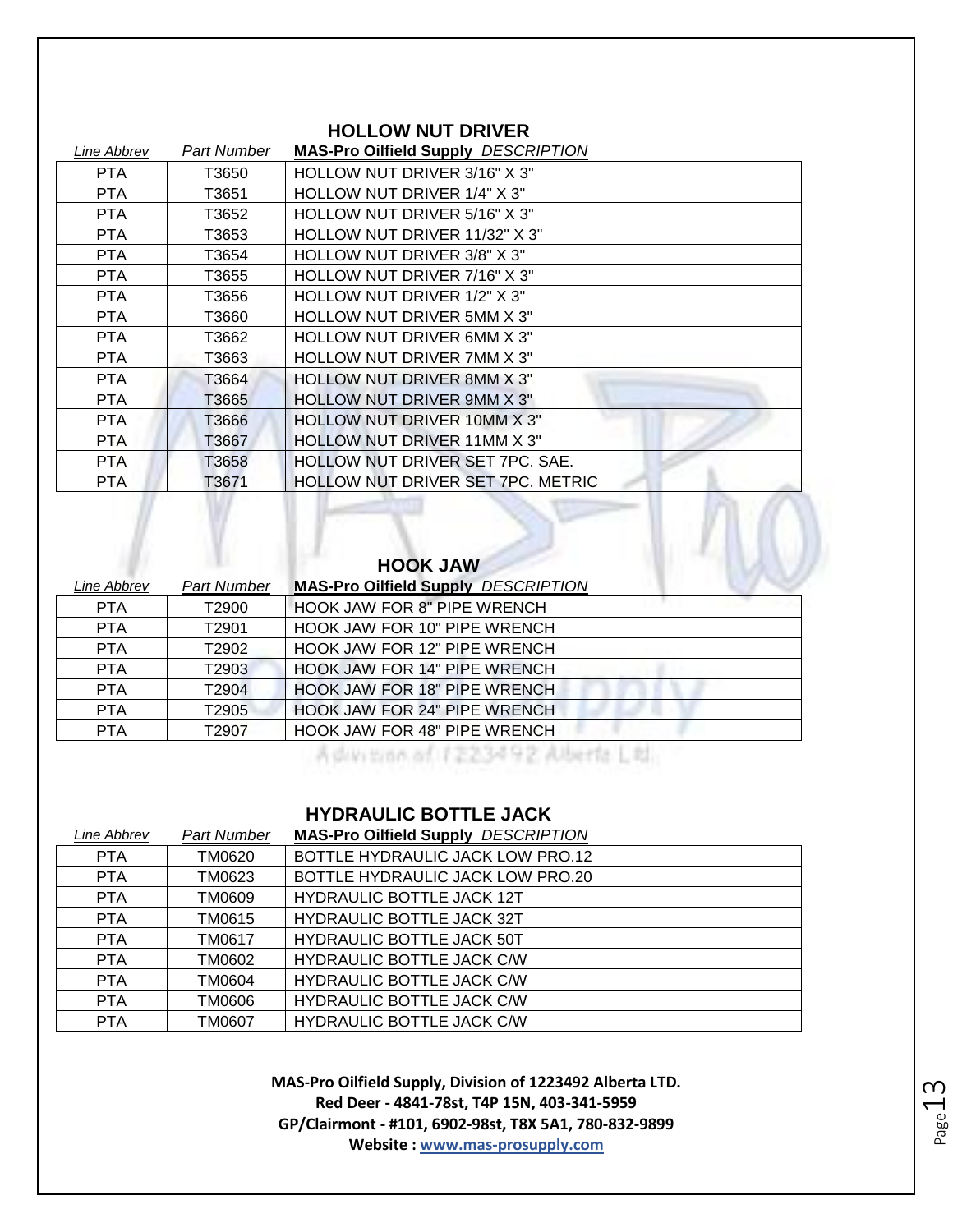## HOLLOW NUT DRIVER

| *Line Abbrev* | *Part Number* | **MAS-Pro Oilfield Supply** *DESCRIPTION* |
|---|---|---|
| PTA | T3650 | HOLLOW NUT DRIVER 3/16" X 3" |
| PTA | T3651 | HOLLOW NUT DRIVER 1/4" X 3" |
| PTA | T3652 | HOLLOW NUT DRIVER 5/16" X 3" |
| PTA | T3653 | HOLLOW NUT DRIVER 11/32" X 3" |
| PTA | T3654 | HOLLOW NUT DRIVER 3/8" X 3" |
| PTA | T3655 | HOLLOW NUT DRIVER 7/16" X 3" |
| PTA | T3656 | HOLLOW NUT DRIVER 1/2" X 3" |
| PTA | T3660 | HOLLOW NUT DRIVER 5MM X 3" |
| PTA | T3662 | HOLLOW NUT DRIVER 6MM X 3" |
| PTA | T3663 | HOLLOW NUT DRIVER 7MM X 3" |
| PTA | T3664 | HOLLOW NUT DRIVER 8MM X 3" |
| PTA | T3665 | HOLLOW NUT DRIVER 9MM X 3" |
| PTA | T3666 | HOLLOW NUT DRIVER 10MM X 3" |
| PTA | T3667 | HOLLOW NUT DRIVER 11MM X 3" |
| PTA | T3658 | HOLLOW NUT DRIVER SET 7PC. SAE. |
| PTA | T3671 | HOLLOW NUT DRIVER SET 7PC. METRIC |

## HOOK JAW

| *Line Abbrev* | *Part Number* | **MAS-Pro Oilfield Supply** *DESCRIPTION* |
|---|---|---|
| PTA | T2900 | HOOK JAW FOR 8" PIPE WRENCH |
| PTA | T2901 | HOOK JAW FOR 10" PIPE WRENCH |
| PTA | T2902 | HOOK JAW FOR 12" PIPE WRENCH |
| PTA | T2903 | HOOK JAW FOR 14" PIPE WRENCH |
| PTA | T2904 | HOOK JAW FOR 18" PIPE WRENCH |
| PTA | T2905 | HOOK JAW FOR 24" PIPE WRENCH |
| PTA | T2907 | HOOK JAW FOR 48" PIPE WRENCH |

## HYDRAULIC BOTTLE JACK

| *Line Abbrev* | *Part Number* | **MAS-Pro Oilfield Supply** *DESCRIPTION* |
|---|---|---|
| PTA | TM0620 | BOTTLE HYDRAULIC JACK LOW PRO.12 |
| PTA | TM0623 | BOTTLE HYDRAULIC JACK LOW PRO.20 |
| PTA | TM0609 | HYDRAULIC BOTTLE JACK 12T |
| PTA | TM0615 | HYDRAULIC BOTTLE JACK 32T |
| PTA | TM0617 | HYDRAULIC BOTTLE JACK 50T |
| PTA | TM0602 | HYDRAULIC BOTTLE JACK C/W |
| PTA | TM0604 | HYDRAULIC BOTTLE JACK C/W |
| PTA | TM0606 | HYDRAULIC BOTTLE JACK C/W |
| PTA | TM0607 | HYDRAULIC BOTTLE JACK C/W |

**MAS-Pro Oilfield Supply, Division of 1223492 Alberta LTD.**
**Red Deer - 4841-78st, T4P 15N, 403-341-5959**
**GP/Clairmont - #101, 6902-98st, T8X 5A1, 780-832-9899**
**Website : www.mas-prosupply.com**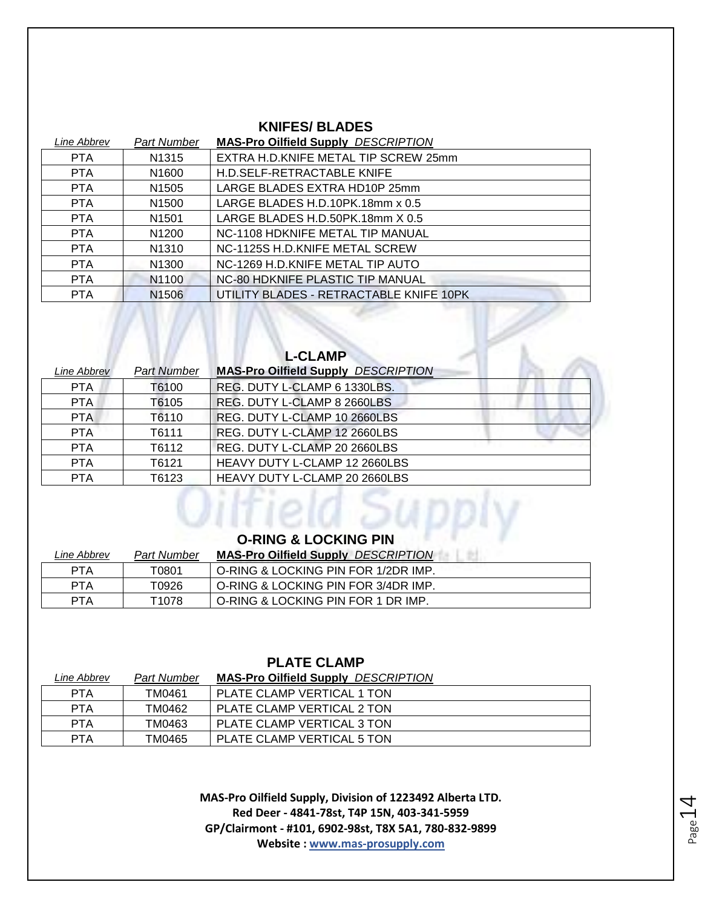## KNIFES/ BLADES

| *Line Abbrev* | *Part Number* | **MAS-Pro Oilfield Supply** *DESCRIPTION* |
|---|---|---|
| PTA | N1315 | EXTRA H.D.KNIFE METAL TIP SCREW 25mm |
| PTA | N1600 | H.D.SELF-RETRACTABLE KNIFE |
| PTA | N1505 | LARGE BLADES EXTRA HD10P 25mm |
| PTA | N1500 | LARGE BLADES H.D.10PK.18mm x 0.5 |
| PTA | N1501 | LARGE BLADES H.D.50PK.18mm X 0.5 |
| PTA | N1200 | NC-1108 HDKNIFE METAL TIP MANUAL |
| PTA | N1310 | NC-1125S H.D.KNIFE METAL SCREW |
| PTA | N1300 | NC-1269 H.D.KNIFE METAL TIP AUTO |
| PTA | N1100 | NC-80 HDKNIFE PLASTIC TIP MANUAL |
| PTA | N1506 | UTILITY BLADES - RETRACTABLE KNIFE 10PK |

## L-CLAMP

| *Line Abbrev* | *Part Number* | **MAS-Pro Oilfield Supply** *DESCRIPTION* |
|---|---|---|
| PTA | T6100 | REG. DUTY L-CLAMP 6 1330LBS. |
| PTA | T6105 | REG. DUTY L-CLAMP 8 2660LBS |
| PTA | T6110 | REG. DUTY L-CLAMP 10 2660LBS |
| PTA | T6111 | REG. DUTY L-CLAMP 12 2660LBS |
| PTA | T6112 | REG. DUTY L-CLAMP 20 2660LBS |
| PTA | T6121 | HEAVY DUTY L-CLAMP 12 2660LBS |
| PTA | T6123 | HEAVY DUTY L-CLAMP 20 2660LBS |

## O-RING & LOCKING PIN

| *Line Abbrev* | *Part Number* | **MAS-Pro Oilfield Supply** *DESCRIPTION* |
|---|---|---|
| PTA | T0801 | O-RING & LOCKING PIN FOR 1/2DR IMP. |
| PTA | T0926 | O-RING & LOCKING PIN FOR 3/4DR IMP. |
| PTA | T1078 | O-RING & LOCKING PIN FOR 1 DR IMP. |

## PLATE CLAMP

| *Line Abbrev* | *Part Number* | **MAS-Pro Oilfield Supply** *DESCRIPTION* |
|---|---|---|
| PTA | TM0461 | PLATE CLAMP VERTICAL 1 TON |
| PTA | TM0462 | PLATE CLAMP VERTICAL 2 TON |
| PTA | TM0463 | PLATE CLAMP VERTICAL 3 TON |
| PTA | TM0465 | PLATE CLAMP VERTICAL 5 TON |

**MAS-Pro Oilfield Supply, Division of 1223492 Alberta LTD.**
**Red Deer - 4841-78st, T4P 15N, 403-341-5959**
**GP/Clairmont - #101, 6902-98st, T8X 5A1, 780-832-9899**
**Website : www.mas-prosupply.com**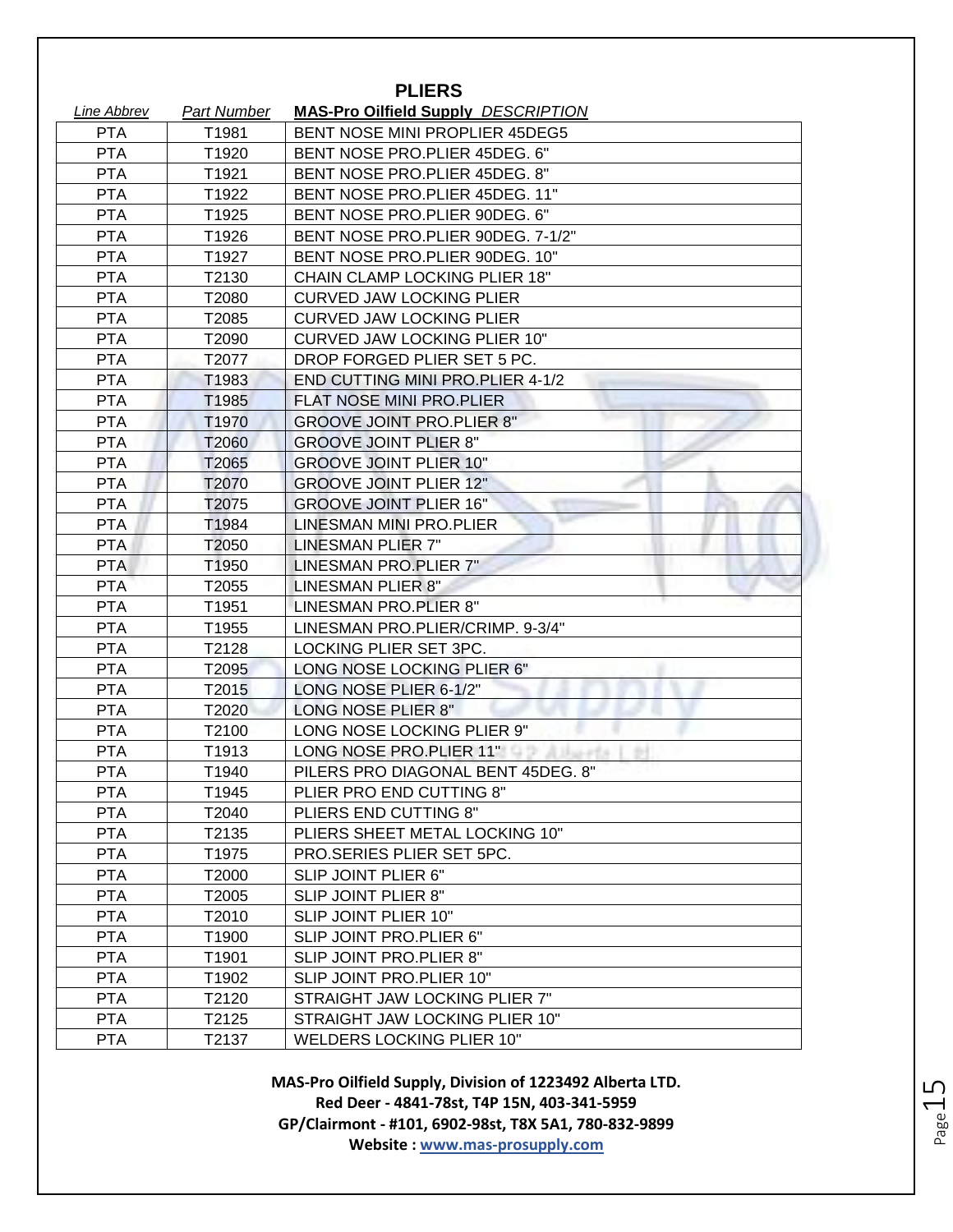# PLIERS

| *Line Abbrev* | *Part Number* | **MAS-Pro Oilfield Supply** *DESCRIPTION* |
|---|---|---|
| PTA | T1981 | BENT NOSE MINI PROPLIER 45DEG5 |
| PTA | T1920 | BENT NOSE PRO.PLIER 45DEG. 6" |
| PTA | T1921 | BENT NOSE PRO.PLIER 45DEG. 8" |
| PTA | T1922 | BENT NOSE PRO.PLIER 45DEG. 11" |
| PTA | T1925 | BENT NOSE PRO.PLIER 90DEG. 6" |
| PTA | T1926 | BENT NOSE PRO.PLIER 90DEG. 7-1/2" |
| PTA | T1927 | BENT NOSE PRO.PLIER 90DEG. 10" |
| PTA | T2130 | CHAIN CLAMP LOCKING PLIER 18" |
| PTA | T2080 | CURVED JAW LOCKING PLIER |
| PTA | T2085 | CURVED JAW LOCKING PLIER |
| PTA | T2090 | CURVED JAW LOCKING PLIER 10" |
| PTA | T2077 | DROP FORGED PLIER SET 5 PC. |
| PTA | T1983 | END CUTTING MINI PRO.PLIER 4-1/2 |
| PTA | T1985 | FLAT NOSE MINI PRO.PLIER |
| PTA | T1970 | GROOVE JOINT PRO.PLIER 8" |
| PTA | T2060 | GROOVE JOINT PLIER 8" |
| PTA | T2065 | GROOVE JOINT PLIER 10" |
| PTA | T2070 | GROOVE JOINT PLIER 12" |
| PTA | T2075 | GROOVE JOINT PLIER 16" |
| PTA | T1984 | LINESMAN MINI PRO.PLIER |
| PTA | T2050 | LINESMAN PLIER 7" |
| PTA | T1950 | LINESMAN PRO.PLIER 7" |
| PTA | T2055 | LINESMAN PLIER 8" |
| PTA | T1951 | LINESMAN PRO.PLIER 8" |
| PTA | T1955 | LINESMAN PRO.PLIER/CRIMP. 9-3/4" |
| PTA | T2128 | LOCKING PLIER SET 3PC. |
| PTA | T2095 | LONG NOSE LOCKING PLIER 6" |
| PTA | T2015 | LONG NOSE PLIER 6-1/2" |
| PTA | T2020 | LONG NOSE PLIER 8" |
| PTA | T2100 | LONG NOSE LOCKING PLIER 9" |
| PTA | T1913 | LONG NOSE PRO.PLIER 11" |
| PTA | T1940 | PILERS PRO DIAGONAL BENT 45DEG. 8" |
| PTA | T1945 | PLIER PRO END CUTTING 8" |
| PTA | T2040 | PLIERS END CUTTING 8" |
| PTA | T2135 | PLIERS SHEET METAL LOCKING 10" |
| PTA | T1975 | PRO.SERIES PLIER SET 5PC. |
| PTA | T2000 | SLIP JOINT PLIER 6" |
| PTA | T2005 | SLIP JOINT PLIER 8" |
| PTA | T2010 | SLIP JOINT PLIER 10" |
| PTA | T1900 | SLIP JOINT PRO.PLIER 6" |
| PTA | T1901 | SLIP JOINT PRO.PLIER 8" |
| PTA | T1902 | SLIP JOINT PRO.PLIER 10" |
| PTA | T2120 | STRAIGHT JAW LOCKING PLIER 7" |
| PTA | T2125 | STRAIGHT JAW LOCKING PLIER 10" |
| PTA | T2137 | WELDERS LOCKING PLIER 10" |

**MAS-Pro Oilfield Supply, Division of 1223492 Alberta LTD.**
**Red Deer - 4841-78st, T4P 15N, 403-341-5959**
**GP/Clairmont - #101, 6902-98st, T8X 5A1, 780-832-9899**
**Website : www.mas-prosupply.com**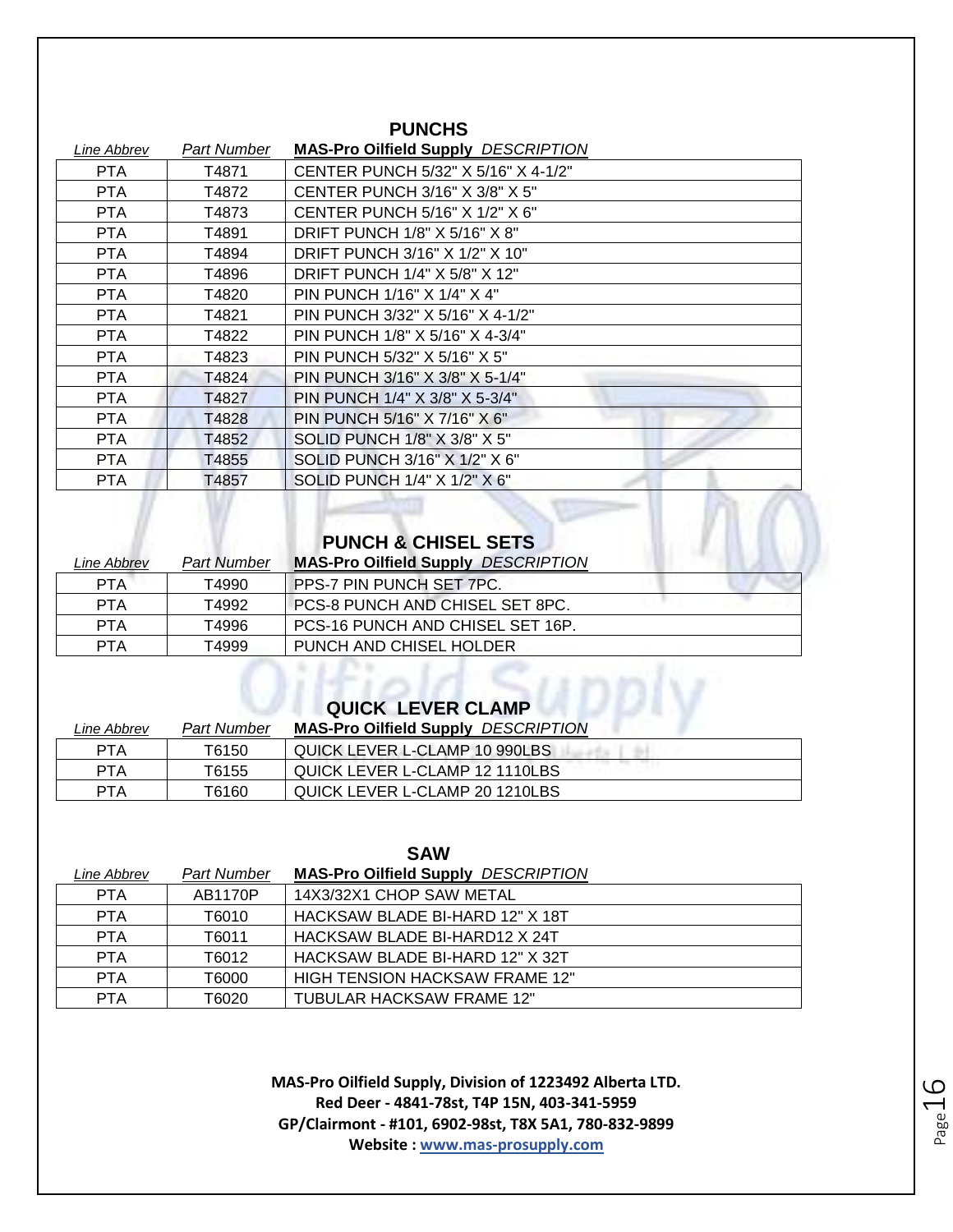## PUNCHS

| Line Abbrev | Part Number | MAS-Pro Oilfield Supply DESCRIPTION |
|---|---|---|
| PTA | T4871 | CENTER PUNCH 5/32" X 5/16" X 4-1/2" |
| PTA | T4872 | CENTER PUNCH 3/16" X 3/8" X 5" |
| PTA | T4873 | CENTER PUNCH 5/16" X 1/2" X 6" |
| PTA | T4891 | DRIFT PUNCH 1/8" X 5/16" X 8" |
| PTA | T4894 | DRIFT PUNCH 3/16" X 1/2" X 10" |
| PTA | T4896 | DRIFT PUNCH 1/4" X 5/8" X 12" |
| PTA | T4820 | PIN PUNCH 1/16" X 1/4" X 4" |
| PTA | T4821 | PIN PUNCH 3/32" X 5/16" X 4-1/2" |
| PTA | T4822 | PIN PUNCH 1/8" X 5/16" X 4-3/4" |
| PTA | T4823 | PIN PUNCH 5/32" X 5/16" X 5" |
| PTA | T4824 | PIN PUNCH 3/16" X 3/8" X 5-1/4" |
| PTA | T4827 | PIN PUNCH 1/4" X 3/8" X 5-3/4" |
| PTA | T4828 | PIN PUNCH 5/16" X 7/16" X 6" |
| PTA | T4852 | SOLID PUNCH 1/8" X 3/8" X 5" |
| PTA | T4855 | SOLID PUNCH 3/16" X 1/2" X 6" |
| PTA | T4857 | SOLID PUNCH 1/4" X 1/2" X 6" |

## PUNCH & CHISEL SETS

| Line Abbrev | Part Number | MAS-Pro Oilfield Supply DESCRIPTION |
|---|---|---|
| PTA | T4990 | PPS-7 PIN PUNCH SET 7PC. |
| PTA | T4992 | PCS-8 PUNCH AND CHISEL SET 8PC. |
| PTA | T4996 | PCS-16 PUNCH AND CHISEL SET 16P. |
| PTA | T4999 | PUNCH AND CHISEL HOLDER |

## QUICK LEVER CLAMP

| Line Abbrev | Part Number | MAS-Pro Oilfield Supply DESCRIPTION |
|---|---|---|
| PTA | T6150 | QUICK LEVER L-CLAMP 10 990LBS |
| PTA | T6155 | QUICK LEVER L-CLAMP 12 1110LBS |
| PTA | T6160 | QUICK LEVER L-CLAMP 20 1210LBS |

## SAW

| Line Abbrev | Part Number | MAS-Pro Oilfield Supply DESCRIPTION |
|---|---|---|
| PTA | AB1170P | 14X3/32X1 CHOP SAW METAL |
| PTA | T6010 | HACKSAW BLADE BI-HARD 12" X 18T |
| PTA | T6011 | HACKSAW BLADE BI-HARD12 X 24T |
| PTA | T6012 | HACKSAW BLADE BI-HARD 12" X 32T |
| PTA | T6000 | HIGH TENSION HACKSAW FRAME 12" |
| PTA | T6020 | TUBULAR HACKSAW FRAME 12" |

**MAS-Pro Oilfield Supply, Division of 1223492 Alberta LTD.**
**Red Deer - 4841-78st, T4P 15N, 403-341-5959**
**GP/Clairmont - #101, 6902-98st, T8X 5A1, 780-832-9899**
**Website : www.mas-prosupply.com**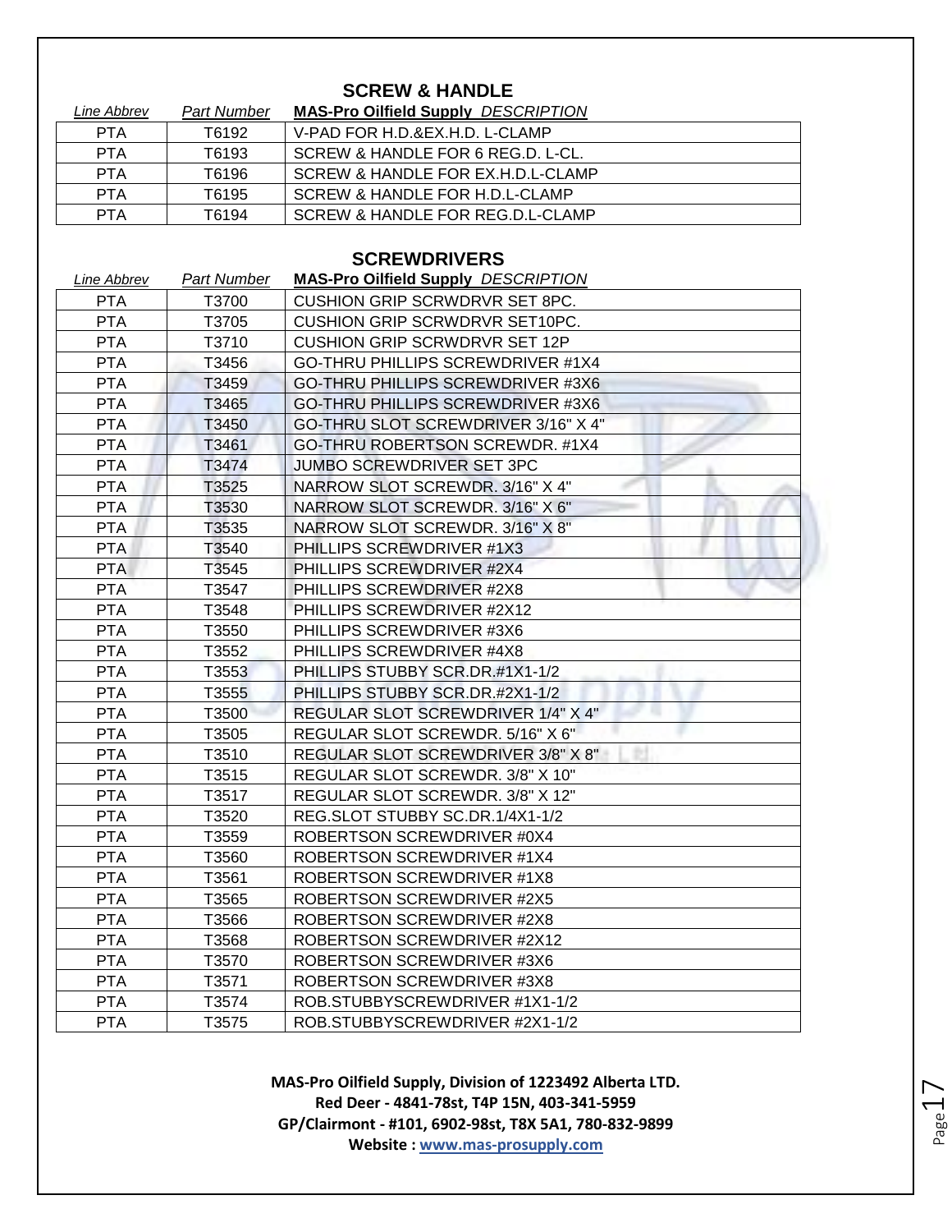## SCREW & HANDLE

| *Line Abbrev* | *Part Number* | **MAS-Pro Oilfield Supply** *DESCRIPTION* |
|---|---|---|
| PTA | T6192 | V-PAD FOR H.D.&EX.H.D. L-CLAMP |
| PTA | T6193 | SCREW & HANDLE FOR 6 REG.D. L-CL. |
| PTA | T6196 | SCREW & HANDLE FOR EX.H.D.L-CLAMP |
| PTA | T6195 | SCREW & HANDLE FOR H.D.L-CLAMP |
| PTA | T6194 | SCREW & HANDLE FOR REG.D.L-CLAMP |

## SCREWDRIVERS

| *Line Abbrev* | *Part Number* | **MAS-Pro Oilfield Supply** *DESCRIPTION* |
|---|---|---|
| PTA | T3700 | CUSHION GRIP SCRWDRVR SET 8PC. |
| PTA | T3705 | CUSHION GRIP SCRWDRVR SET10PC. |
| PTA | T3710 | CUSHION GRIP SCRWDRVR SET 12P |
| PTA | T3456 | GO-THRU PHILLIPS SCREWDRIVER #1X4 |
| PTA | T3459 | GO-THRU PHILLIPS SCREWDRIVER #3X6 |
| PTA | T3465 | GO-THRU PHILLIPS SCREWDRIVER #3X6 |
| PTA | T3450 | GO-THRU SLOT SCREWDRIVER 3/16" X 4" |
| PTA | T3461 | GO-THRU ROBERTSON SCREWDR. #1X4 |
| PTA | T3474 | JUMBO SCREWDRIVER SET 3PC |
| PTA | T3525 | NARROW SLOT SCREWDR. 3/16" X 4" |
| PTA | T3530 | NARROW SLOT SCREWDR. 3/16" X 6" |
| PTA | T3535 | NARROW SLOT SCREWDR. 3/16" X 8" |
| PTA | T3540 | PHILLIPS SCREWDRIVER #1X3 |
| PTA | T3545 | PHILLIPS SCREWDRIVER #2X4 |
| PTA | T3547 | PHILLIPS SCREWDRIVER #2X8 |
| PTA | T3548 | PHILLIPS SCREWDRIVER #2X12 |
| PTA | T3550 | PHILLIPS SCREWDRIVER #3X6 |
| PTA | T3552 | PHILLIPS SCREWDRIVER #4X8 |
| PTA | T3553 | PHILLIPS STUBBY SCR.DR.#1X1-1/2 |
| PTA | T3555 | PHILLIPS STUBBY SCR.DR.#2X1-1/2 |
| PTA | T3500 | REGULAR SLOT SCREWDRIVER 1/4" X 4" |
| PTA | T3505 | REGULAR SLOT SCREWDR. 5/16" X 6" |
| PTA | T3510 | REGULAR SLOT SCREWDRIVER 3/8" X 8" |
| PTA | T3515 | REGULAR SLOT SCREWDR. 3/8" X 10" |
| PTA | T3517 | REGULAR SLOT SCREWDR. 3/8" X 12" |
| PTA | T3520 | REG.SLOT STUBBY SC.DR.1/4X1-1/2 |
| PTA | T3559 | ROBERTSON SCREWDRIVER #0X4 |
| PTA | T3560 | ROBERTSON SCREWDRIVER #1X4 |
| PTA | T3561 | ROBERTSON SCREWDRIVER #1X8 |
| PTA | T3565 | ROBERTSON SCREWDRIVER #2X5 |
| PTA | T3566 | ROBERTSON SCREWDRIVER #2X8 |
| PTA | T3568 | ROBERTSON SCREWDRIVER #2X12 |
| PTA | T3570 | ROBERTSON SCREWDRIVER #3X6 |
| PTA | T3571 | ROBERTSON SCREWDRIVER #3X8 |
| PTA | T3574 | ROB.STUBBYSCREWDRIVER #1X1-1/2 |
| PTA | T3575 | ROB.STUBBYSCREWDRIVER #2X1-1/2 |

**MAS-Pro Oilfield Supply, Division of 1223492 Alberta LTD.**
**Red Deer - 4841-78st, T4P 15N, 403-341-5959**
**GP/Clairmont - #101, 6902-98st, T8X 5A1, 780-832-9899**
**Website : www.mas-prosupply.com**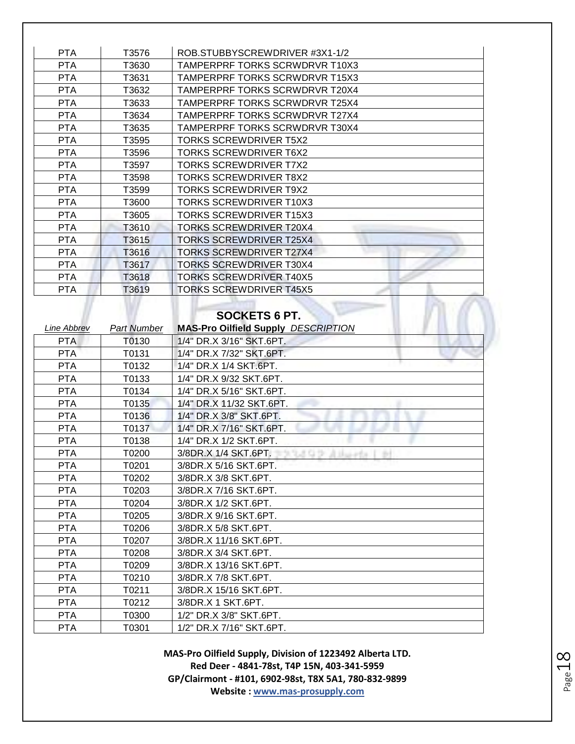| PTA | T3576 | ROB.STUBBYSCREWDRIVER #3X1-1/2 |
|---|---|---|
| PTA | T3630 | TAMPERPRF TORKS SCRWDRVR T10X3 |
| PTA | T3631 | TAMPERPRF TORKS SCRWDRVR T15X3 |
| PTA | T3632 | TAMPERPRF TORKS SCRWDRVR T20X4 |
| PTA | T3633 | TAMPERPRF TORKS SCRWDRVR T25X4 |
| PTA | T3634 | TAMPERPRF TORKS SCRWDRVR T27X4 |
| PTA | T3635 | TAMPERPRF TORKS SCRWDRVR T30X4 |
| PTA | T3595 | TORKS SCREWDRIVER T5X2 |
| PTA | T3596 | TORKS SCREWDRIVER T6X2 |
| PTA | T3597 | TORKS SCREWDRIVER T7X2 |
| PTA | T3598 | TORKS SCREWDRIVER T8X2 |
| PTA | T3599 | TORKS SCREWDRIVER T9X2 |
| PTA | T3600 | TORKS SCREWDRIVER T10X3 |
| PTA | T3605 | TORKS SCREWDRIVER T15X3 |
| PTA | T3610 | TORKS SCREWDRIVER T20X4 |
| PTA | T3615 | TORKS SCREWDRIVER T25X4 |
| PTA | T3616 | TORKS SCREWDRIVER T27X4 |
| PTA | T3617 | TORKS SCREWDRIVER T30X4 |
| PTA | T3618 | TORKS SCREWDRIVER T40X5 |
| PTA | T3619 | TORKS SCREWDRIVER T45X5 |

## SOCKETS 6 PT.

| *Line Abbrev* | *Part Number* | **MAS-Pro Oilfield Supply** *DESCRIPTION* |
|---|---|---|
| PTA | T0130 | 1/4" DR.X 3/16" SKT.6PT. |
| PTA | T0131 | 1/4" DR.X 7/32" SKT.6PT. |
| PTA | T0132 | 1/4" DR.X 1/4 SKT.6PT. |
| PTA | T0133 | 1/4" DR.X 9/32 SKT.6PT. |
| PTA | T0134 | 1/4" DR.X 5/16" SKT.6PT. |
| PTA | T0135 | 1/4" DR.X 11/32 SKT.6PT. |
| PTA | T0136 | 1/4" DR.X 3/8" SKT.6PT. |
| PTA | T0137 | 1/4" DR.X 7/16" SKT.6PT. |
| PTA | T0138 | 1/4" DR.X 1/2 SKT.6PT. |
| PTA | T0200 | 3/8DR.X 1/4 SKT.6PT. |
| PTA | T0201 | 3/8DR.X 5/16 SKT.6PT. |
| PTA | T0202 | 3/8DR.X 3/8 SKT.6PT. |
| PTA | T0203 | 3/8DR.X 7/16 SKT.6PT. |
| PTA | T0204 | 3/8DR.X 1/2 SKT.6PT. |
| PTA | T0205 | 3/8DR.X 9/16 SKT.6PT. |
| PTA | T0206 | 3/8DR.X 5/8 SKT.6PT. |
| PTA | T0207 | 3/8DR.X 11/16 SKT.6PT. |
| PTA | T0208 | 3/8DR.X 3/4 SKT.6PT. |
| PTA | T0209 | 3/8DR.X 13/16 SKT.6PT. |
| PTA | T0210 | 3/8DR.X 7/8 SKT.6PT. |
| PTA | T0211 | 3/8DR.X 15/16 SKT.6PT. |
| PTA | T0212 | 3/8DR.X 1 SKT.6PT. |
| PTA | T0300 | 1/2" DR.X 3/8" SKT.6PT. |
| PTA | T0301 | 1/2" DR.X 7/16" SKT.6PT. |

**MAS-Pro Oilfield Supply, Division of 1223492 Alberta LTD.**
**Red Deer - 4841-78st, T4P 15N, 403-341-5959**
**GP/Clairmont - #101, 6902-98st, T8X 5A1, 780-832-9899**
**Website : www.mas-prosupply.com**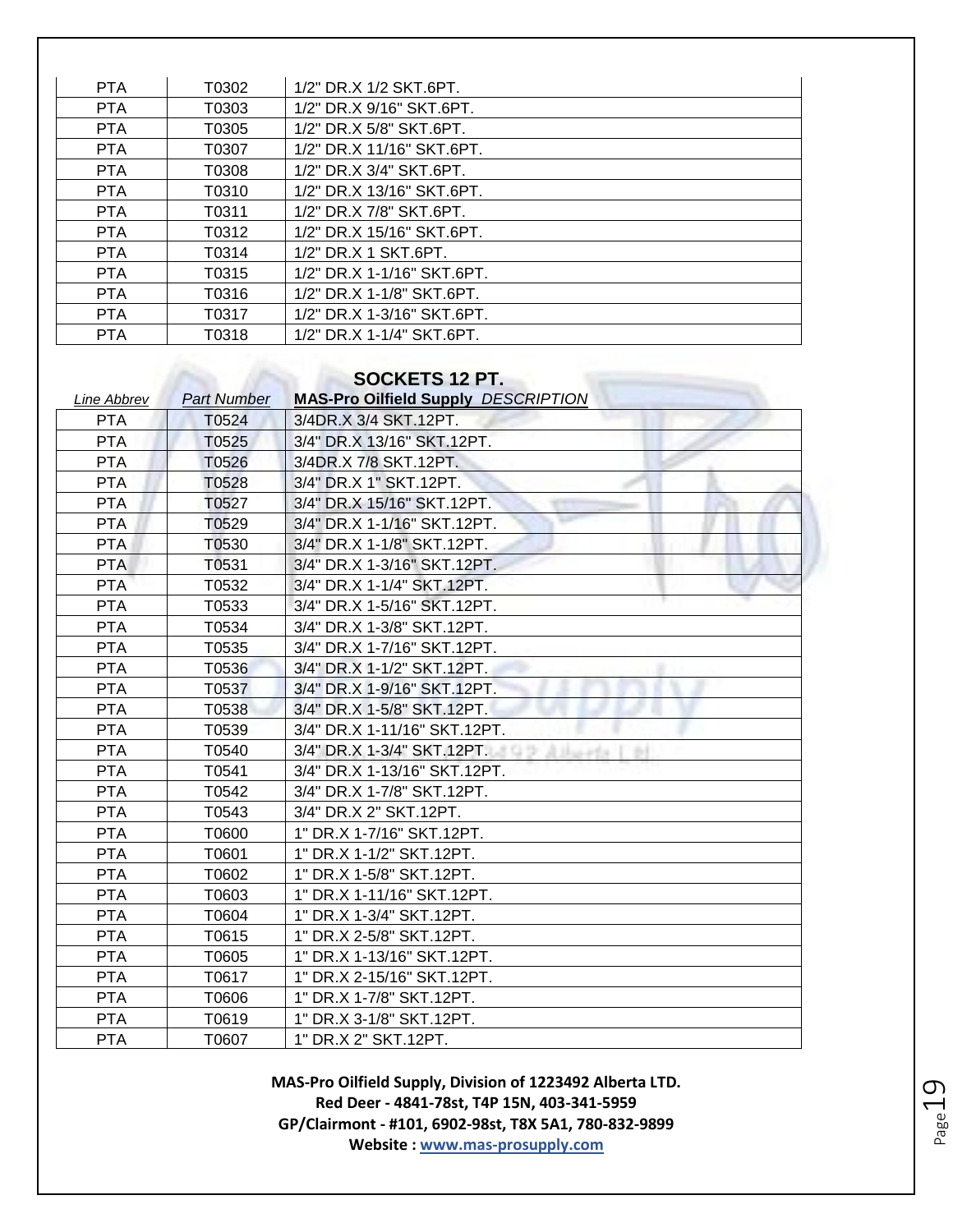| PTA | T0302 | 1/2" DR.X 1/2 SKT.6PT. |
|---|---|---|
| PTA | T0303 | 1/2" DR.X 9/16" SKT.6PT. |
| PTA | T0305 | 1/2" DR.X 5/8" SKT.6PT. |
| PTA | T0307 | 1/2" DR.X 11/16" SKT.6PT. |
| PTA | T0308 | 1/2" DR.X 3/4" SKT.6PT. |
| PTA | T0310 | 1/2" DR.X 13/16" SKT.6PT. |
| PTA | T0311 | 1/2" DR.X 7/8" SKT.6PT. |
| PTA | T0312 | 1/2" DR.X 15/16" SKT.6PT. |
| PTA | T0314 | 1/2" DR.X 1 SKT.6PT. |
| PTA | T0315 | 1/2" DR.X 1-1/16" SKT.6PT. |
| PTA | T0316 | 1/2" DR.X 1-1/8" SKT.6PT. |
| PTA | T0317 | 1/2" DR.X 1-3/16" SKT.6PT. |
| PTA | T0318 | 1/2" DR.X 1-1/4" SKT.6PT. |

## SOCKETS 12 PT.

| *Line Abbrev* | *Part Number* | **MAS-Pro Oilfield Supply** *DESCRIPTION* |
|---|---|---|
| PTA | T0524 | 3/4DR.X 3/4 SKT.12PT. |
| PTA | T0525 | 3/4" DR.X 13/16" SKT.12PT. |
| PTA | T0526 | 3/4DR.X 7/8 SKT.12PT. |
| PTA | T0528 | 3/4" DR.X 1" SKT.12PT. |
| PTA | T0527 | 3/4" DR.X 15/16" SKT.12PT. |
| PTA | T0529 | 3/4" DR.X 1-1/16" SKT.12PT. |
| PTA | T0530 | 3/4" DR.X 1-1/8" SKT.12PT. |
| PTA | T0531 | 3/4" DR.X 1-3/16" SKT.12PT. |
| PTA | T0532 | 3/4" DR.X 1-1/4" SKT.12PT. |
| PTA | T0533 | 3/4" DR.X 1-5/16" SKT.12PT. |
| PTA | T0534 | 3/4" DR.X 1-3/8" SKT.12PT. |
| PTA | T0535 | 3/4" DR.X 1-7/16" SKT.12PT. |
| PTA | T0536 | 3/4" DR.X 1-1/2" SKT.12PT. |
| PTA | T0537 | 3/4" DR.X 1-9/16" SKT.12PT. |
| PTA | T0538 | 3/4" DR.X 1-5/8" SKT.12PT. |
| PTA | T0539 | 3/4" DR.X 1-11/16" SKT.12PT. |
| PTA | T0540 | 3/4" DR.X 1-3/4" SKT.12PT. |
| PTA | T0541 | 3/4" DR.X 1-13/16" SKT.12PT. |
| PTA | T0542 | 3/4" DR.X 1-7/8" SKT.12PT. |
| PTA | T0543 | 3/4" DR.X 2" SKT.12PT. |
| PTA | T0600 | 1" DR.X 1-7/16" SKT.12PT. |
| PTA | T0601 | 1" DR.X 1-1/2" SKT.12PT. |
| PTA | T0602 | 1" DR.X 1-5/8" SKT.12PT. |
| PTA | T0603 | 1" DR.X 1-11/16" SKT.12PT. |
| PTA | T0604 | 1" DR.X 1-3/4" SKT.12PT. |
| PTA | T0615 | 1" DR.X 2-5/8" SKT.12PT. |
| PTA | T0605 | 1" DR.X 1-13/16" SKT.12PT. |
| PTA | T0617 | 1" DR.X 2-15/16" SKT.12PT. |
| PTA | T0606 | 1" DR.X 1-7/8" SKT.12PT. |
| PTA | T0619 | 1" DR.X 3-1/8" SKT.12PT. |
| PTA | T0607 | 1" DR.X 2" SKT.12PT. |

**MAS-Pro Oilfield Supply, Division of 1223492 Alberta LTD.**
**Red Deer - 4841-78st, T4P 15N, 403-341-5959**
**GP/Clairmont - #101, 6902-98st, T8X 5A1, 780-832-9899**
**Website : www.mas-prosupply.com**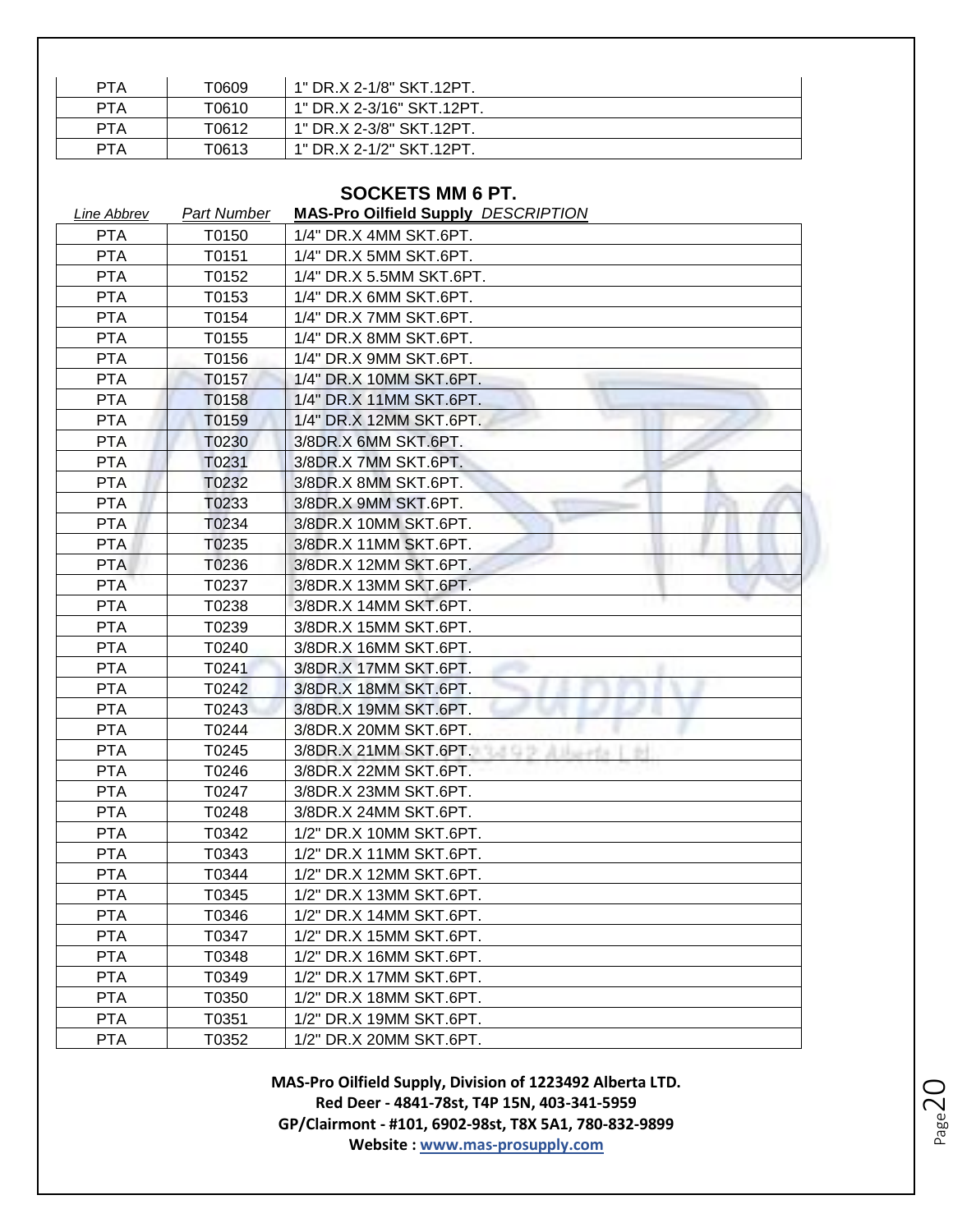| PTA | T0609 | 1" DR.X 2-1/8" SKT.12PT. |
|---|---|---|
| PTA | T0610 | 1" DR.X 2-3/16" SKT.12PT. |
| PTA | T0612 | 1" DR.X 2-3/8" SKT.12PT. |
| PTA | T0613 | 1" DR.X 2-1/2" SKT.12PT. |

## SOCKETS MM 6 PT.

| *Line Abbrev* | *Part Number* | **MAS-Pro Oilfield Supply** *DESCRIPTION* |
|---|---|---|
| PTA | T0150 | 1/4" DR.X 4MM SKT.6PT. |
| PTA | T0151 | 1/4" DR.X 5MM SKT.6PT. |
| PTA | T0152 | 1/4" DR.X 5.5MM SKT.6PT. |
| PTA | T0153 | 1/4" DR.X 6MM SKT.6PT. |
| PTA | T0154 | 1/4" DR.X 7MM SKT.6PT. |
| PTA | T0155 | 1/4" DR.X 8MM SKT.6PT. |
| PTA | T0156 | 1/4" DR.X 9MM SKT.6PT. |
| PTA | T0157 | 1/4" DR.X 10MM SKT.6PT. |
| PTA | T0158 | 1/4" DR.X 11MM SKT.6PT. |
| PTA | T0159 | 1/4" DR.X 12MM SKT.6PT. |
| PTA | T0230 | 3/8DR.X 6MM SKT.6PT. |
| PTA | T0231 | 3/8DR.X 7MM SKT.6PT. |
| PTA | T0232 | 3/8DR.X 8MM SKT.6PT. |
| PTA | T0233 | 3/8DR.X 9MM SKT.6PT. |
| PTA | T0234 | 3/8DR.X 10MM SKT.6PT. |
| PTA | T0235 | 3/8DR.X 11MM SKT.6PT. |
| PTA | T0236 | 3/8DR.X 12MM SKT.6PT. |
| PTA | T0237 | 3/8DR.X 13MM SKT.6PT. |
| PTA | T0238 | 3/8DR.X 14MM SKT.6PT. |
| PTA | T0239 | 3/8DR.X 15MM SKT.6PT. |
| PTA | T0240 | 3/8DR.X 16MM SKT.6PT. |
| PTA | T0241 | 3/8DR.X 17MM SKT.6PT. |
| PTA | T0242 | 3/8DR.X 18MM SKT.6PT. |
| PTA | T0243 | 3/8DR.X 19MM SKT.6PT. |
| PTA | T0244 | 3/8DR.X 20MM SKT.6PT. |
| PTA | T0245 | 3/8DR.X 21MM SKT.6PT. |
| PTA | T0246 | 3/8DR.X 22MM SKT.6PT. |
| PTA | T0247 | 3/8DR.X 23MM SKT.6PT. |
| PTA | T0248 | 3/8DR.X 24MM SKT.6PT. |
| PTA | T0342 | 1/2" DR.X 10MM SKT.6PT. |
| PTA | T0343 | 1/2" DR.X 11MM SKT.6PT. |
| PTA | T0344 | 1/2" DR.X 12MM SKT.6PT. |
| PTA | T0345 | 1/2" DR.X 13MM SKT.6PT. |
| PTA | T0346 | 1/2" DR.X 14MM SKT.6PT. |
| PTA | T0347 | 1/2" DR.X 15MM SKT.6PT. |
| PTA | T0348 | 1/2" DR.X 16MM SKT.6PT. |
| PTA | T0349 | 1/2" DR.X 17MM SKT.6PT. |
| PTA | T0350 | 1/2" DR.X 18MM SKT.6PT. |
| PTA | T0351 | 1/2" DR.X 19MM SKT.6PT. |
| PTA | T0352 | 1/2" DR.X 20MM SKT.6PT. |

**MAS-Pro Oilfield Supply, Division of 1223492 Alberta LTD.**
**Red Deer - 4841-78st, T4P 15N, 403-341-5959**
**GP/Clairmont - #101, 6902-98st, T8X 5A1, 780-832-9899**
**Website : www.mas-prosupply.com**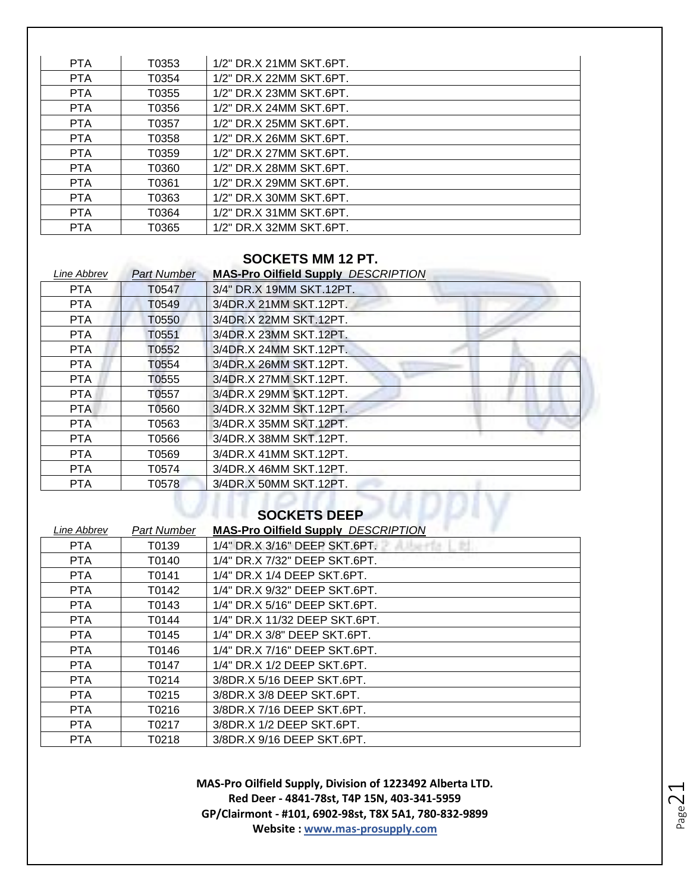| PTA | T0353 | 1/2" DR.X 21MM SKT.6PT. |
|---|---|---|
| PTA | T0354 | 1/2" DR.X 22MM SKT.6PT. |
| PTA | T0355 | 1/2" DR.X 23MM SKT.6PT. |
| PTA | T0356 | 1/2" DR.X 24MM SKT.6PT. |
| PTA | T0357 | 1/2" DR.X 25MM SKT.6PT. |
| PTA | T0358 | 1/2" DR.X 26MM SKT.6PT. |
| PTA | T0359 | 1/2" DR.X 27MM SKT.6PT. |
| PTA | T0360 | 1/2" DR.X 28MM SKT.6PT. |
| PTA | T0361 | 1/2" DR.X 29MM SKT.6PT. |
| PTA | T0363 | 1/2" DR.X 30MM SKT.6PT. |
| PTA | T0364 | 1/2" DR.X 31MM SKT.6PT. |
| PTA | T0365 | 1/2" DR.X 32MM SKT.6PT. |

## SOCKETS MM 12 PT.

| *Line Abbrev* | *Part Number* | **MAS-Pro Oilfield Supply** *DESCRIPTION* |
|---|---|---|
| PTA | T0547 | 3/4" DR.X 19MM SKT.12PT. |
| PTA | T0549 | 3/4DR.X 21MM SKT.12PT. |
| PTA | T0550 | 3/4DR.X 22MM SKT.12PT. |
| PTA | T0551 | 3/4DR.X 23MM SKT.12PT. |
| PTA | T0552 | 3/4DR.X 24MM SKT.12PT. |
| PTA | T0554 | 3/4DR.X 26MM SKT.12PT. |
| PTA | T0555 | 3/4DR.X 27MM SKT.12PT. |
| PTA | T0557 | 3/4DR.X 29MM SKT.12PT. |
| PTA | T0560 | 3/4DR.X 32MM SKT.12PT. |
| PTA | T0563 | 3/4DR.X 35MM SKT.12PT. |
| PTA | T0566 | 3/4DR.X 38MM SKT.12PT. |
| PTA | T0569 | 3/4DR.X 41MM SKT.12PT. |
| PTA | T0574 | 3/4DR.X 46MM SKT.12PT. |
| PTA | T0578 | 3/4DR.X 50MM SKT.12PT. |

## SOCKETS DEEP

| *Line Abbrev* | *Part Number* | **MAS-Pro Oilfield Supply** *DESCRIPTION* |
|---|---|---|
| PTA | T0139 | 1/4" DR.X 3/16" DEEP SKT.6PT. |
| PTA | T0140 | 1/4" DR.X 7/32" DEEP SKT.6PT. |
| PTA | T0141 | 1/4" DR.X 1/4 DEEP SKT.6PT. |
| PTA | T0142 | 1/4" DR.X 9/32" DEEP SKT.6PT. |
| PTA | T0143 | 1/4" DR.X 5/16" DEEP SKT.6PT. |
| PTA | T0144 | 1/4" DR.X 11/32 DEEP SKT.6PT. |
| PTA | T0145 | 1/4" DR.X 3/8" DEEP SKT.6PT. |
| PTA | T0146 | 1/4" DR.X 7/16" DEEP SKT.6PT. |
| PTA | T0147 | 1/4" DR.X 1/2 DEEP SKT.6PT. |
| PTA | T0214 | 3/8DR.X 5/16 DEEP SKT.6PT. |
| PTA | T0215 | 3/8DR.X 3/8 DEEP SKT.6PT. |
| PTA | T0216 | 3/8DR.X 7/16 DEEP SKT.6PT. |
| PTA | T0217 | 3/8DR.X 1/2 DEEP SKT.6PT. |
| PTA | T0218 | 3/8DR.X 9/16 DEEP SKT.6PT. |

**MAS-Pro Oilfield Supply, Division of 1223492 Alberta LTD.**
**Red Deer - 4841-78st, T4P 15N, 403-341-5959**
**GP/Clairmont - #101, 6902-98st, T8X 5A1, 780-832-9899**
**Website : www.mas-prosupply.com**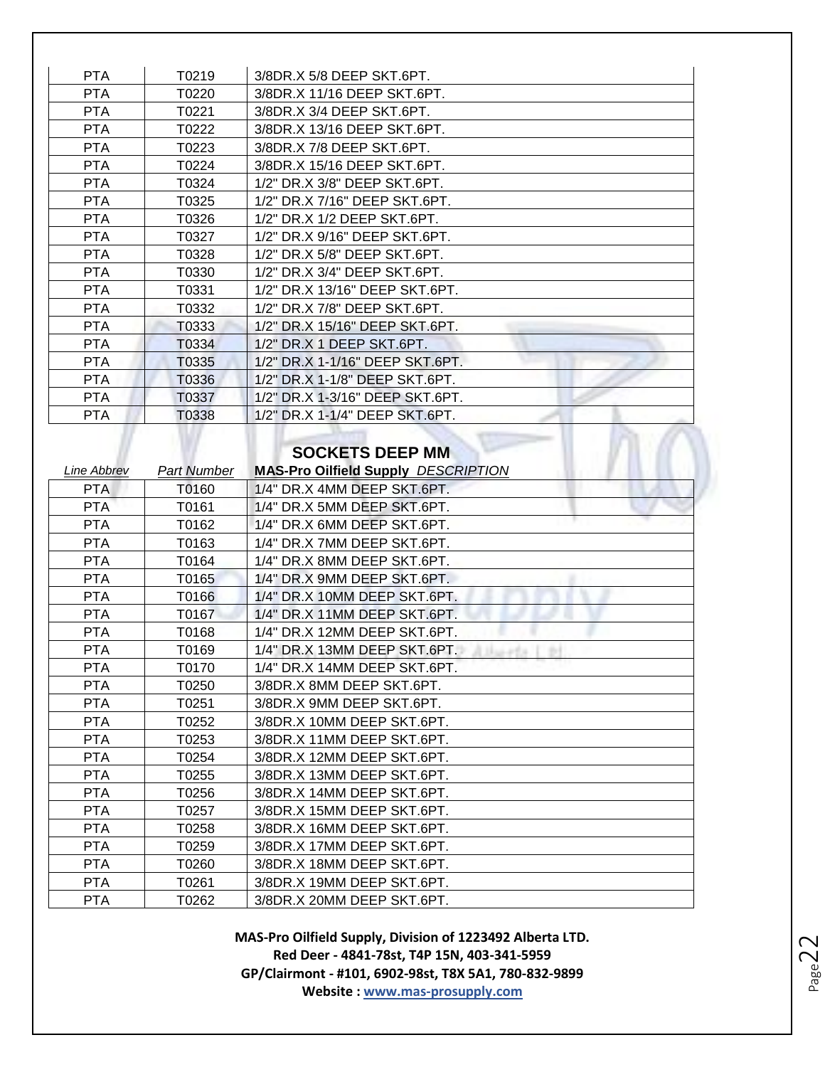| | | |
|---|---|---|
| PTA | T0219 | 3/8DR.X 5/8 DEEP SKT.6PT. |
| PTA | T0220 | 3/8DR.X 11/16 DEEP SKT.6PT. |
| PTA | T0221 | 3/8DR.X 3/4 DEEP SKT.6PT. |
| PTA | T0222 | 3/8DR.X 13/16 DEEP SKT.6PT. |
| PTA | T0223 | 3/8DR.X 7/8 DEEP SKT.6PT. |
| PTA | T0224 | 3/8DR.X 15/16 DEEP SKT.6PT. |
| PTA | T0324 | 1/2" DR.X 3/8" DEEP SKT.6PT. |
| PTA | T0325 | 1/2" DR.X 7/16" DEEP SKT.6PT. |
| PTA | T0326 | 1/2" DR.X 1/2 DEEP SKT.6PT. |
| PTA | T0327 | 1/2" DR.X 9/16" DEEP SKT.6PT. |
| PTA | T0328 | 1/2" DR.X 5/8" DEEP SKT.6PT. |
| PTA | T0330 | 1/2" DR.X 3/4" DEEP SKT.6PT. |
| PTA | T0331 | 1/2" DR.X 13/16" DEEP SKT.6PT. |
| PTA | T0332 | 1/2" DR.X 7/8" DEEP SKT.6PT. |
| PTA | T0333 | 1/2" DR.X 15/16" DEEP SKT.6PT. |
| PTA | T0334 | 1/2" DR.X 1 DEEP SKT.6PT. |
| PTA | T0335 | 1/2" DR.X 1-1/16" DEEP SKT.6PT. |
| PTA | T0336 | 1/2" DR.X 1-1/8" DEEP SKT.6PT. |
| PTA | T0337 | 1/2" DR.X 1-3/16" DEEP SKT.6PT. |
| PTA | T0338 | 1/2" DR.X 1-1/4" DEEP SKT.6PT. |

## SOCKETS DEEP MM

| *Line Abbrev* | *Part Number* | **MAS-Pro Oilfield Supply** *DESCRIPTION* |
|---|---|---|
| PTA | T0160 | 1/4" DR.X 4MM DEEP SKT.6PT. |
| PTA | T0161 | 1/4" DR.X 5MM DEEP SKT.6PT. |
| PTA | T0162 | 1/4" DR.X 6MM DEEP SKT.6PT. |
| PTA | T0163 | 1/4" DR.X 7MM DEEP SKT.6PT. |
| PTA | T0164 | 1/4" DR.X 8MM DEEP SKT.6PT. |
| PTA | T0165 | 1/4" DR.X 9MM DEEP SKT.6PT. |
| PTA | T0166 | 1/4" DR.X 10MM DEEP SKT.6PT. |
| PTA | T0167 | 1/4" DR.X 11MM DEEP SKT.6PT. |
| PTA | T0168 | 1/4" DR.X 12MM DEEP SKT.6PT. |
| PTA | T0169 | 1/4" DR.X 13MM DEEP SKT.6PT. |
| PTA | T0170 | 1/4" DR.X 14MM DEEP SKT.6PT. |
| PTA | T0250 | 3/8DR.X 8MM DEEP SKT.6PT. |
| PTA | T0251 | 3/8DR.X 9MM DEEP SKT.6PT. |
| PTA | T0252 | 3/8DR.X 10MM DEEP SKT.6PT. |
| PTA | T0253 | 3/8DR.X 11MM DEEP SKT.6PT. |
| PTA | T0254 | 3/8DR.X 12MM DEEP SKT.6PT. |
| PTA | T0255 | 3/8DR.X 13MM DEEP SKT.6PT. |
| PTA | T0256 | 3/8DR.X 14MM DEEP SKT.6PT. |
| PTA | T0257 | 3/8DR.X 15MM DEEP SKT.6PT. |
| PTA | T0258 | 3/8DR.X 16MM DEEP SKT.6PT. |
| PTA | T0259 | 3/8DR.X 17MM DEEP SKT.6PT. |
| PTA | T0260 | 3/8DR.X 18MM DEEP SKT.6PT. |
| PTA | T0261 | 3/8DR.X 19MM DEEP SKT.6PT. |
| PTA | T0262 | 3/8DR.X 20MM DEEP SKT.6PT. |

**MAS-Pro Oilfield Supply, Division of 1223492 Alberta LTD.**
**Red Deer - 4841-78st, T4P 15N, 403-341-5959**
**GP/Clairmont - #101, 6902-98st, T8X 5A1, 780-832-9899**
**Website : www.mas-prosupply.com**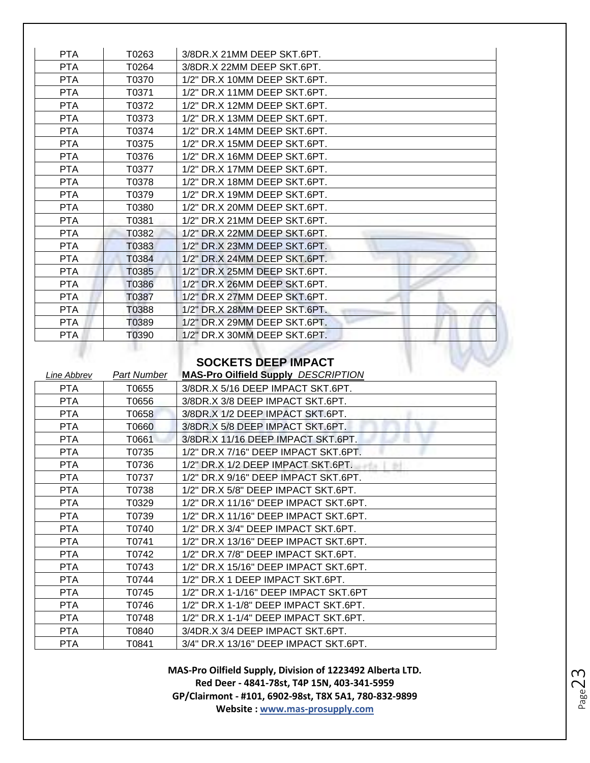| | | |
|---|---|---|
| PTA | T0263 | 3/8DR.X 21MM DEEP SKT.6PT. |
| PTA | T0264 | 3/8DR.X 22MM DEEP SKT.6PT. |
| PTA | T0370 | 1/2" DR.X 10MM DEEP SKT.6PT. |
| PTA | T0371 | 1/2" DR.X 11MM DEEP SKT.6PT. |
| PTA | T0372 | 1/2" DR.X 12MM DEEP SKT.6PT. |
| PTA | T0373 | 1/2" DR.X 13MM DEEP SKT.6PT. |
| PTA | T0374 | 1/2" DR.X 14MM DEEP SKT.6PT. |
| PTA | T0375 | 1/2" DR.X 15MM DEEP SKT.6PT. |
| PTA | T0376 | 1/2" DR.X 16MM DEEP SKT.6PT. |
| PTA | T0377 | 1/2" DR.X 17MM DEEP SKT.6PT. |
| PTA | T0378 | 1/2" DR.X 18MM DEEP SKT.6PT. |
| PTA | T0379 | 1/2" DR.X 19MM DEEP SKT.6PT. |
| PTA | T0380 | 1/2" DR.X 20MM DEEP SKT.6PT. |
| PTA | T0381 | 1/2" DR.X 21MM DEEP SKT.6PT. |
| PTA | T0382 | 1/2" DR.X 22MM DEEP SKT.6PT. |
| PTA | T0383 | 1/2" DR.X 23MM DEEP SKT.6PT. |
| PTA | T0384 | 1/2" DR.X 24MM DEEP SKT.6PT. |
| PTA | T0385 | 1/2" DR.X 25MM DEEP SKT.6PT. |
| PTA | T0386 | 1/2" DR.X 26MM DEEP SKT.6PT. |
| PTA | T0387 | 1/2" DR.X 27MM DEEP SKT.6PT. |
| PTA | T0388 | 1/2" DR.X 28MM DEEP SKT.6PT. |
| PTA | T0389 | 1/2" DR.X 29MM DEEP SKT.6PT. |
| PTA | T0390 | 1/2" DR.X 30MM DEEP SKT.6PT. |

## SOCKETS DEEP IMPACT

| *Line Abbrev* | *Part Number* | **MAS-Pro Oilfield Supply** *DESCRIPTION* |
|---|---|---|
| PTA | T0655 | 3/8DR.X 5/16 DEEP IMPACT SKT.6PT. |
| PTA | T0656 | 3/8DR.X 3/8 DEEP IMPACT SKT.6PT. |
| PTA | T0658 | 3/8DR.X 1/2 DEEP IMPACT SKT.6PT. |
| PTA | T0660 | 3/8DR.X 5/8 DEEP IMPACT SKT.6PT. |
| PTA | T0661 | 3/8DR.X 11/16 DEEP IMPACT SKT.6PT. |
| PTA | T0735 | 1/2" DR.X 7/16" DEEP IMPACT SKT.6PT. |
| PTA | T0736 | 1/2" DR.X 1/2 DEEP IMPACT SKT.6PT. |
| PTA | T0737 | 1/2" DR.X 9/16" DEEP IMPACT SKT.6PT. |
| PTA | T0738 | 1/2" DR.X 5/8" DEEP IMPACT SKT.6PT. |
| PTA | T0329 | 1/2" DR.X 11/16" DEEP IMPACT SKT.6PT. |
| PTA | T0739 | 1/2" DR.X 11/16" DEEP IMPACT SKT.6PT. |
| PTA | T0740 | 1/2" DR.X 3/4" DEEP IMPACT SKT.6PT. |
| PTA | T0741 | 1/2" DR.X 13/16" DEEP IMPACT SKT.6PT. |
| PTA | T0742 | 1/2" DR.X 7/8" DEEP IMPACT SKT.6PT. |
| PTA | T0743 | 1/2" DR.X 15/16" DEEP IMPACT SKT.6PT. |
| PTA | T0744 | 1/2" DR.X 1 DEEP IMPACT SKT.6PT. |
| PTA | T0745 | 1/2" DR.X 1-1/16" DEEP IMPACT SKT.6PT |
| PTA | T0746 | 1/2" DR.X 1-1/8" DEEP IMPACT SKT.6PT. |
| PTA | T0748 | 1/2" DR.X 1-1/4" DEEP IMPACT SKT.6PT. |
| PTA | T0840 | 3/4DR.X 3/4 DEEP IMPACT SKT.6PT. |
| PTA | T0841 | 3/4" DR.X 13/16" DEEP IMPACT SKT.6PT. |

**MAS-Pro Oilfield Supply, Division of 1223492 Alberta LTD.**
**Red Deer - 4841-78st, T4P 15N, 403-341-5959**
**GP/Clairmont - #101, 6902-98st, T8X 5A1, 780-832-9899**
**Website : www.mas-prosupply.com**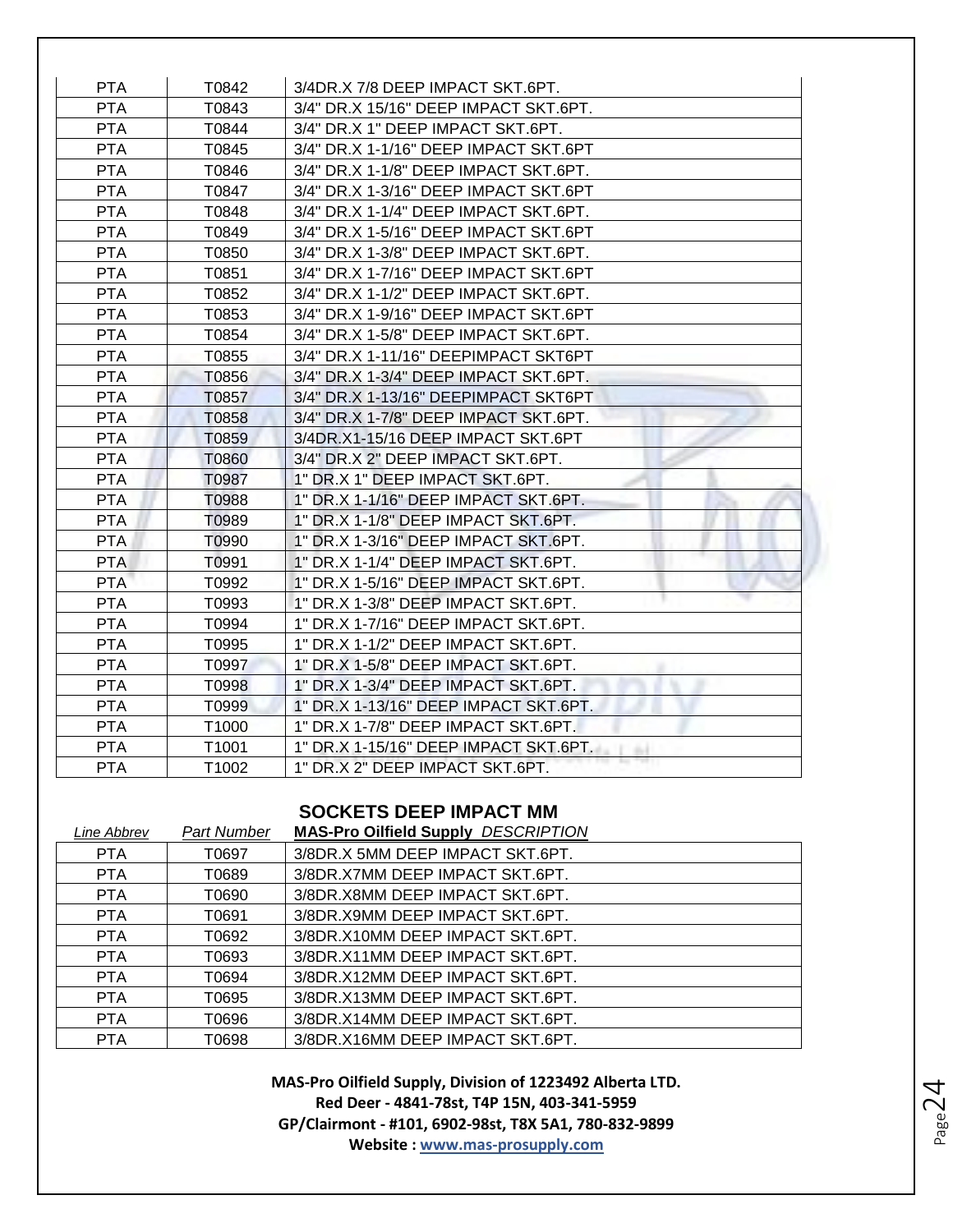| PTA | T0842 | 3/4DR.X 7/8 DEEP IMPACT SKT.6PT. |
|---|---|---|
| PTA | T0843 | 3/4" DR.X 15/16" DEEP IMPACT SKT.6PT. |
| PTA | T0844 | 3/4" DR.X 1" DEEP IMPACT SKT.6PT. |
| PTA | T0845 | 3/4" DR.X 1-1/16" DEEP IMPACT SKT.6PT |
| PTA | T0846 | 3/4" DR.X 1-1/8" DEEP IMPACT SKT.6PT. |
| PTA | T0847 | 3/4" DR.X 1-3/16" DEEP IMPACT SKT.6PT |
| PTA | T0848 | 3/4" DR.X 1-1/4" DEEP IMPACT SKT.6PT. |
| PTA | T0849 | 3/4" DR.X 1-5/16" DEEP IMPACT SKT.6PT |
| PTA | T0850 | 3/4" DR.X 1-3/8" DEEP IMPACT SKT.6PT. |
| PTA | T0851 | 3/4" DR.X 1-7/16" DEEP IMPACT SKT.6PT |
| PTA | T0852 | 3/4" DR.X 1-1/2" DEEP IMPACT SKT.6PT. |
| PTA | T0853 | 3/4" DR.X 1-9/16" DEEP IMPACT SKT.6PT |
| PTA | T0854 | 3/4" DR.X 1-5/8" DEEP IMPACT SKT.6PT. |
| PTA | T0855 | 3/4" DR.X 1-11/16" DEEPIMPACT SKT6PT |
| PTA | T0856 | 3/4" DR.X 1-3/4" DEEP IMPACT SKT.6PT. |
| PTA | T0857 | 3/4" DR.X 1-13/16" DEEPIMPACT SKT6PT |
| PTA | T0858 | 3/4" DR.X 1-7/8" DEEP IMPACT SKT.6PT. |
| PTA | T0859 | 3/4DR.X1-15/16 DEEP IMPACT SKT.6PT |
| PTA | T0860 | 3/4" DR.X 2" DEEP IMPACT SKT.6PT. |
| PTA | T0987 | 1" DR.X 1" DEEP IMPACT SKT.6PT. |
| PTA | T0988 | 1" DR.X 1-1/16" DEEP IMPACT SKT.6PT. |
| PTA | T0989 | 1" DR.X 1-1/8" DEEP IMPACT SKT.6PT. |
| PTA | T0990 | 1" DR.X 1-3/16" DEEP IMPACT SKT.6PT. |
| PTA | T0991 | 1" DR.X 1-1/4" DEEP IMPACT SKT.6PT. |
| PTA | T0992 | 1" DR.X 1-5/16" DEEP IMPACT SKT.6PT. |
| PTA | T0993 | 1" DR.X 1-3/8" DEEP IMPACT SKT.6PT. |
| PTA | T0994 | 1" DR.X 1-7/16" DEEP IMPACT SKT.6PT. |
| PTA | T0995 | 1" DR.X 1-1/2" DEEP IMPACT SKT.6PT. |
| PTA | T0997 | 1" DR.X 1-5/8" DEEP IMPACT SKT.6PT. |
| PTA | T0998 | 1" DR.X 1-3/4" DEEP IMPACT SKT.6PT. |
| PTA | T0999 | 1" DR.X 1-13/16" DEEP IMPACT SKT.6PT. |
| PTA | T1000 | 1" DR.X 1-7/8" DEEP IMPACT SKT.6PT. |
| PTA | T1001 | 1" DR.X 1-15/16" DEEP IMPACT SKT.6PT. |
| PTA | T1002 | 1" DR.X 2" DEEP IMPACT SKT.6PT. |

## SOCKETS DEEP IMPACT MM

| *Line Abbrev* | *Part Number* | **MAS-Pro Oilfield Supply** *DESCRIPTION* |
|---|---|---|
| PTA | T0697 | 3/8DR.X 5MM DEEP IMPACT SKT.6PT. |
| PTA | T0689 | 3/8DR.X7MM DEEP IMPACT SKT.6PT. |
| PTA | T0690 | 3/8DR.X8MM DEEP IMPACT SKT.6PT. |
| PTA | T0691 | 3/8DR.X9MM DEEP IMPACT SKT.6PT. |
| PTA | T0692 | 3/8DR.X10MM DEEP IMPACT SKT.6PT. |
| PTA | T0693 | 3/8DR.X11MM DEEP IMPACT SKT.6PT. |
| PTA | T0694 | 3/8DR.X12MM DEEP IMPACT SKT.6PT. |
| PTA | T0695 | 3/8DR.X13MM DEEP IMPACT SKT.6PT. |
| PTA | T0696 | 3/8DR.X14MM DEEP IMPACT SKT.6PT. |
| PTA | T0698 | 3/8DR.X16MM DEEP IMPACT SKT.6PT. |

**MAS-Pro Oilfield Supply, Division of 1223492 Alberta LTD.**
**Red Deer - 4841-78st, T4P 15N, 403-341-5959**
**GP/Clairmont - #101, 6902-98st, T8X 5A1, 780-832-9899**
**Website : www.mas-prosupply.com**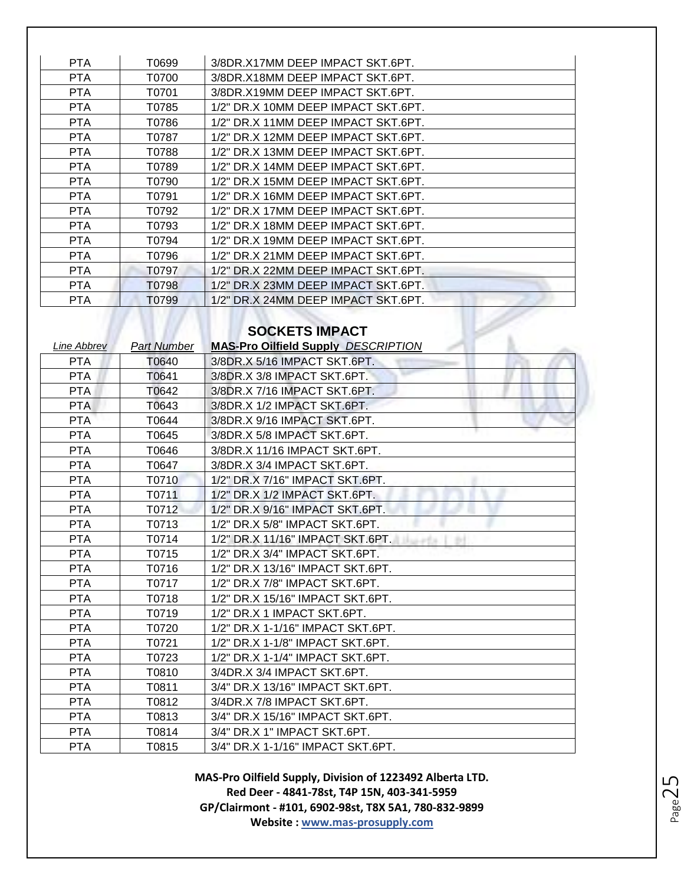| PTA | T0699 | 3/8DR.X17MM DEEP IMPACT SKT.6PT. |
|---|---|---|
| PTA | T0700 | 3/8DR.X18MM DEEP IMPACT SKT.6PT. |
| PTA | T0701 | 3/8DR.X19MM DEEP IMPACT SKT.6PT. |
| PTA | T0785 | 1/2" DR.X 10MM DEEP IMPACT SKT.6PT. |
| PTA | T0786 | 1/2" DR.X 11MM DEEP IMPACT SKT.6PT. |
| PTA | T0787 | 1/2" DR.X 12MM DEEP IMPACT SKT.6PT. |
| PTA | T0788 | 1/2" DR.X 13MM DEEP IMPACT SKT.6PT. |
| PTA | T0789 | 1/2" DR.X 14MM DEEP IMPACT SKT.6PT. |
| PTA | T0790 | 1/2" DR.X 15MM DEEP IMPACT SKT.6PT. |
| PTA | T0791 | 1/2" DR.X 16MM DEEP IMPACT SKT.6PT. |
| PTA | T0792 | 1/2" DR.X 17MM DEEP IMPACT SKT.6PT. |
| PTA | T0793 | 1/2" DR.X 18MM DEEP IMPACT SKT.6PT. |
| PTA | T0794 | 1/2" DR.X 19MM DEEP IMPACT SKT.6PT. |
| PTA | T0796 | 1/2" DR.X 21MM DEEP IMPACT SKT.6PT. |
| PTA | T0797 | 1/2" DR.X 22MM DEEP IMPACT SKT.6PT. |
| PTA | T0798 | 1/2" DR.X 23MM DEEP IMPACT SKT.6PT. |
| PTA | T0799 | 1/2" DR.X 24MM DEEP IMPACT SKT.6PT. |

## SOCKETS IMPACT

| *Line Abbrev* | *Part Number* | **MAS-Pro Oilfield Supply** *DESCRIPTION* |
|---|---|---|
| PTA | T0640 | 3/8DR.X 5/16 IMPACT SKT.6PT. |
| PTA | T0641 | 3/8DR.X 3/8 IMPACT SKT.6PT. |
| PTA | T0642 | 3/8DR.X 7/16 IMPACT SKT.6PT. |
| PTA | T0643 | 3/8DR.X 1/2 IMPACT SKT.6PT. |
| PTA | T0644 | 3/8DR.X 9/16 IMPACT SKT.6PT. |
| PTA | T0645 | 3/8DR.X 5/8 IMPACT SKT.6PT. |
| PTA | T0646 | 3/8DR.X 11/16 IMPACT SKT.6PT. |
| PTA | T0647 | 3/8DR.X 3/4 IMPACT SKT.6PT. |
| PTA | T0710 | 1/2" DR.X 7/16" IMPACT SKT.6PT. |
| PTA | T0711 | 1/2" DR.X 1/2 IMPACT SKT.6PT. |
| PTA | T0712 | 1/2" DR.X 9/16" IMPACT SKT.6PT. |
| PTA | T0713 | 1/2" DR.X 5/8" IMPACT SKT.6PT. |
| PTA | T0714 | 1/2" DR.X 11/16" IMPACT SKT.6PT. |
| PTA | T0715 | 1/2" DR.X 3/4" IMPACT SKT.6PT. |
| PTA | T0716 | 1/2" DR.X 13/16" IMPACT SKT.6PT. |
| PTA | T0717 | 1/2" DR.X 7/8" IMPACT SKT.6PT. |
| PTA | T0718 | 1/2" DR.X 15/16" IMPACT SKT.6PT. |
| PTA | T0719 | 1/2" DR.X 1 IMPACT SKT.6PT. |
| PTA | T0720 | 1/2" DR.X 1-1/16" IMPACT SKT.6PT. |
| PTA | T0721 | 1/2" DR.X 1-1/8" IMPACT SKT.6PT. |
| PTA | T0723 | 1/2" DR.X 1-1/4" IMPACT SKT.6PT. |
| PTA | T0810 | 3/4DR.X 3/4 IMPACT SKT.6PT. |
| PTA | T0811 | 3/4" DR.X 13/16" IMPACT SKT.6PT. |
| PTA | T0812 | 3/4DR.X 7/8 IMPACT SKT.6PT. |
| PTA | T0813 | 3/4" DR.X 15/16" IMPACT SKT.6PT. |
| PTA | T0814 | 3/4" DR.X 1" IMPACT SKT.6PT. |
| PTA | T0815 | 3/4" DR.X 1-1/16" IMPACT SKT.6PT. |

**MAS-Pro Oilfield Supply, Division of 1223492 Alberta LTD.**
**Red Deer - 4841-78st, T4P 15N, 403-341-5959**
**GP/Clairmont - #101, 6902-98st, T8X 5A1, 780-832-9899**
**Website : www.mas-prosupply.com**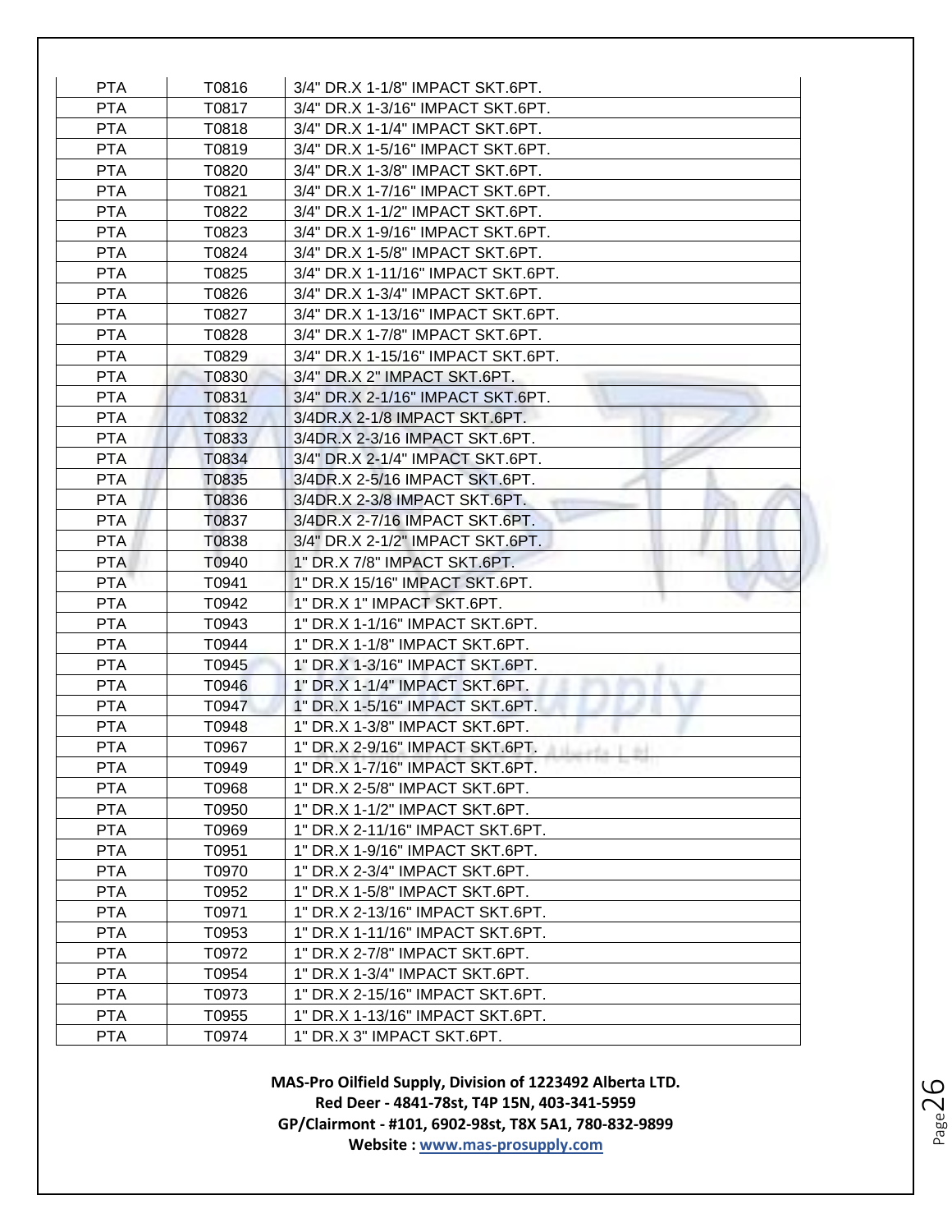| PTA | T0816 | 3/4" DR.X 1-1/8" IMPACT SKT.6PT. |
|---|---|---|
| PTA | T0817 | 3/4" DR.X 1-3/16" IMPACT SKT.6PT. |
| PTA | T0818 | 3/4" DR.X 1-1/4" IMPACT SKT.6PT. |
| PTA | T0819 | 3/4" DR.X 1-5/16" IMPACT SKT.6PT. |
| PTA | T0820 | 3/4" DR.X 1-3/8" IMPACT SKT.6PT. |
| PTA | T0821 | 3/4" DR.X 1-7/16" IMPACT SKT.6PT. |
| PTA | T0822 | 3/4" DR.X 1-1/2" IMPACT SKT.6PT. |
| PTA | T0823 | 3/4" DR.X 1-9/16" IMPACT SKT.6PT. |
| PTA | T0824 | 3/4" DR.X 1-5/8" IMPACT SKT.6PT. |
| PTA | T0825 | 3/4" DR.X 1-11/16" IMPACT SKT.6PT. |
| PTA | T0826 | 3/4" DR.X 1-3/4" IMPACT SKT.6PT. |
| PTA | T0827 | 3/4" DR.X 1-13/16" IMPACT SKT.6PT. |
| PTA | T0828 | 3/4" DR.X 1-7/8" IMPACT SKT.6PT. |
| PTA | T0829 | 3/4" DR.X 1-15/16" IMPACT SKT.6PT. |
| PTA | T0830 | 3/4" DR.X 2" IMPACT SKT.6PT. |
| PTA | T0831 | 3/4" DR.X 2-1/16" IMPACT SKT.6PT. |
| PTA | T0832 | 3/4DR.X 2-1/8 IMPACT SKT.6PT. |
| PTA | T0833 | 3/4DR.X 2-3/16 IMPACT SKT.6PT. |
| PTA | T0834 | 3/4" DR.X 2-1/4" IMPACT SKT.6PT. |
| PTA | T0835 | 3/4DR.X 2-5/16 IMPACT SKT.6PT. |
| PTA | T0836 | 3/4DR.X 2-3/8 IMPACT SKT.6PT. |
| PTA | T0837 | 3/4DR.X 2-7/16 IMPACT SKT.6PT. |
| PTA | T0838 | 3/4" DR.X 2-1/2" IMPACT SKT.6PT. |
| PTA | T0940 | 1" DR.X 7/8" IMPACT SKT.6PT. |
| PTA | T0941 | 1" DR.X 15/16" IMPACT SKT.6PT. |
| PTA | T0942 | 1" DR.X 1" IMPACT SKT.6PT. |
| PTA | T0943 | 1" DR.X 1-1/16" IMPACT SKT.6PT. |
| PTA | T0944 | 1" DR.X 1-1/8" IMPACT SKT.6PT. |
| PTA | T0945 | 1" DR.X 1-3/16" IMPACT SKT.6PT. |
| PTA | T0946 | 1" DR.X 1-1/4" IMPACT SKT.6PT. |
| PTA | T0947 | 1" DR.X 1-5/16" IMPACT SKT.6PT. |
| PTA | T0948 | 1" DR.X 1-3/8" IMPACT SKT.6PT. |
| PTA | T0967 | 1" DR.X 2-9/16" IMPACT SKT.6PT. |
| PTA | T0949 | 1" DR.X 1-7/16" IMPACT SKT.6PT. |
| PTA | T0968 | 1" DR.X 2-5/8" IMPACT SKT.6PT. |
| PTA | T0950 | 1" DR.X 1-1/2" IMPACT SKT.6PT. |
| PTA | T0969 | 1" DR.X 2-11/16" IMPACT SKT.6PT. |
| PTA | T0951 | 1" DR.X 1-9/16" IMPACT SKT.6PT. |
| PTA | T0970 | 1" DR.X 2-3/4" IMPACT SKT.6PT. |
| PTA | T0952 | 1" DR.X 1-5/8" IMPACT SKT.6PT. |
| PTA | T0971 | 1" DR.X 2-13/16" IMPACT SKT.6PT. |
| PTA | T0953 | 1" DR.X 1-11/16" IMPACT SKT.6PT. |
| PTA | T0972 | 1" DR.X 2-7/8" IMPACT SKT.6PT. |
| PTA | T0954 | 1" DR.X 1-3/4" IMPACT SKT.6PT. |
| PTA | T0973 | 1" DR.X 2-15/16" IMPACT SKT.6PT. |
| PTA | T0955 | 1" DR.X 1-13/16" IMPACT SKT.6PT. |
| PTA | T0974 | 1" DR.X 3" IMPACT SKT.6PT. |

**MAS-Pro Oilfield Supply, Division of 1223492 Alberta LTD.**
**Red Deer - 4841-78st, T4P 15N, 403-341-5959**
**GP/Clairmont - #101, 6902-98st, T8X 5A1, 780-832-9899**
**Website : www.mas-prosupply.com**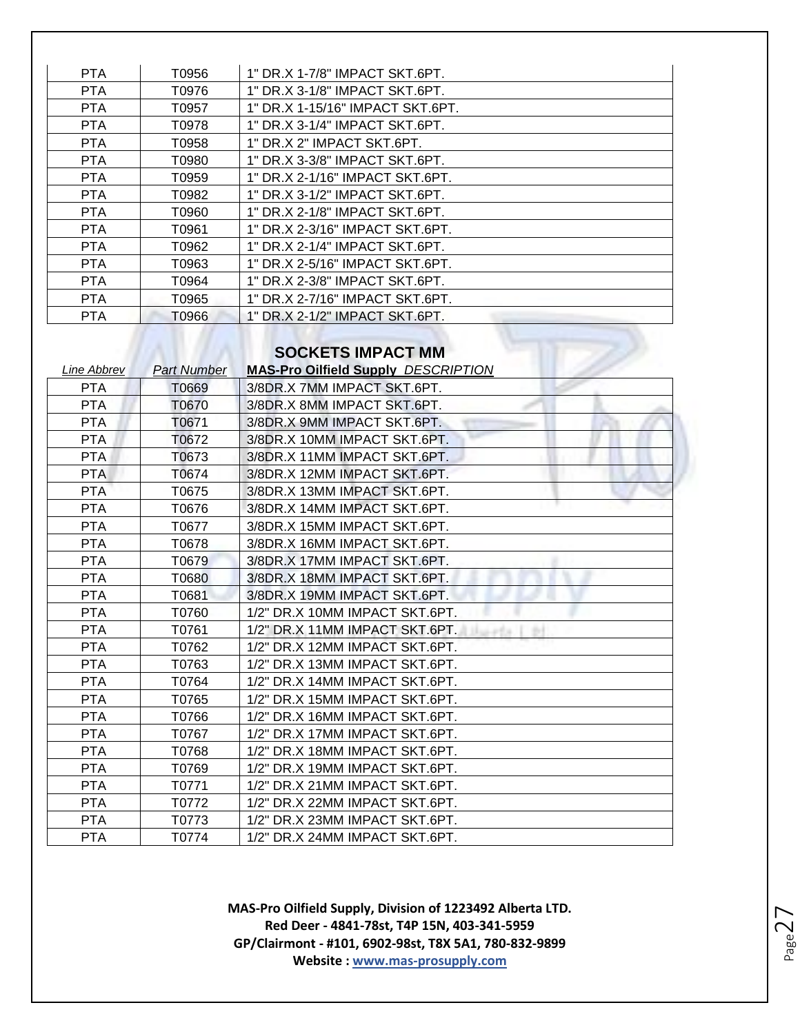| PTA | T0956 | 1" DR.X 1-7/8" IMPACT SKT.6PT. |
|---|---|---|
| PTA | T0976 | 1" DR.X 3-1/8" IMPACT SKT.6PT. |
| PTA | T0957 | 1" DR.X 1-15/16" IMPACT SKT.6PT. |
| PTA | T0978 | 1" DR.X 3-1/4" IMPACT SKT.6PT. |
| PTA | T0958 | 1" DR.X 2" IMPACT SKT.6PT. |
| PTA | T0980 | 1" DR.X 3-3/8" IMPACT SKT.6PT. |
| PTA | T0959 | 1" DR.X 2-1/16" IMPACT SKT.6PT. |
| PTA | T0982 | 1" DR.X 3-1/2" IMPACT SKT.6PT. |
| PTA | T0960 | 1" DR.X 2-1/8" IMPACT SKT.6PT. |
| PTA | T0961 | 1" DR.X 2-3/16" IMPACT SKT.6PT. |
| PTA | T0962 | 1" DR.X 2-1/4" IMPACT SKT.6PT. |
| PTA | T0963 | 1" DR.X 2-5/16" IMPACT SKT.6PT. |
| PTA | T0964 | 1" DR.X 2-3/8" IMPACT SKT.6PT. |
| PTA | T0965 | 1" DR.X 2-7/16" IMPACT SKT.6PT. |
| PTA | T0966 | 1" DR.X 2-1/2" IMPACT SKT.6PT. |

## SOCKETS IMPACT MM

| *Line Abbrev* | *Part Number* | **MAS-Pro Oilfield Supply** *DESCRIPTION* |
|---|---|---|
| PTA | T0669 | 3/8DR.X 7MM IMPACT SKT.6PT. |
| PTA | T0670 | 3/8DR.X 8MM IMPACT SKT.6PT. |
| PTA | T0671 | 3/8DR.X 9MM IMPACT SKT.6PT. |
| PTA | T0672 | 3/8DR.X 10MM IMPACT SKT.6PT. |
| PTA | T0673 | 3/8DR.X 11MM IMPACT SKT.6PT. |
| PTA | T0674 | 3/8DR.X 12MM IMPACT SKT.6PT. |
| PTA | T0675 | 3/8DR.X 13MM IMPACT SKT.6PT. |
| PTA | T0676 | 3/8DR.X 14MM IMPACT SKT.6PT. |
| PTA | T0677 | 3/8DR.X 15MM IMPACT SKT.6PT. |
| PTA | T0678 | 3/8DR.X 16MM IMPACT SKT.6PT. |
| PTA | T0679 | 3/8DR.X 17MM IMPACT SKT.6PT. |
| PTA | T0680 | 3/8DR.X 18MM IMPACT SKT.6PT. |
| PTA | T0681 | 3/8DR.X 19MM IMPACT SKT.6PT. |
| PTA | T0760 | 1/2" DR.X 10MM IMPACT SKT.6PT. |
| PTA | T0761 | 1/2" DR.X 11MM IMPACT SKT.6PT. |
| PTA | T0762 | 1/2" DR.X 12MM IMPACT SKT.6PT. |
| PTA | T0763 | 1/2" DR.X 13MM IMPACT SKT.6PT. |
| PTA | T0764 | 1/2" DR.X 14MM IMPACT SKT.6PT. |
| PTA | T0765 | 1/2" DR.X 15MM IMPACT SKT.6PT. |
| PTA | T0766 | 1/2" DR.X 16MM IMPACT SKT.6PT. |
| PTA | T0767 | 1/2" DR.X 17MM IMPACT SKT.6PT. |
| PTA | T0768 | 1/2" DR.X 18MM IMPACT SKT.6PT. |
| PTA | T0769 | 1/2" DR.X 19MM IMPACT SKT.6PT. |
| PTA | T0771 | 1/2" DR.X 21MM IMPACT SKT.6PT. |
| PTA | T0772 | 1/2" DR.X 22MM IMPACT SKT.6PT. |
| PTA | T0773 | 1/2" DR.X 23MM IMPACT SKT.6PT. |
| PTA | T0774 | 1/2" DR.X 24MM IMPACT SKT.6PT. |

**MAS-Pro Oilfield Supply, Division of 1223492 Alberta LTD.**
**Red Deer - 4841-78st, T4P 15N, 403-341-5959**
**GP/Clairmont - #101, 6902-98st, T8X 5A1, 780-832-9899**
**Website : www.mas-prosupply.com**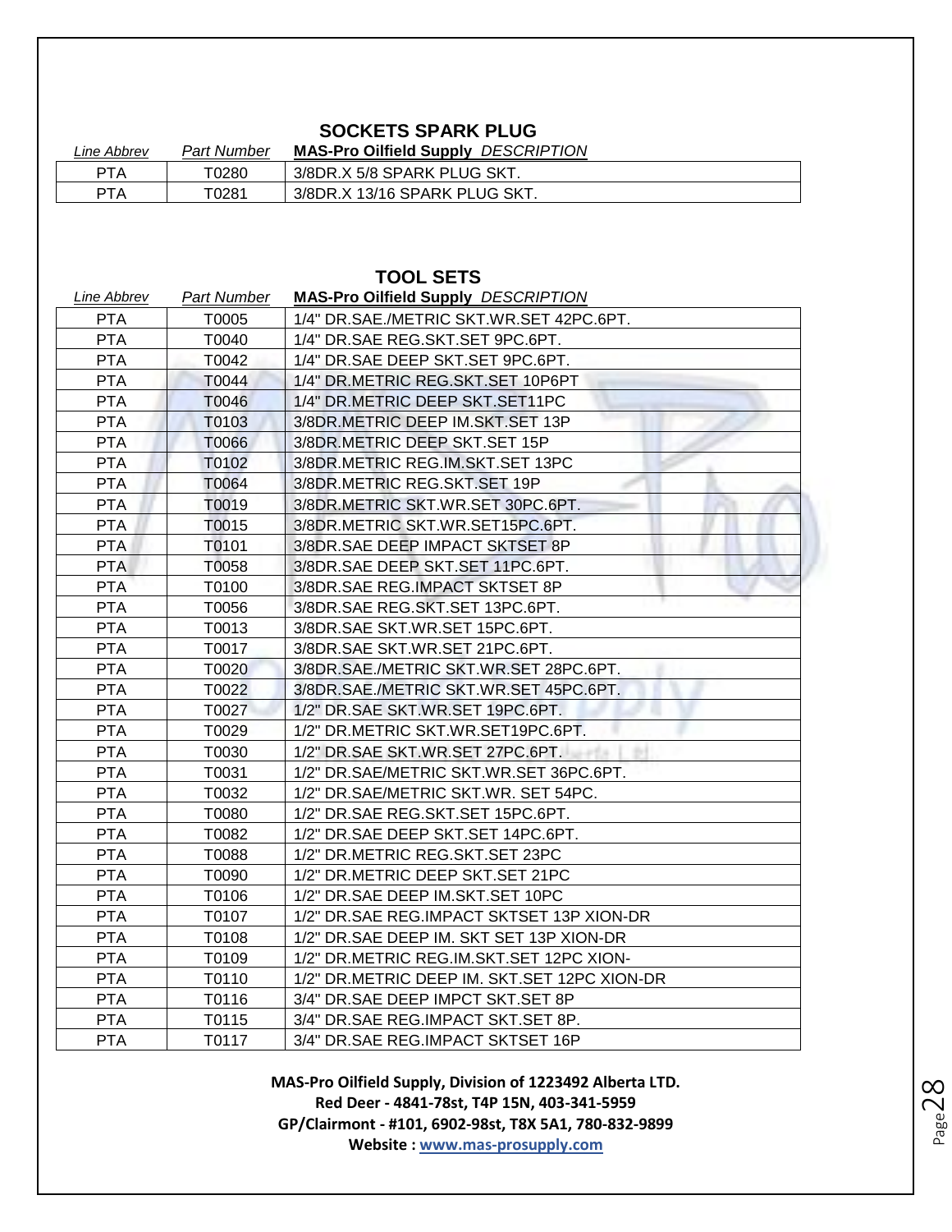## SOCKETS SPARK PLUG

| Line Abbrev | Part Number | MAS-Pro Oilfield Supply DESCRIPTION |
|---|---|---|
| PTA | T0280 | 3/8DR.X 5/8 SPARK PLUG SKT. |
| PTA | T0281 | 3/8DR.X 13/16 SPARK PLUG SKT. |

## TOOL SETS

| Line Abbrev | Part Number | MAS-Pro Oilfield Supply DESCRIPTION |
|---|---|---|
| PTA | T0005 | 1/4" DR.SAE./METRIC SKT.WR.SET 42PC.6PT. |
| PTA | T0040 | 1/4" DR.SAE REG.SKT.SET 9PC.6PT. |
| PTA | T0042 | 1/4" DR.SAE DEEP SKT.SET 9PC.6PT. |
| PTA | T0044 | 1/4" DR.METRIC REG.SKT.SET 10P6PT |
| PTA | T0046 | 1/4" DR.METRIC DEEP SKT.SET11PC |
| PTA | T0103 | 3/8DR.METRIC DEEP IM.SKT.SET 13P |
| PTA | T0066 | 3/8DR.METRIC DEEP SKT.SET 15P |
| PTA | T0102 | 3/8DR.METRIC REG.IM.SKT.SET 13PC |
| PTA | T0064 | 3/8DR.METRIC REG.SKT.SET 19P |
| PTA | T0019 | 3/8DR.METRIC SKT.WR.SET 30PC.6PT. |
| PTA | T0015 | 3/8DR.METRIC SKT.WR.SET15PC.6PT. |
| PTA | T0101 | 3/8DR.SAE DEEP IMPACT SKTSET 8P |
| PTA | T0058 | 3/8DR.SAE DEEP SKT.SET 11PC.6PT. |
| PTA | T0100 | 3/8DR.SAE REG.IMPACT SKTSET 8P |
| PTA | T0056 | 3/8DR.SAE REG.SKT.SET 13PC.6PT. |
| PTA | T0013 | 3/8DR.SAE SKT.WR.SET 15PC.6PT. |
| PTA | T0017 | 3/8DR.SAE SKT.WR.SET 21PC.6PT. |
| PTA | T0020 | 3/8DR.SAE./METRIC SKT.WR.SET 28PC.6PT. |
| PTA | T0022 | 3/8DR.SAE./METRIC SKT.WR.SET 45PC.6PT. |
| PTA | T0027 | 1/2" DR.SAE SKT.WR.SET 19PC.6PT. |
| PTA | T0029 | 1/2" DR.METRIC SKT.WR.SET19PC.6PT. |
| PTA | T0030 | 1/2" DR.SAE SKT.WR.SET 27PC.6PT. |
| PTA | T0031 | 1/2" DR.SAE/METRIC SKT.WR.SET 36PC.6PT. |
| PTA | T0032 | 1/2" DR.SAE/METRIC SKT.WR. SET 54PC. |
| PTA | T0080 | 1/2" DR.SAE REG.SKT.SET 15PC.6PT. |
| PTA | T0082 | 1/2" DR.SAE DEEP SKT.SET 14PC.6PT. |
| PTA | T0088 | 1/2" DR.METRIC REG.SKT.SET 23PC |
| PTA | T0090 | 1/2" DR.METRIC DEEP SKT.SET 21PC |
| PTA | T0106 | 1/2" DR.SAE DEEP IM.SKT.SET 10PC |
| PTA | T0107 | 1/2" DR.SAE REG.IMPACT SKTSET 13P XION-DR |
| PTA | T0108 | 1/2" DR.SAE DEEP IM. SKT SET 13P XION-DR |
| PTA | T0109 | 1/2" DR.METRIC REG.IM.SKT.SET 12PC XION- |
| PTA | T0110 | 1/2" DR.METRIC DEEP IM. SKT.SET 12PC XION-DR |
| PTA | T0116 | 3/4" DR.SAE DEEP IMPCT SKT.SET 8P |
| PTA | T0115 | 3/4" DR.SAE REG.IMPACT SKT.SET 8P. |
| PTA | T0117 | 3/4" DR.SAE REG.IMPACT SKTSET 16P |

**MAS-Pro Oilfield Supply, Division of 1223492 Alberta LTD.**
**Red Deer - 4841-78st, T4P 15N, 403-341-5959**
**GP/Clairmont - #101, 6902-98st, T8X 5A1, 780-832-9899**
**Website : www.mas-prosupply.com**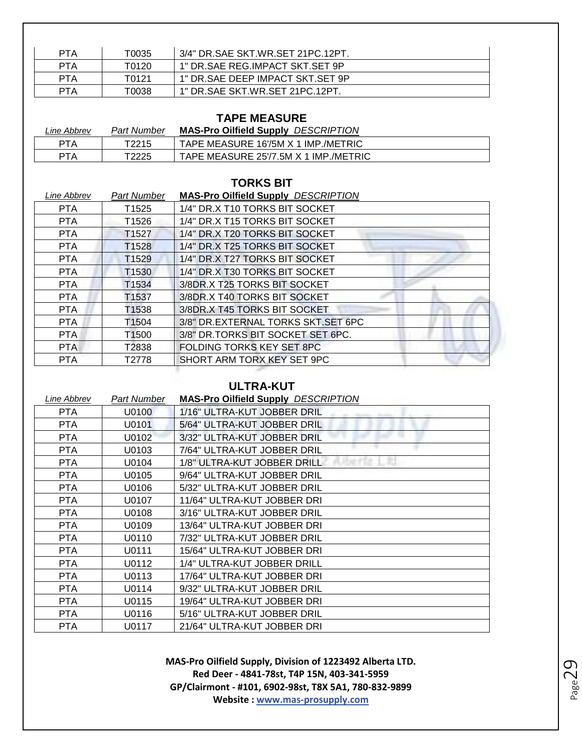| PTA | T0035 | 3/4" DR.SAE SKT.WR.SET 21PC.12PT. |
|---|---|---|
| PTA | T0120 | 1" DR.SAE REG.IMPACT SKT.SET 9P |
| PTA | T0121 | 1" DR.SAE DEEP IMPACT SKT.SET 9P |
| PTA | T0038 | 1" DR.SAE SKT.WR.SET 21PC.12PT. |

## TAPE MEASURE

| *Line Abbrev* | *Part Number* | **MAS-Pro Oilfield Supply** *DESCRIPTION* |
|---|---|---|
| PTA | T2215 | TAPE MEASURE 16'/5M X 1 IMP./METRIC |
| PTA | T2225 | TAPE MEASURE 25'/7.5M X 1 IMP./METRIC |

## TORKS BIT

| *Line Abbrev* | *Part Number* | **MAS-Pro Oilfield Supply** *DESCRIPTION* |
|---|---|---|
| PTA | T1525 | 1/4" DR.X T10 TORKS BIT SOCKET |
| PTA | T1526 | 1/4" DR.X T15 TORKS BIT SOCKET |
| PTA | T1527 | 1/4" DR.X T20 TORKS BIT SOCKET |
| PTA | T1528 | 1/4" DR.X T25 TORKS BIT SOCKET |
| PTA | T1529 | 1/4" DR.X T27 TORKS BIT SOCKET |
| PTA | T1530 | 1/4" DR.X T30 TORKS BIT SOCKET |
| PTA | T1534 | 3/8DR.X T25 TORKS BIT SOCKET |
| PTA | T1537 | 3/8DR.X T40 TORKS BIT SOCKET |
| PTA | T1538 | 3/8DR.X T45 TORKS BIT SOCKET |
| PTA | T1504 | 3/8" DR.EXTERNAL TORKS SKT.SET 6PC |
| PTA | T1500 | 3/8" DR.TORKS BIT SOCKET SET 6PC. |
| PTA | T2838 | FOLDING TORKS KEY SET 8PC |
| PTA | T2778 | SHORT ARM TORX KEY SET 9PC |

## ULTRA-KUT

| *Line Abbrev* | *Part Number* | **MAS-Pro Oilfield Supply** *DESCRIPTION* |
|---|---|---|
| PTA | U0100 | 1/16" ULTRA-KUT JOBBER DRIL |
| PTA | U0101 | 5/64" ULTRA-KUT JOBBER DRIL |
| PTA | U0102 | 3/32" ULTRA-KUT JOBBER DRIL |
| PTA | U0103 | 7/64" ULTRA-KUT JOBBER DRIL |
| PTA | U0104 | 1/8" ULTRA-KUT JOBBER DRILL |
| PTA | U0105 | 9/64" ULTRA-KUT JOBBER DRIL |
| PTA | U0106 | 5/32" ULTRA-KUT JOBBER DRIL |
| PTA | U0107 | 11/64" ULTRA-KUT JOBBER DRI |
| PTA | U0108 | 3/16" ULTRA-KUT JOBBER DRIL |
| PTA | U0109 | 13/64" ULTRA-KUT JOBBER DRI |
| PTA | U0110 | 7/32" ULTRA-KUT JOBBER DRIL |
| PTA | U0111 | 15/64" ULTRA-KUT JOBBER DRI |
| PTA | U0112 | 1/4" ULTRA-KUT JOBBER DRILL |
| PTA | U0113 | 17/64" ULTRA-KUT JOBBER DRI |
| PTA | U0114 | 9/32" ULTRA-KUT JOBBER DRIL |
| PTA | U0115 | 19/64" ULTRA-KUT JOBBER DRI |
| PTA | U0116 | 5/16" ULTRA-KUT JOBBER DRIL |
| PTA | U0117 | 21/64" ULTRA-KUT JOBBER DRI |

**MAS-Pro Oilfield Supply, Division of 1223492 Alberta LTD.**
**Red Deer - 4841-78st, T4P 15N, 403-341-5959**
**GP/Clairmont - #101, 6902-98st, T8X 5A1, 780-832-9899**
**Website : www.mas-prosupply.com**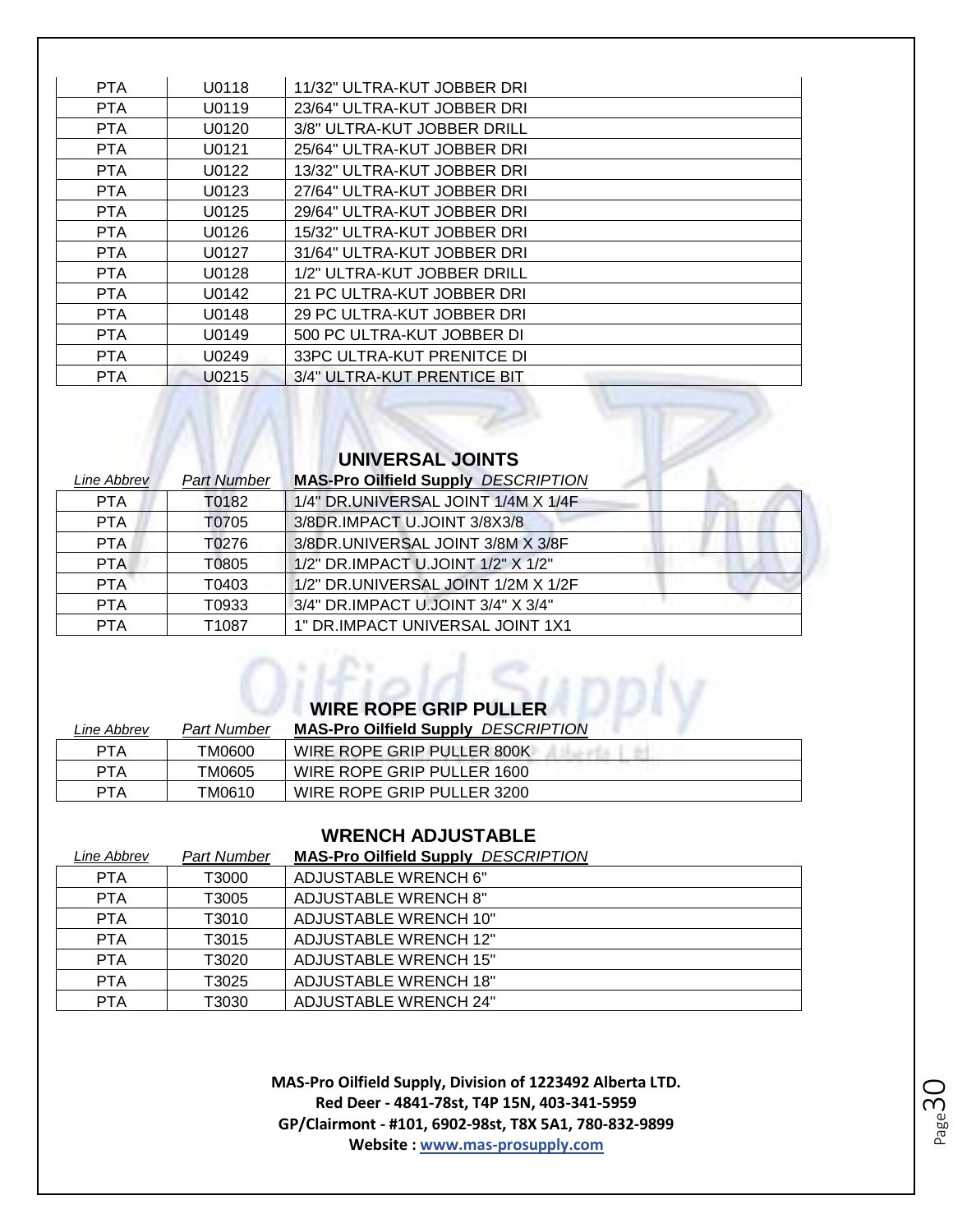| PTA | U0118 | 11/32" ULTRA-KUT JOBBER DRI |
|---|---|---|
| PTA | U0119 | 23/64" ULTRA-KUT JOBBER DRI |
| PTA | U0120 | 3/8" ULTRA-KUT JOBBER DRILL |
| PTA | U0121 | 25/64" ULTRA-KUT JOBBER DRI |
| PTA | U0122 | 13/32" ULTRA-KUT JOBBER DRI |
| PTA | U0123 | 27/64" ULTRA-KUT JOBBER DRI |
| PTA | U0125 | 29/64" ULTRA-KUT JOBBER DRI |
| PTA | U0126 | 15/32" ULTRA-KUT JOBBER DRI |
| PTA | U0127 | 31/64" ULTRA-KUT JOBBER DRI |
| PTA | U0128 | 1/2" ULTRA-KUT JOBBER DRILL |
| PTA | U0142 | 21 PC ULTRA-KUT JOBBER DRI |
| PTA | U0148 | 29 PC ULTRA-KUT JOBBER DRI |
| PTA | U0149 | 500 PC ULTRA-KUT JOBBER DI |
| PTA | U0249 | 33PC ULTRA-KUT PRENITCE DI |
| PTA | U0215 | 3/4" ULTRA-KUT PRENTICE BIT |

## UNIVERSAL JOINTS

| *Line Abbrev* | *Part Number* | **MAS-Pro Oilfield Supply** *DESCRIPTION* |
|---|---|---|
| PTA | T0182 | 1/4" DR.UNIVERSAL JOINT 1/4M X 1/4F |
| PTA | T0705 | 3/8DR.IMPACT U.JOINT 3/8X3/8 |
| PTA | T0276 | 3/8DR.UNIVERSAL JOINT 3/8M X 3/8F |
| PTA | T0805 | 1/2" DR.IMPACT U.JOINT 1/2" X 1/2" |
| PTA | T0403 | 1/2" DR.UNIVERSAL JOINT 1/2M X 1/2F |
| PTA | T0933 | 3/4" DR.IMPACT U.JOINT 3/4" X 3/4" |
| PTA | T1087 | 1" DR.IMPACT UNIVERSAL JOINT 1X1 |

## WIRE ROPE GRIP PULLER

| *Line Abbrev* | *Part Number* | **MAS-Pro Oilfield Supply** *DESCRIPTION* |
|---|---|---|
| PTA | TM0600 | WIRE ROPE GRIP PULLER 800K |
| PTA | TM0605 | WIRE ROPE GRIP PULLER 1600 |
| PTA | TM0610 | WIRE ROPE GRIP PULLER 3200 |

## WRENCH ADJUSTABLE

| *Line Abbrev* | *Part Number* | **MAS-Pro Oilfield Supply** *DESCRIPTION* |
|---|---|---|
| PTA | T3000 | ADJUSTABLE WRENCH 6" |
| PTA | T3005 | ADJUSTABLE WRENCH 8" |
| PTA | T3010 | ADJUSTABLE WRENCH 10" |
| PTA | T3015 | ADJUSTABLE WRENCH 12" |
| PTA | T3020 | ADJUSTABLE WRENCH 15" |
| PTA | T3025 | ADJUSTABLE WRENCH 18" |
| PTA | T3030 | ADJUSTABLE WRENCH 24" |

**MAS-Pro Oilfield Supply, Division of 1223492 Alberta LTD.**
**Red Deer - 4841-78st, T4P 15N, 403-341-5959**
**GP/Clairmont - #101, 6902-98st, T8X 5A1, 780-832-9899**
**Website : www.mas-prosupply.com**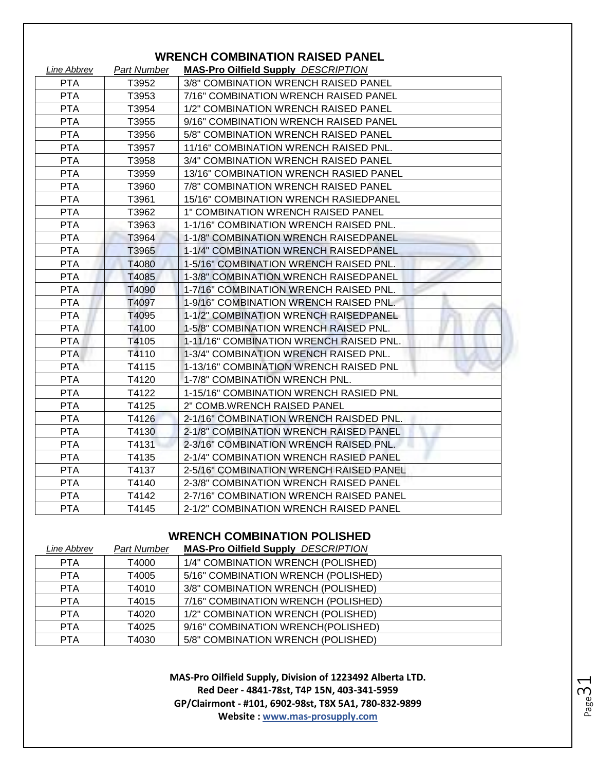## WRENCH COMBINATION RAISED PANEL

| *Line Abbrev* | *Part Number* | **MAS-Pro Oilfield Supply** *DESCRIPTION* |
|---|---|---|
| PTA | T3952 | 3/8" COMBINATION WRENCH RAISED PANEL |
| PTA | T3953 | 7/16" COMBINATION WRENCH RAISED PANEL |
| PTA | T3954 | 1/2" COMBINATION WRENCH RAISED PANEL |
| PTA | T3955 | 9/16" COMBINATION WRENCH RAISED PANEL |
| PTA | T3956 | 5/8" COMBINATION WRENCH RAISED PANEL |
| PTA | T3957 | 11/16" COMBINATION WRENCH RAISED PNL. |
| PTA | T3958 | 3/4" COMBINATION WRENCH RAISED PANEL |
| PTA | T3959 | 13/16" COMBINATION WRENCH RASIED PANEL |
| PTA | T3960 | 7/8" COMBINATION WRENCH RAISED PANEL |
| PTA | T3961 | 15/16" COMBINATION WRENCH RASIEDPANEL |
| PTA | T3962 | 1" COMBINATION WRENCH RAISED PANEL |
| PTA | T3963 | 1-1/16" COMBINATION WRENCH RAISED PNL. |
| PTA | T3964 | 1-1/8" COMBINATION WRENCH RAISEDPANEL |
| PTA | T3965 | 1-1/4" COMBINATION WRENCH RAISEDPANEL |
| PTA | T4080 | 1-5/16" COMBINATION WRENCH RAISED PNL. |
| PTA | T4085 | 1-3/8" COMBINATION WRENCH RAISEDPANEL |
| PTA | T4090 | 1-7/16" COMBINATION WRENCH RAISED PNL. |
| PTA | T4097 | 1-9/16" COMBINATION WRENCH RAISED PNL. |
| PTA | T4095 | 1-1/2" COMBINATION WRENCH RAISEDPANEL |
| PTA | T4100 | 1-5/8" COMBINATION WRENCH RAISED PNL. |
| PTA | T4105 | 1-11/16" COMBINATION WRENCH RAISED PNL. |
| PTA | T4110 | 1-3/4" COMBINATION WRENCH RAISED PNL. |
| PTA | T4115 | 1-13/16" COMBINATION WRENCH RAISED PNL |
| PTA | T4120 | 1-7/8" COMBINATION WRENCH PNL. |
| PTA | T4122 | 1-15/16" COMBINATION WRENCH RASIED PNL |
| PTA | T4125 | 2" COMB.WRENCH RAISED PANEL |
| PTA | T4126 | 2-1/16" COMBINATION WRENCH RAISDED PNL. |
| PTA | T4130 | 2-1/8" COMBINATION WRENCH RAISED PANEL |
| PTA | T4131 | 2-3/16" COMBINATION WRENCH RAISED PNL. |
| PTA | T4135 | 2-1/4" COMBINATION WRENCH RASIED PANEL |
| PTA | T4137 | 2-5/16" COMBINATION WRENCH RAISED PANEL |
| PTA | T4140 | 2-3/8" COMBINATION WRENCH RAISED PANEL |
| PTA | T4142 | 2-7/16" COMBINATION WRENCH RAISED PANEL |
| PTA | T4145 | 2-1/2" COMBINATION WRENCH RAISED PANEL |

## WRENCH COMBINATION POLISHED

| *Line Abbrev* | *Part Number* | **MAS-Pro Oilfield Supply** *DESCRIPTION* |
|---|---|---|
| PTA | T4000 | 1/4" COMBINATION WRENCH (POLISHED) |
| PTA | T4005 | 5/16" COMBINATION WRENCH (POLISHED) |
| PTA | T4010 | 3/8" COMBINATION WRENCH (POLISHED) |
| PTA | T4015 | 7/16" COMBINATION WRENCH (POLISHED) |
| PTA | T4020 | 1/2" COMBINATION WRENCH (POLISHED) |
| PTA | T4025 | 9/16" COMBINATION WRENCH(POLISHED) |
| PTA | T4030 | 5/8" COMBINATION WRENCH (POLISHED) |

**MAS-Pro Oilfield Supply, Division of 1223492 Alberta LTD.**
**Red Deer - 4841-78st, T4P 15N, 403-341-5959**
**GP/Clairmont - #101, 6902-98st, T8X 5A1, 780-832-9899**
**Website : www.mas-prosupply.com**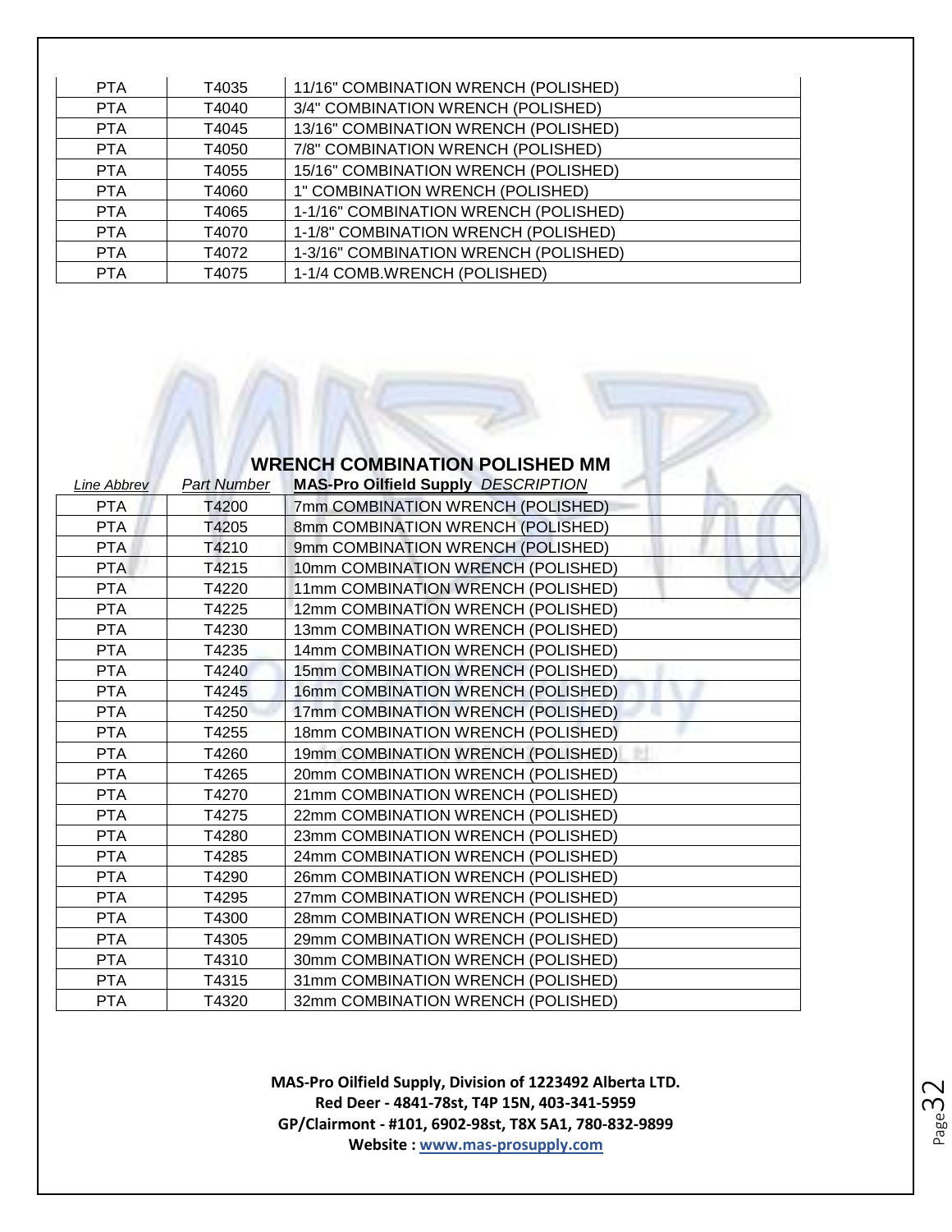| PTA | T4035 | 11/16" COMBINATION WRENCH (POLISHED) |
|---|---|---|
| PTA | T4040 | 3/4" COMBINATION WRENCH (POLISHED) |
| PTA | T4045 | 13/16" COMBINATION WRENCH (POLISHED) |
| PTA | T4050 | 7/8" COMBINATION WRENCH (POLISHED) |
| PTA | T4055 | 15/16" COMBINATION WRENCH (POLISHED) |
| PTA | T4060 | 1" COMBINATION WRENCH (POLISHED) |
| PTA | T4065 | 1-1/16" COMBINATION WRENCH (POLISHED) |
| PTA | T4070 | 1-1/8" COMBINATION WRENCH (POLISHED) |
| PTA | T4072 | 1-3/16" COMBINATION WRENCH (POLISHED) |
| PTA | T4075 | 1-1/4 COMB.WRENCH (POLISHED) |

## WRENCH COMBINATION POLISHED MM

| *Line Abbrev* | *Part Number* | **MAS-Pro Oilfield Supply** *DESCRIPTION* |
|---|---|---|
| PTA | T4200 | 7mm COMBINATION WRENCH (POLISHED) |
| PTA | T4205 | 8mm COMBINATION WRENCH (POLISHED) |
| PTA | T4210 | 9mm COMBINATION WRENCH (POLISHED) |
| PTA | T4215 | 10mm COMBINATION WRENCH (POLISHED) |
| PTA | T4220 | 11mm COMBINATION WRENCH (POLISHED) |
| PTA | T4225 | 12mm COMBINATION WRENCH (POLISHED) |
| PTA | T4230 | 13mm COMBINATION WRENCH (POLISHED) |
| PTA | T4235 | 14mm COMBINATION WRENCH (POLISHED) |
| PTA | T4240 | 15mm COMBINATION WRENCH (POLISHED) |
| PTA | T4245 | 16mm COMBINATION WRENCH (POLISHED) |
| PTA | T4250 | 17mm COMBINATION WRENCH (POLISHED) |
| PTA | T4255 | 18mm COMBINATION WRENCH (POLISHED) |
| PTA | T4260 | 19mm COMBINATION WRENCH (POLISHED) |
| PTA | T4265 | 20mm COMBINATION WRENCH (POLISHED) |
| PTA | T4270 | 21mm COMBINATION WRENCH (POLISHED) |
| PTA | T4275 | 22mm COMBINATION WRENCH (POLISHED) |
| PTA | T4280 | 23mm COMBINATION WRENCH (POLISHED) |
| PTA | T4285 | 24mm COMBINATION WRENCH (POLISHED) |
| PTA | T4290 | 26mm COMBINATION WRENCH (POLISHED) |
| PTA | T4295 | 27mm COMBINATION WRENCH (POLISHED) |
| PTA | T4300 | 28mm COMBINATION WRENCH (POLISHED) |
| PTA | T4305 | 29mm COMBINATION WRENCH (POLISHED) |
| PTA | T4310 | 30mm COMBINATION WRENCH (POLISHED) |
| PTA | T4315 | 31mm COMBINATION WRENCH (POLISHED) |
| PTA | T4320 | 32mm COMBINATION WRENCH (POLISHED) |

**MAS-Pro Oilfield Supply, Division of 1223492 Alberta LTD.**
**Red Deer - 4841-78st, T4P 15N, 403-341-5959**
**GP/Clairmont - #101, 6902-98st, T8X 5A1, 780-832-9899**
**Website : www.mas-prosupply.com**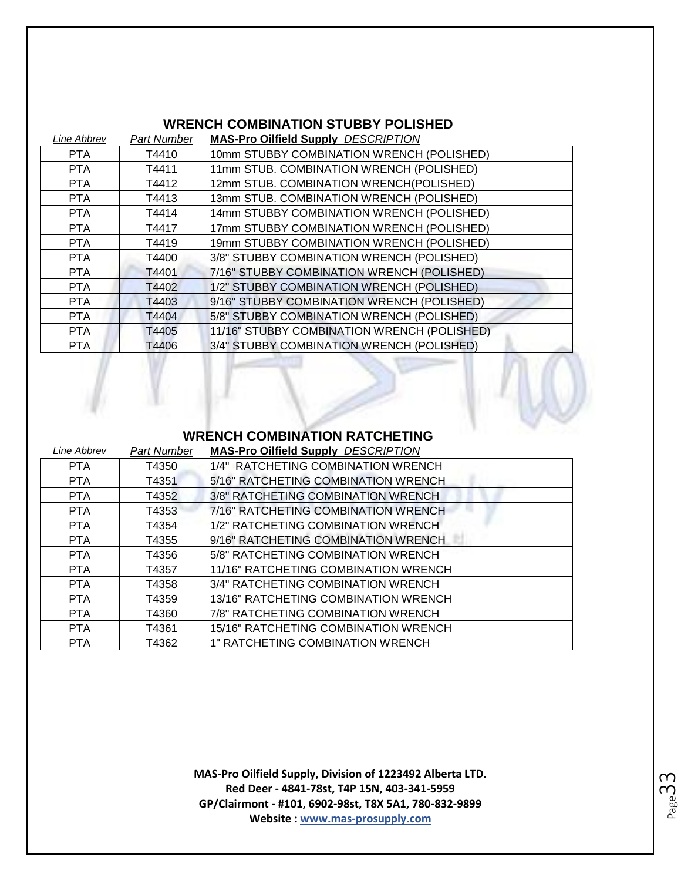## WRENCH COMBINATION STUBBY POLISHED

| *Line Abbrev* | *Part Number* | **MAS-Pro Oilfield Supply** *DESCRIPTION* |
|---|---|---|
| PTA | T4410 | 10mm STUBBY COMBINATION WRENCH (POLISHED) |
| PTA | T4411 | 11mm STUB. COMBINATION WRENCH (POLISHED) |
| PTA | T4412 | 12mm STUB. COMBINATION WRENCH(POLISHED) |
| PTA | T4413 | 13mm STUB. COMBINATION WRENCH (POLISHED) |
| PTA | T4414 | 14mm STUBBY COMBINATION WRENCH (POLISHED) |
| PTA | T4417 | 17mm STUBBY COMBINATION WRENCH (POLISHED) |
| PTA | T4419 | 19mm STUBBY COMBINATION WRENCH (POLISHED) |
| PTA | T4400 | 3/8" STUBBY COMBINATION WRENCH (POLISHED) |
| PTA | T4401 | 7/16" STUBBY COMBINATION WRENCH (POLISHED) |
| PTA | T4402 | 1/2" STUBBY COMBINATION WRENCH (POLISHED) |
| PTA | T4403 | 9/16" STUBBY COMBINATION WRENCH (POLISHED) |
| PTA | T4404 | 5/8" STUBBY COMBINATION WRENCH (POLISHED) |
| PTA | T4405 | 11/16" STUBBY COMBINATION WRENCH (POLISHED) |
| PTA | T4406 | 3/4" STUBBY COMBINATION WRENCH (POLISHED) |

## WRENCH COMBINATION RATCHETING

| *Line Abbrev* | *Part Number* | **MAS-Pro Oilfield Supply** *DESCRIPTION* |
|---|---|---|
| PTA | T4350 | 1/4" RATCHETING COMBINATION WRENCH |
| PTA | T4351 | 5/16" RATCHETING COMBINATION WRENCH |
| PTA | T4352 | 3/8" RATCHETING COMBINATION WRENCH |
| PTA | T4353 | 7/16" RATCHETING COMBINATION WRENCH |
| PTA | T4354 | 1/2" RATCHETING COMBINATION WRENCH |
| PTA | T4355 | 9/16" RATCHETING COMBINATION WRENCH |
| PTA | T4356 | 5/8" RATCHETING COMBINATION WRENCH |
| PTA | T4357 | 11/16" RATCHETING COMBINATION WRENCH |
| PTA | T4358 | 3/4" RATCHETING COMBINATION WRENCH |
| PTA | T4359 | 13/16" RATCHETING COMBINATION WRENCH |
| PTA | T4360 | 7/8" RATCHETING COMBINATION WRENCH |
| PTA | T4361 | 15/16" RATCHETING COMBINATION WRENCH |
| PTA | T4362 | 1" RATCHETING COMBINATION WRENCH |

**MAS-Pro Oilfield Supply, Division of 1223492 Alberta LTD.**
**Red Deer - 4841-78st, T4P 15N, 403-341-5959**
**GP/Clairmont - #101, 6902-98st, T8X 5A1, 780-832-9899**
**Website : www.mas-prosupply.com**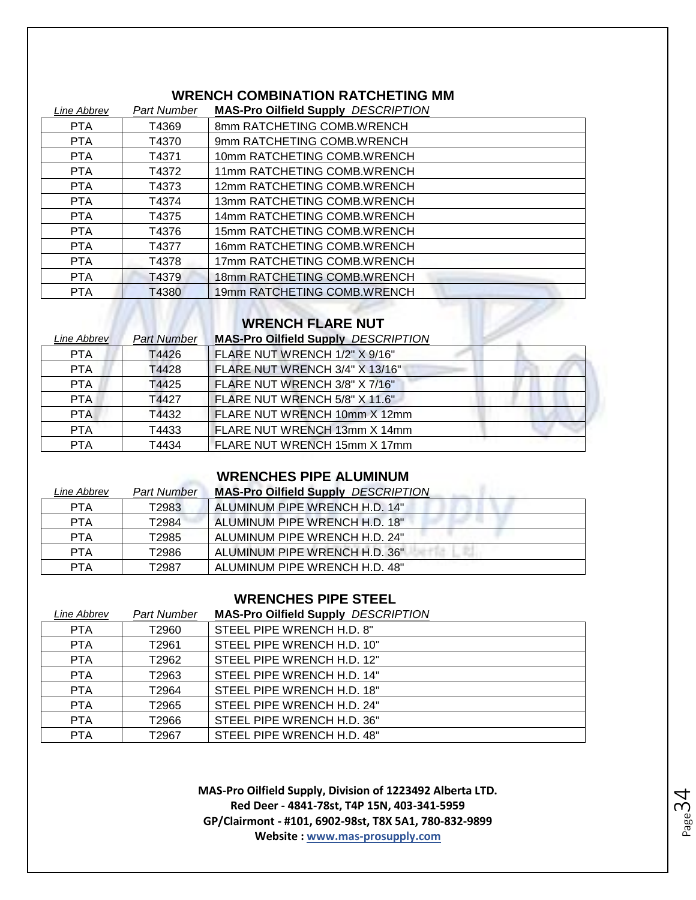## WRENCH COMBINATION RATCHETING MM

| *Line Abbrev* | *Part Number* | **MAS-Pro Oilfield Supply** *DESCRIPTION* |
|---|---|---|
| PTA | T4369 | 8mm RATCHETING COMB.WRENCH |
| PTA | T4370 | 9mm RATCHETING COMB.WRENCH |
| PTA | T4371 | 10mm RATCHETING COMB.WRENCH |
| PTA | T4372 | 11mm RATCHETING COMB.WRENCH |
| PTA | T4373 | 12mm RATCHETING COMB.WRENCH |
| PTA | T4374 | 13mm RATCHETING COMB.WRENCH |
| PTA | T4375 | 14mm RATCHETING COMB.WRENCH |
| PTA | T4376 | 15mm RATCHETING COMB.WRENCH |
| PTA | T4377 | 16mm RATCHETING COMB.WRENCH |
| PTA | T4378 | 17mm RATCHETING COMB.WRENCH |
| PTA | T4379 | 18mm RATCHETING COMB.WRENCH |
| PTA | T4380 | 19mm RATCHETING COMB.WRENCH |

## WRENCH FLARE NUT

| *Line Abbrev* | *Part Number* | **MAS-Pro Oilfield Supply** *DESCRIPTION* |
|---|---|---|
| PTA | T4426 | FLARE NUT WRENCH 1/2" X 9/16" |
| PTA | T4428 | FLARE NUT WRENCH 3/4" X 13/16" |
| PTA | T4425 | FLARE NUT WRENCH 3/8" X 7/16" |
| PTA | T4427 | FLARE NUT WRENCH 5/8" X 11.6" |
| PTA | T4432 | FLARE NUT WRENCH 10mm X 12mm |
| PTA | T4433 | FLARE NUT WRENCH 13mm X 14mm |
| PTA | T4434 | FLARE NUT WRENCH 15mm X 17mm |

## WRENCHES PIPE ALUMINUM

| *Line Abbrev* | *Part Number* | **MAS-Pro Oilfield Supply** *DESCRIPTION* |
|---|---|---|
| PTA | T2983 | ALUMINUM PIPE WRENCH H.D. 14" |
| PTA | T2984 | ALUMINUM PIPE WRENCH H.D. 18" |
| PTA | T2985 | ALUMINUM PIPE WRENCH H.D. 24" |
| PTA | T2986 | ALUMINUM PIPE WRENCH H.D. 36" |
| PTA | T2987 | ALUMINUM PIPE WRENCH H.D. 48" |

## WRENCHES PIPE STEEL

| *Line Abbrev* | *Part Number* | **MAS-Pro Oilfield Supply** *DESCRIPTION* |
|---|---|---|
| PTA | T2960 | STEEL PIPE WRENCH H.D. 8" |
| PTA | T2961 | STEEL PIPE WRENCH H.D. 10" |
| PTA | T2962 | STEEL PIPE WRENCH H.D. 12" |
| PTA | T2963 | STEEL PIPE WRENCH H.D. 14" |
| PTA | T2964 | STEEL PIPE WRENCH H.D. 18" |
| PTA | T2965 | STEEL PIPE WRENCH H.D. 24" |
| PTA | T2966 | STEEL PIPE WRENCH H.D. 36" |
| PTA | T2967 | STEEL PIPE WRENCH H.D. 48" |

**MAS-Pro Oilfield Supply, Division of 1223492 Alberta LTD.**
**Red Deer - 4841-78st, T4P 15N, 403-341-5959**
**GP/Clairmont - #101, 6902-98st, T8X 5A1, 780-832-9899**
**Website : www.mas-prosupply.com**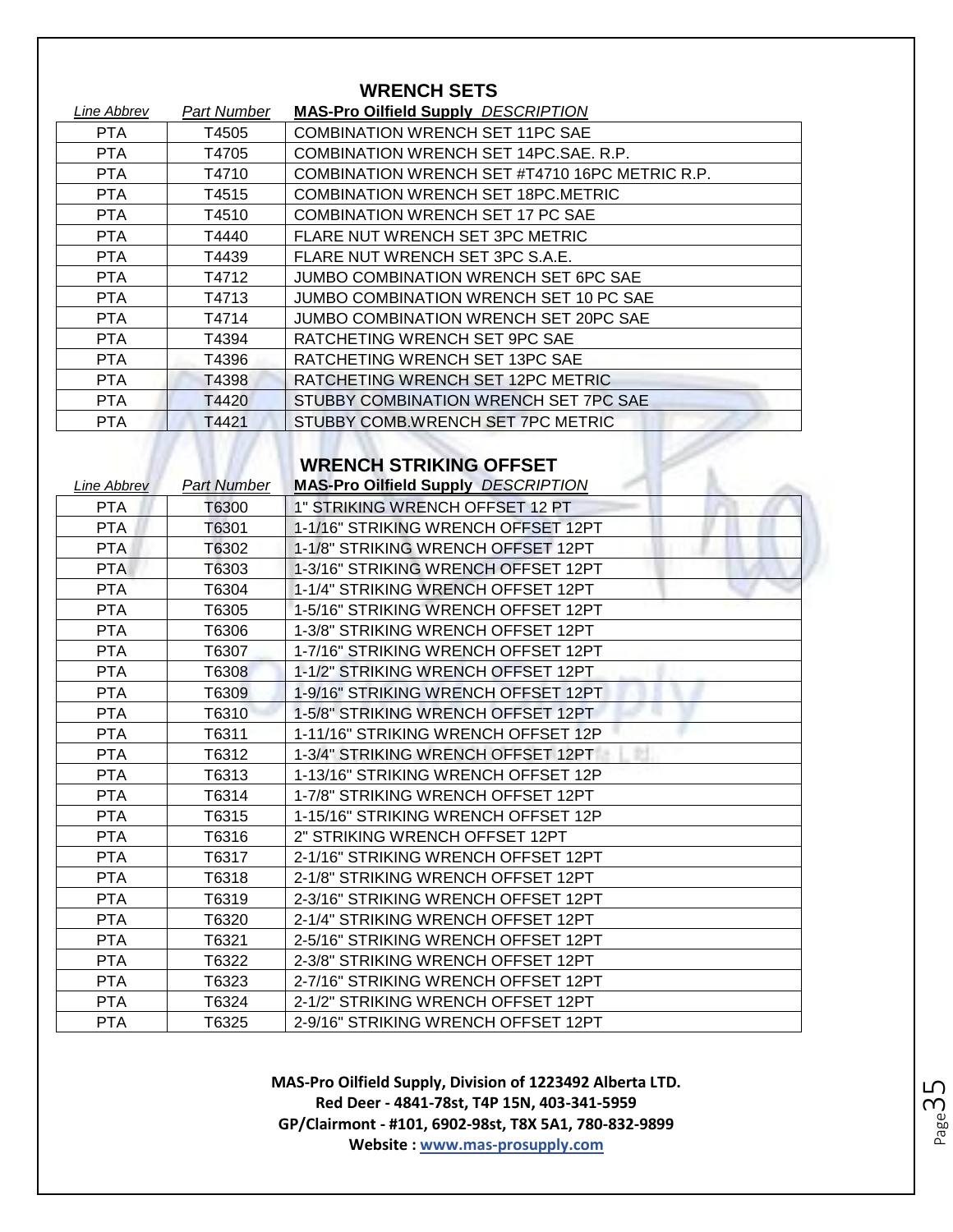## WRENCH SETS

| Line Abbrev | Part Number | MAS-Pro Oilfield Supply DESCRIPTION |
|---|---|---|
| PTA | T4505 | COMBINATION WRENCH SET 11PC SAE |
| PTA | T4705 | COMBINATION WRENCH SET 14PC.SAE. R.P. |
| PTA | T4710 | COMBINATION WRENCH SET #T4710 16PC METRIC R.P. |
| PTA | T4515 | COMBINATION WRENCH SET 18PC.METRIC |
| PTA | T4510 | COMBINATION WRENCH SET 17 PC SAE |
| PTA | T4440 | FLARE NUT WRENCH SET 3PC METRIC |
| PTA | T4439 | FLARE NUT WRENCH SET 3PC S.A.E. |
| PTA | T4712 | JUMBO COMBINATION WRENCH SET 6PC SAE |
| PTA | T4713 | JUMBO COMBINATION WRENCH SET 10 PC SAE |
| PTA | T4714 | JUMBO COMBINATION WRENCH SET 20PC SAE |
| PTA | T4394 | RATCHETING WRENCH SET 9PC SAE |
| PTA | T4396 | RATCHETING WRENCH SET 13PC SAE |
| PTA | T4398 | RATCHETING WRENCH SET 12PC METRIC |
| PTA | T4420 | STUBBY COMBINATION WRENCH SET 7PC SAE |
| PTA | T4421 | STUBBY COMB.WRENCH SET 7PC METRIC |

## WRENCH STRIKING OFFSET

| Line Abbrev | Part Number | MAS-Pro Oilfield Supply DESCRIPTION |
|---|---|---|
| PTA | T6300 | 1" STRIKING WRENCH OFFSET 12 PT |
| PTA | T6301 | 1-1/16" STRIKING WRENCH OFFSET 12PT |
| PTA | T6302 | 1-1/8" STRIKING WRENCH OFFSET 12PT |
| PTA | T6303 | 1-3/16" STRIKING WRENCH OFFSET 12PT |
| PTA | T6304 | 1-1/4" STRIKING WRENCH OFFSET 12PT |
| PTA | T6305 | 1-5/16" STRIKING WRENCH OFFSET 12PT |
| PTA | T6306 | 1-3/8" STRIKING WRENCH OFFSET 12PT |
| PTA | T6307 | 1-7/16" STRIKING WRENCH OFFSET 12PT |
| PTA | T6308 | 1-1/2" STRIKING WRENCH OFFSET 12PT |
| PTA | T6309 | 1-9/16" STRIKING WRENCH OFFSET 12PT |
| PTA | T6310 | 1-5/8" STRIKING WRENCH OFFSET 12PT |
| PTA | T6311 | 1-11/16" STRIKING WRENCH OFFSET 12P |
| PTA | T6312 | 1-3/4" STRIKING WRENCH OFFSET 12PT |
| PTA | T6313 | 1-13/16" STRIKING WRENCH OFFSET 12P |
| PTA | T6314 | 1-7/8" STRIKING WRENCH OFFSET 12PT |
| PTA | T6315 | 1-15/16" STRIKING WRENCH OFFSET 12P |
| PTA | T6316 | 2" STRIKING WRENCH OFFSET 12PT |
| PTA | T6317 | 2-1/16" STRIKING WRENCH OFFSET 12PT |
| PTA | T6318 | 2-1/8" STRIKING WRENCH OFFSET 12PT |
| PTA | T6319 | 2-3/16" STRIKING WRENCH OFFSET 12PT |
| PTA | T6320 | 2-1/4" STRIKING WRENCH OFFSET 12PT |
| PTA | T6321 | 2-5/16" STRIKING WRENCH OFFSET 12PT |
| PTA | T6322 | 2-3/8" STRIKING WRENCH OFFSET 12PT |
| PTA | T6323 | 2-7/16" STRIKING WRENCH OFFSET 12PT |
| PTA | T6324 | 2-1/2" STRIKING WRENCH OFFSET 12PT |
| PTA | T6325 | 2-9/16" STRIKING WRENCH OFFSET 12PT |

**MAS-Pro Oilfield Supply, Division of 1223492 Alberta LTD.**
**Red Deer - 4841-78st, T4P 15N, 403-341-5959**
**GP/Clairmont - #101, 6902-98st, T8X 5A1, 780-832-9899**
**Website : www.mas-prosupply.com**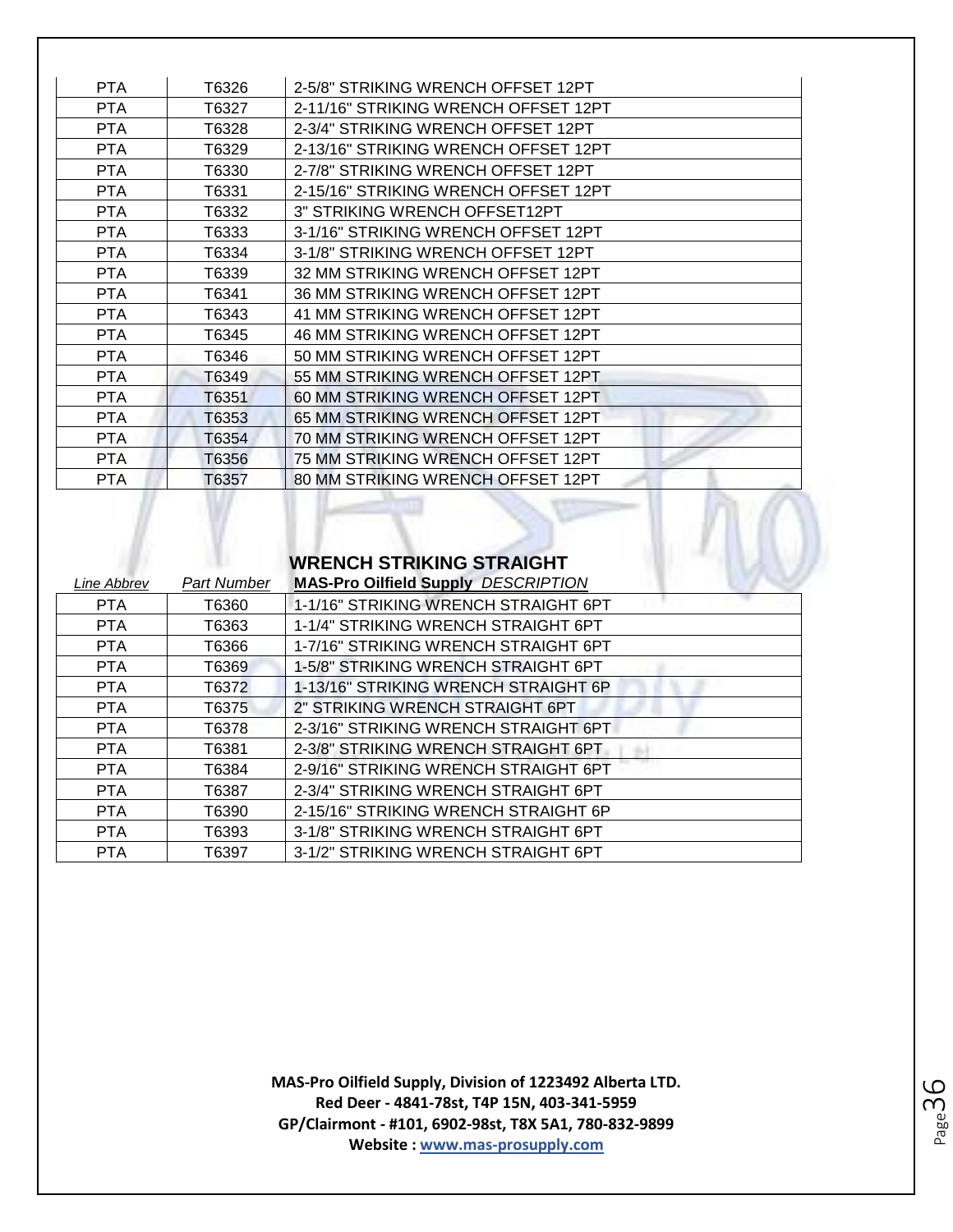| | | |
|---|---|---|
| PTA | T6326 | 2-5/8" STRIKING WRENCH OFFSET 12PT |
| PTA | T6327 | 2-11/16" STRIKING WRENCH OFFSET 12PT |
| PTA | T6328 | 2-3/4" STRIKING WRENCH OFFSET 12PT |
| PTA | T6329 | 2-13/16" STRIKING WRENCH OFFSET 12PT |
| PTA | T6330 | 2-7/8" STRIKING WRENCH OFFSET 12PT |
| PTA | T6331 | 2-15/16" STRIKING WRENCH OFFSET 12PT |
| PTA | T6332 | 3" STRIKING WRENCH OFFSET12PT |
| PTA | T6333 | 3-1/16" STRIKING WRENCH OFFSET 12PT |
| PTA | T6334 | 3-1/8" STRIKING WRENCH OFFSET 12PT |
| PTA | T6339 | 32 MM STRIKING WRENCH OFFSET 12PT |
| PTA | T6341 | 36 MM STRIKING WRENCH OFFSET 12PT |
| PTA | T6343 | 41 MM STRIKING WRENCH OFFSET 12PT |
| PTA | T6345 | 46 MM STRIKING WRENCH OFFSET 12PT |
| PTA | T6346 | 50 MM STRIKING WRENCH OFFSET 12PT |
| PTA | T6349 | 55 MM STRIKING WRENCH OFFSET 12PT |
| PTA | T6351 | 60 MM STRIKING WRENCH OFFSET 12PT |
| PTA | T6353 | 65 MM STRIKING WRENCH OFFSET 12PT |
| PTA | T6354 | 70 MM STRIKING WRENCH OFFSET 12PT |
| PTA | T6356 | 75 MM STRIKING WRENCH OFFSET 12PT |
| PTA | T6357 | 80 MM STRIKING WRENCH OFFSET 12PT |

## WRENCH STRIKING STRAIGHT

| *Line Abbrev* | *Part Number* | **MAS-Pro Oilfield Supply** *DESCRIPTION* |
|---|---|---|
| PTA | T6360 | 1-1/16" STRIKING WRENCH STRAIGHT 6PT |
| PTA | T6363 | 1-1/4" STRIKING WRENCH STRAIGHT 6PT |
| PTA | T6366 | 1-7/16" STRIKING WRENCH STRAIGHT 6PT |
| PTA | T6369 | 1-5/8" STRIKING WRENCH STRAIGHT 6PT |
| PTA | T6372 | 1-13/16" STRIKING WRENCH STRAIGHT 6P |
| PTA | T6375 | 2" STRIKING WRENCH STRAIGHT 6PT |
| PTA | T6378 | 2-3/16" STRIKING WRENCH STRAIGHT 6PT |
| PTA | T6381 | 2-3/8" STRIKING WRENCH STRAIGHT 6PT |
| PTA | T6384 | 2-9/16" STRIKING WRENCH STRAIGHT 6PT |
| PTA | T6387 | 2-3/4" STRIKING WRENCH STRAIGHT 6PT |
| PTA | T6390 | 2-15/16" STRIKING WRENCH STRAIGHT 6P |
| PTA | T6393 | 3-1/8" STRIKING WRENCH STRAIGHT 6PT |
| PTA | T6397 | 3-1/2" STRIKING WRENCH STRAIGHT 6PT |

**MAS-Pro Oilfield Supply, Division of 1223492 Alberta LTD.**
**Red Deer - 4841-78st, T4P 15N, 403-341-5959**
**GP/Clairmont - #101, 6902-98st, T8X 5A1, 780-832-9899**
**Website : www.mas-prosupply.com**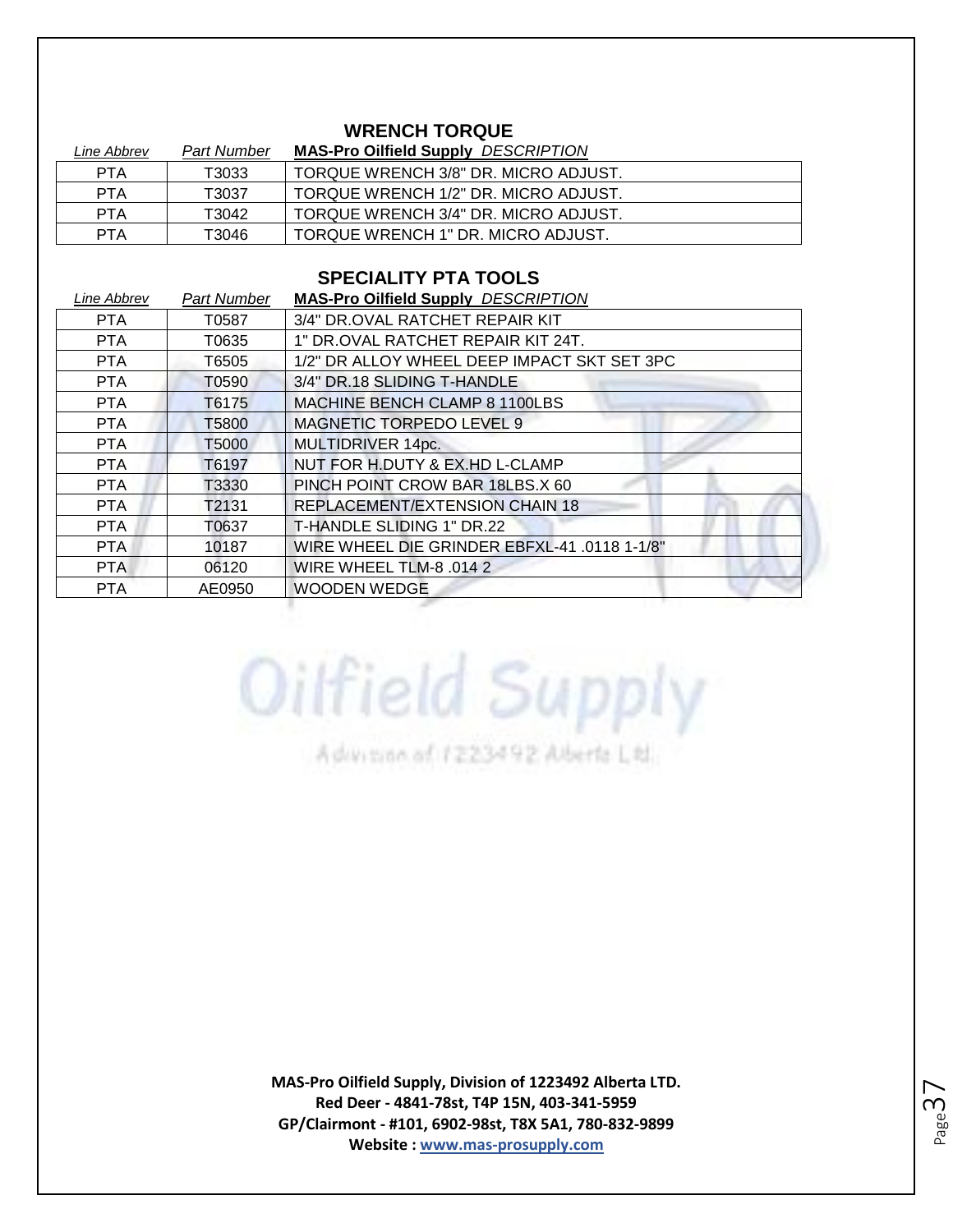## WRENCH TORQUE

| *Line Abbrev* | *Part Number* | **MAS-Pro Oilfield Supply** *DESCRIPTION* |
|---|---|---|
| PTA | T3033 | TORQUE WRENCH 3/8" DR. MICRO ADJUST. |
| PTA | T3037 | TORQUE WRENCH 1/2" DR. MICRO ADJUST. |
| PTA | T3042 | TORQUE WRENCH 3/4" DR. MICRO ADJUST. |
| PTA | T3046 | TORQUE WRENCH 1" DR. MICRO ADJUST. |

## SPECIALITY PTA TOOLS

| *Line Abbrev* | *Part Number* | **MAS-Pro Oilfield Supply** *DESCRIPTION* |
|---|---|---|
| PTA | T0587 | 3/4" DR.OVAL RATCHET REPAIR KIT |
| PTA | T0635 | 1" DR.OVAL RATCHET REPAIR KIT 24T. |
| PTA | T6505 | 1/2" DR ALLOY WHEEL DEEP IMPACT SKT SET 3PC |
| PTA | T0590 | 3/4" DR.18 SLIDING T-HANDLE |
| PTA | T6175 | MACHINE BENCH CLAMP 8 1100LBS |
| PTA | T5800 | MAGNETIC TORPEDO LEVEL 9 |
| PTA | T5000 | MULTIDRIVER 14pc. |
| PTA | T6197 | NUT FOR H.DUTY & EX.HD L-CLAMP |
| PTA | T3330 | PINCH POINT CROW BAR 18LBS.X 60 |
| PTA | T2131 | REPLACEMENT/EXTENSION CHAIN 18 |
| PTA | T0637 | T-HANDLE SLIDING 1" DR.22 |
| PTA | 10187 | WIRE WHEEL DIE GRINDER EBFXL-41 .0118 1-1/8" |
| PTA | 06120 | WIRE WHEEL TLM-8 .014 2 |
| PTA | AE0950 | WOODEN WEDGE |

**MAS-Pro Oilfield Supply, Division of 1223492 Alberta LTD.**
**Red Deer - 4841-78st, T4P 15N, 403-341-5959**
**GP/Clairmont - #101, 6902-98st, T8X 5A1, 780-832-9899**
**Website : www.mas-prosupply.com**